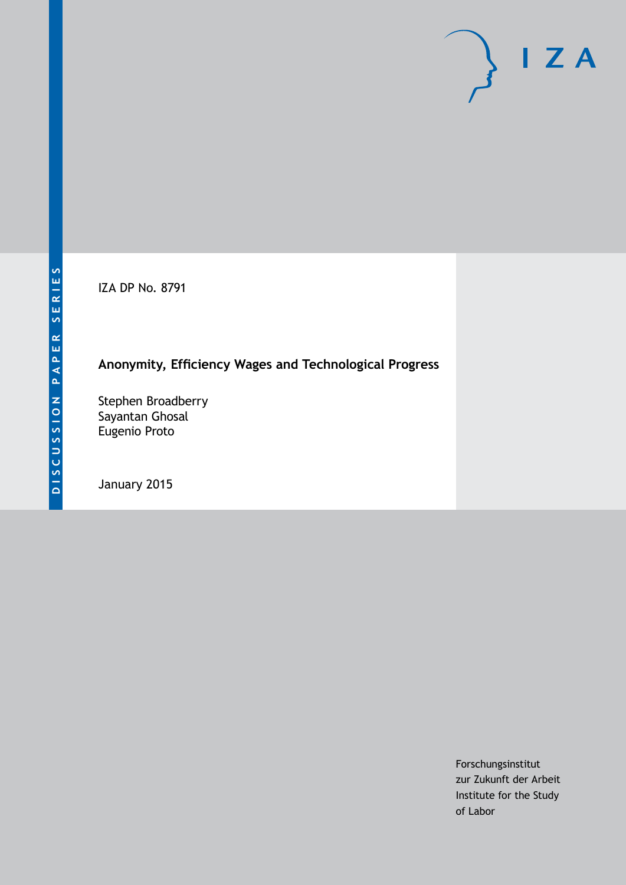DISCUSSION PAPER SERIES

IZA DP No. 8791

# Anonymity, Efficiency Wages and Technological Progress

Stephen Broadberry
Sayantan Ghosal
Eugenio Proto

January 2015

Forschungsinstitut
zur Zukunft der Arbeit
Institute for the Study
of Labor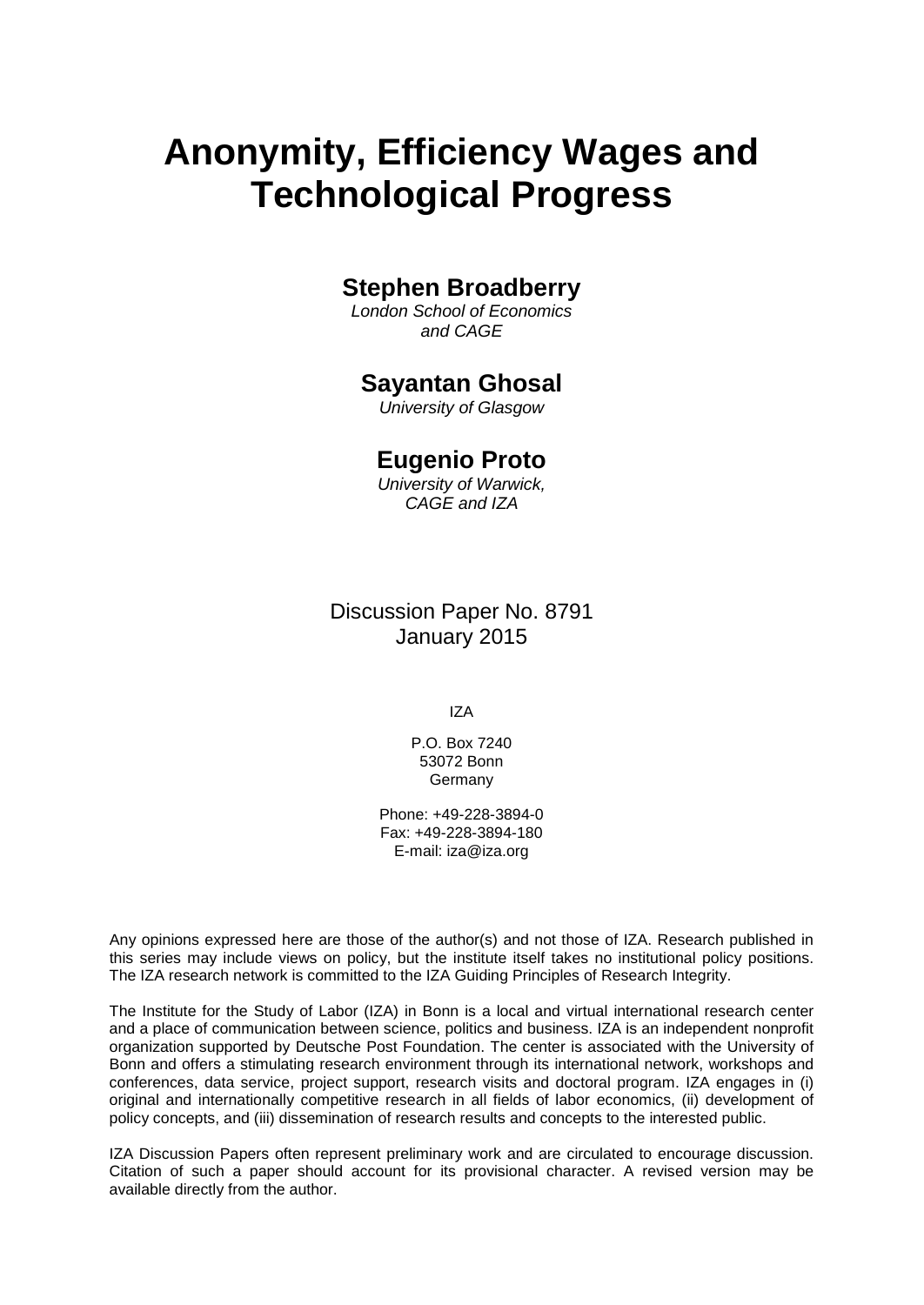# Anonymity, Efficiency Wages and Technological Progress

## Stephen Broadberry

*London School of Economics and CAGE*

## Sayantan Ghosal

*University of Glasgow*

## Eugenio Proto

*University of Warwick, CAGE and IZA*

Discussion Paper No. 8791
January 2015

IZA

P.O. Box 7240
53072 Bonn
Germany

Phone: +49-228-3894-0
Fax: +49-228-3894-180
E-mail: iza@iza.org

Any opinions expressed here are those of the author(s) and not those of IZA. Research published in this series may include views on policy, but the institute itself takes no institutional policy positions. The IZA research network is committed to the IZA Guiding Principles of Research Integrity.

The Institute for the Study of Labor (IZA) in Bonn is a local and virtual international research center and a place of communication between science, politics and business. IZA is an independent nonprofit organization supported by Deutsche Post Foundation. The center is associated with the University of Bonn and offers a stimulating research environment through its international network, workshops and conferences, data service, project support, research visits and doctoral program. IZA engages in (i) original and internationally competitive research in all fields of labor economics, (ii) development of policy concepts, and (iii) dissemination of research results and concepts to the interested public.

IZA Discussion Papers often represent preliminary work and are circulated to encourage discussion. Citation of such a paper should account for its provisional character. A revised version may be available directly from the author.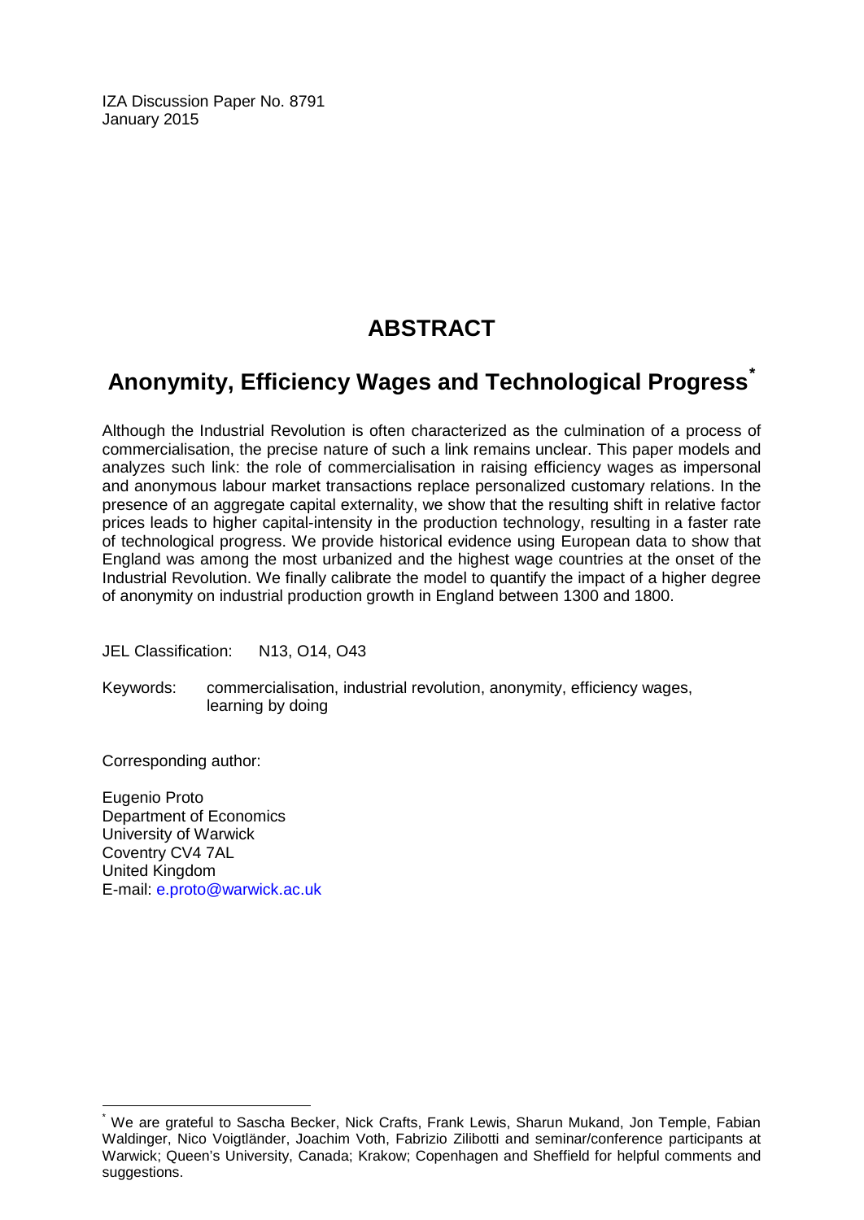IZA Discussion Paper No. 8791
January 2015

# ABSTRACT

## Anonymity, Efficiency Wages and Technological Progress[*]

Although the Industrial Revolution is often characterized as the culmination of a process of commercialisation, the precise nature of such a link remains unclear. This paper models and analyzes such link: the role of commercialisation in raising efficiency wages as impersonal and anonymous labour market transactions replace personalized customary relations. In the presence of an aggregate capital externality, we show that the resulting shift in relative factor prices leads to higher capital-intensity in the production technology, resulting in a faster rate of technological progress. We provide historical evidence using European data to show that England was among the most urbanized and the highest wage countries at the onset of the Industrial Revolution. We finally calibrate the model to quantify the impact of a higher degree of anonymity on industrial production growth in England between 1300 and 1800.

JEL Classification: N13, O14, O43

Keywords: commercialisation, industrial revolution, anonymity, efficiency wages, learning by doing

Corresponding author:

Eugenio Proto
Department of Economics
University of Warwick
Coventry CV4 7AL
United Kingdom
E-mail: e.proto@warwick.ac.uk

[*] We are grateful to Sascha Becker, Nick Crafts, Frank Lewis, Sharun Mukand, Jon Temple, Fabian Waldinger, Nico Voigtländer, Joachim Voth, Fabrizio Zilibotti and seminar/conference participants at Warwick; Queen's University, Canada; Krakow; Copenhagen and Sheffield for helpful comments and suggestions.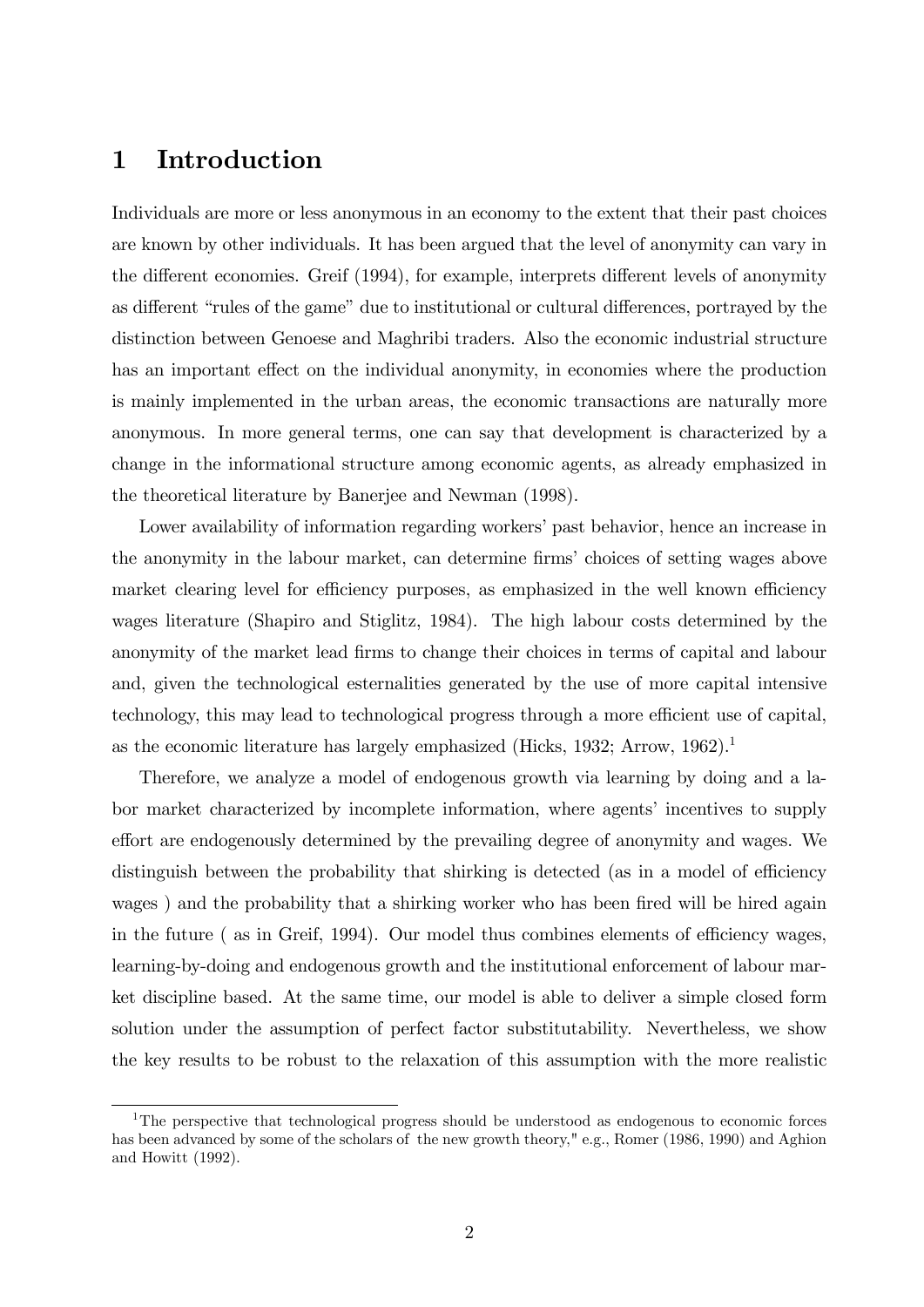# 1 Introduction

Individuals are more or less anonymous in an economy to the extent that their past choices are known by other individuals. It has been argued that the level of anonymity can vary in the different economies. Greif (1994), for example, interprets different levels of anonymity as different "rules of the game" due to institutional or cultural differences, portrayed by the distinction between Genoese and Maghribi traders. Also the economic industrial structure has an important effect on the individual anonymity, in economies where the production is mainly implemented in the urban areas, the economic transactions are naturally more anonymous. In more general terms, one can say that development is characterized by a change in the informational structure among economic agents, as already emphasized in the theoretical literature by Banerjee and Newman (1998).

Lower availability of information regarding workers' past behavior, hence an increase in the anonymity in the labour market, can determine firms' choices of setting wages above market clearing level for efficiency purposes, as emphasized in the well known efficiency wages literature (Shapiro and Stiglitz, 1984). The high labour costs determined by the anonymity of the market lead firms to change their choices in terms of capital and labour and, given the technological esternalities generated by the use of more capital intensive technology, this may lead to technological progress through a more efficient use of capital, as the economic literature has largely emphasized (Hicks, 1932; Arrow, 1962).[1]

Therefore, we analyze a model of endogenous growth via learning by doing and a labor market characterized by incomplete information, where agents' incentives to supply effort are endogenously determined by the prevailing degree of anonymity and wages. We distinguish between the probability that shirking is detected (as in a model of efficiency wages ) and the probability that a shirking worker who has been fired will be hired again in the future ( as in Greif, 1994). Our model thus combines elements of efficiency wages, learning-by-doing and endogenous growth and the institutional enforcement of labour market discipline based. At the same time, our model is able to deliver a simple closed form solution under the assumption of perfect factor substitutability. Nevertheless, we show the key results to be robust to the relaxation of this assumption with the more realistic

[1] The perspective that technological progress should be understood as endogenous to economic forces has been advanced by some of the scholars of the new growth theory," e.g., Romer (1986, 1990) and Aghion and Howitt (1992).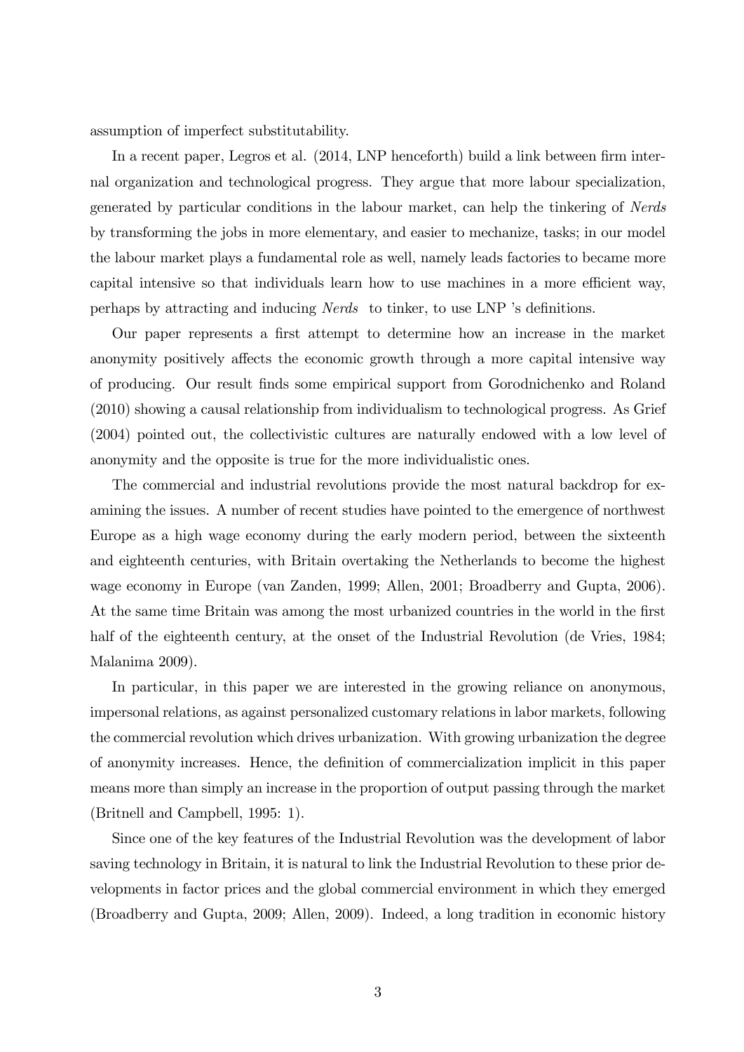assumption of imperfect substitutability.

In a recent paper, Legros et al. (2014, LNP henceforth) build a link between firm internal organization and technological progress. They argue that more labour specialization, generated by particular conditions in the labour market, can help the tinkering of *Nerds* by transforming the jobs in more elementary, and easier to mechanize, tasks; in our model the labour market plays a fundamental role as well, namely leads factories to became more capital intensive so that individuals learn how to use machines in a more efficient way, perhaps by attracting and inducing *Nerds* to tinker, to use LNP 's definitions.

Our paper represents a first attempt to determine how an increase in the market anonymity positively affects the economic growth through a more capital intensive way of producing. Our result finds some empirical support from Gorodnichenko and Roland (2010) showing a causal relationship from individualism to technological progress. As Grief (2004) pointed out, the collectivistic cultures are naturally endowed with a low level of anonymity and the opposite is true for the more individualistic ones.

The commercial and industrial revolutions provide the most natural backdrop for examining the issues. A number of recent studies have pointed to the emergence of northwest Europe as a high wage economy during the early modern period, between the sixteenth and eighteenth centuries, with Britain overtaking the Netherlands to become the highest wage economy in Europe (van Zanden, 1999; Allen, 2001; Broadberry and Gupta, 2006). At the same time Britain was among the most urbanized countries in the world in the first half of the eighteenth century, at the onset of the Industrial Revolution (de Vries, 1984; Malanima 2009).

In particular, in this paper we are interested in the growing reliance on anonymous, impersonal relations, as against personalized customary relations in labor markets, following the commercial revolution which drives urbanization. With growing urbanization the degree of anonymity increases. Hence, the definition of commercialization implicit in this paper means more than simply an increase in the proportion of output passing through the market (Britnell and Campbell, 1995: 1).

Since one of the key features of the Industrial Revolution was the development of labor saving technology in Britain, it is natural to link the Industrial Revolution to these prior developments in factor prices and the global commercial environment in which they emerged (Broadberry and Gupta, 2009; Allen, 2009). Indeed, a long tradition in economic history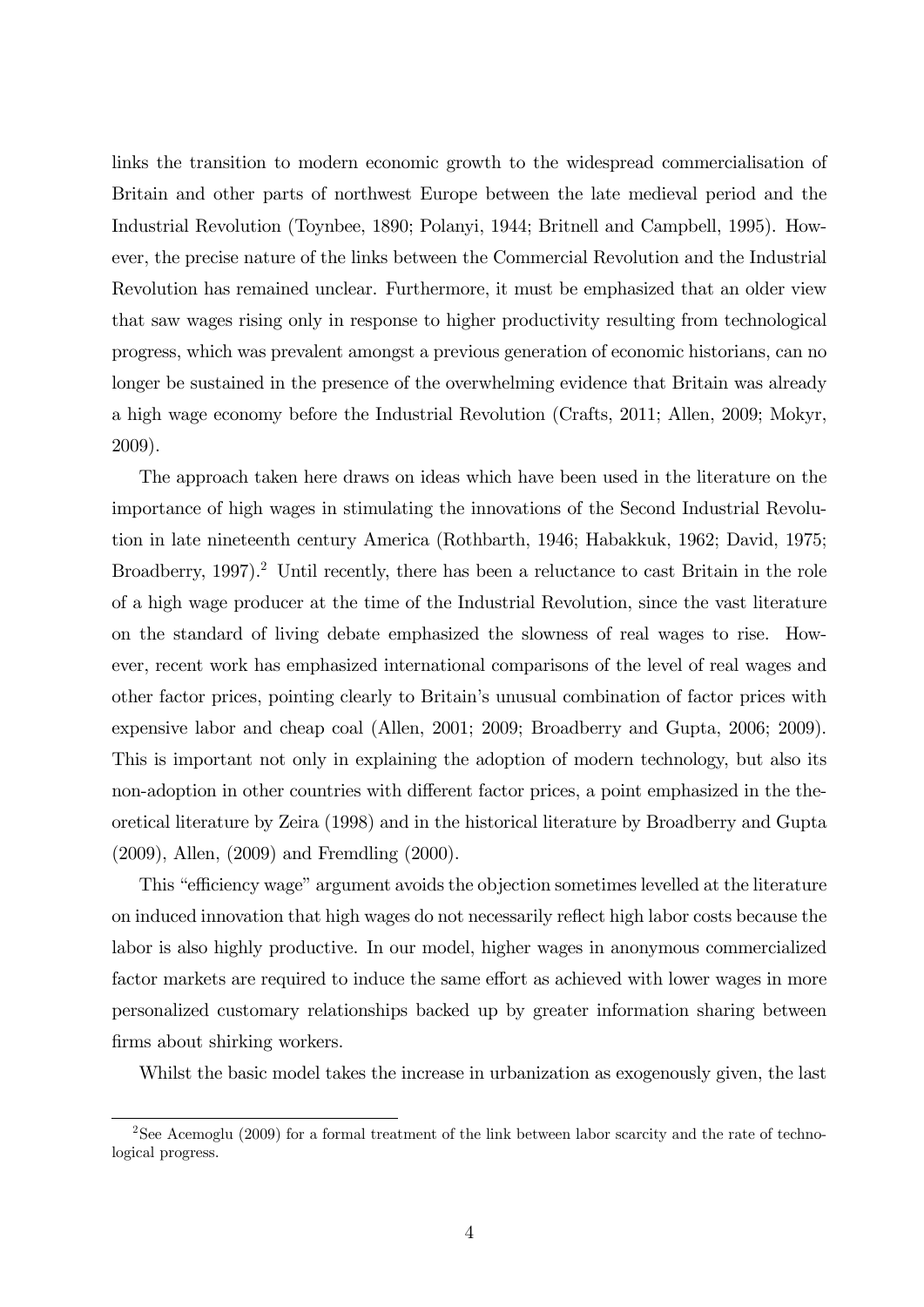links the transition to modern economic growth to the widespread commercialisation of Britain and other parts of northwest Europe between the late medieval period and the Industrial Revolution (Toynbee, 1890; Polanyi, 1944; Britnell and Campbell, 1995). However, the precise nature of the links between the Commercial Revolution and the Industrial Revolution has remained unclear. Furthermore, it must be emphasized that an older view that saw wages rising only in response to higher productivity resulting from technological progress, which was prevalent amongst a previous generation of economic historians, can no longer be sustained in the presence of the overwhelming evidence that Britain was already a high wage economy before the Industrial Revolution (Crafts, 2011; Allen, 2009; Mokyr, 2009).

The approach taken here draws on ideas which have been used in the literature on the importance of high wages in stimulating the innovations of the Second Industrial Revolution in late nineteenth century America (Rothbarth, 1946; Habakkuk, 1962; David, 1975; Broadberry, 1997).[2] Until recently, there has been a reluctance to cast Britain in the role of a high wage producer at the time of the Industrial Revolution, since the vast literature on the standard of living debate emphasized the slowness of real wages to rise. However, recent work has emphasized international comparisons of the level of real wages and other factor prices, pointing clearly to Britain's unusual combination of factor prices with expensive labor and cheap coal (Allen, 2001; 2009; Broadberry and Gupta, 2006; 2009). This is important not only in explaining the adoption of modern technology, but also its non-adoption in other countries with different factor prices, a point emphasized in the theoretical literature by Zeira (1998) and in the historical literature by Broadberry and Gupta (2009), Allen, (2009) and Fremdling (2000).

This "efficiency wage" argument avoids the objection sometimes levelled at the literature on induced innovation that high wages do not necessarily reflect high labor costs because the labor is also highly productive. In our model, higher wages in anonymous commercialized factor markets are required to induce the same effort as achieved with lower wages in more personalized customary relationships backed up by greater information sharing between firms about shirking workers.

Whilst the basic model takes the increase in urbanization as exogenously given, the last

[2] See Acemoglu (2009) for a formal treatment of the link between labor scarcity and the rate of technological progress.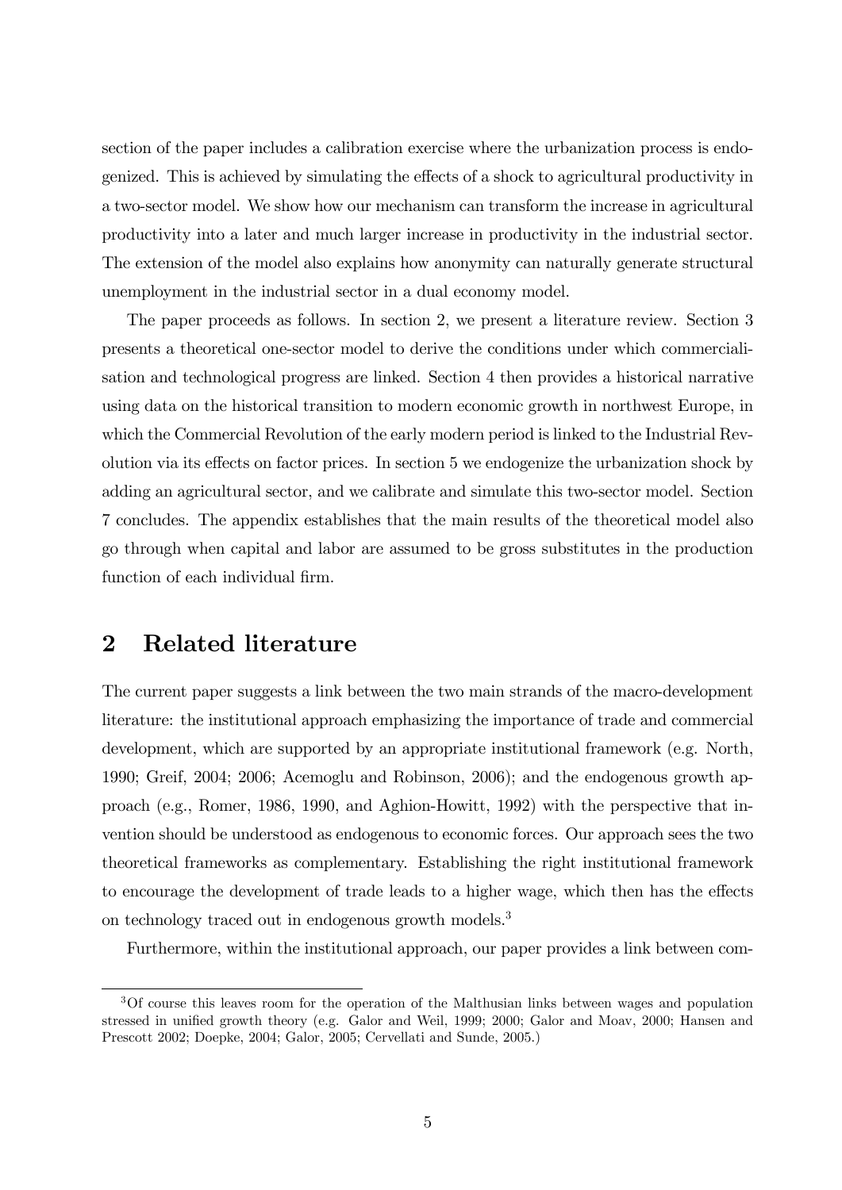section of the paper includes a calibration exercise where the urbanization process is endogenized. This is achieved by simulating the effects of a shock to agricultural productivity in a two-sector model. We show how our mechanism can transform the increase in agricultural productivity into a later and much larger increase in productivity in the industrial sector. The extension of the model also explains how anonymity can naturally generate structural unemployment in the industrial sector in a dual economy model.

The paper proceeds as follows. In section 2, we present a literature review. Section 3 presents a theoretical one-sector model to derive the conditions under which commercialisation and technological progress are linked. Section 4 then provides a historical narrative using data on the historical transition to modern economic growth in northwest Europe, in which the Commercial Revolution of the early modern period is linked to the Industrial Revolution via its effects on factor prices. In section 5 we endogenize the urbanization shock by adding an agricultural sector, and we calibrate and simulate this two-sector model. Section 7 concludes. The appendix establishes that the main results of the theoretical model also go through when capital and labor are assumed to be gross substitutes in the production function of each individual firm.

## 2 Related literature

The current paper suggests a link between the two main strands of the macro-development literature: the institutional approach emphasizing the importance of trade and commercial development, which are supported by an appropriate institutional framework (e.g. North, 1990; Greif, 2004; 2006; Acemoglu and Robinson, 2006); and the endogenous growth approach (e.g., Romer, 1986, 1990, and Aghion-Howitt, 1992) with the perspective that invention should be understood as endogenous to economic forces. Our approach sees the two theoretical frameworks as complementary. Establishing the right institutional framework to encourage the development of trade leads to a higher wage, which then has the effects on technology traced out in endogenous growth models.[3]

Furthermore, within the institutional approach, our paper provides a link between com-

[3] Of course this leaves room for the operation of the Malthusian links between wages and population stressed in unified growth theory (e.g. Galor and Weil, 1999; 2000; Galor and Moav, 2000; Hansen and Prescott 2002; Doepke, 2004; Galor, 2005; Cervellati and Sunde, 2005.)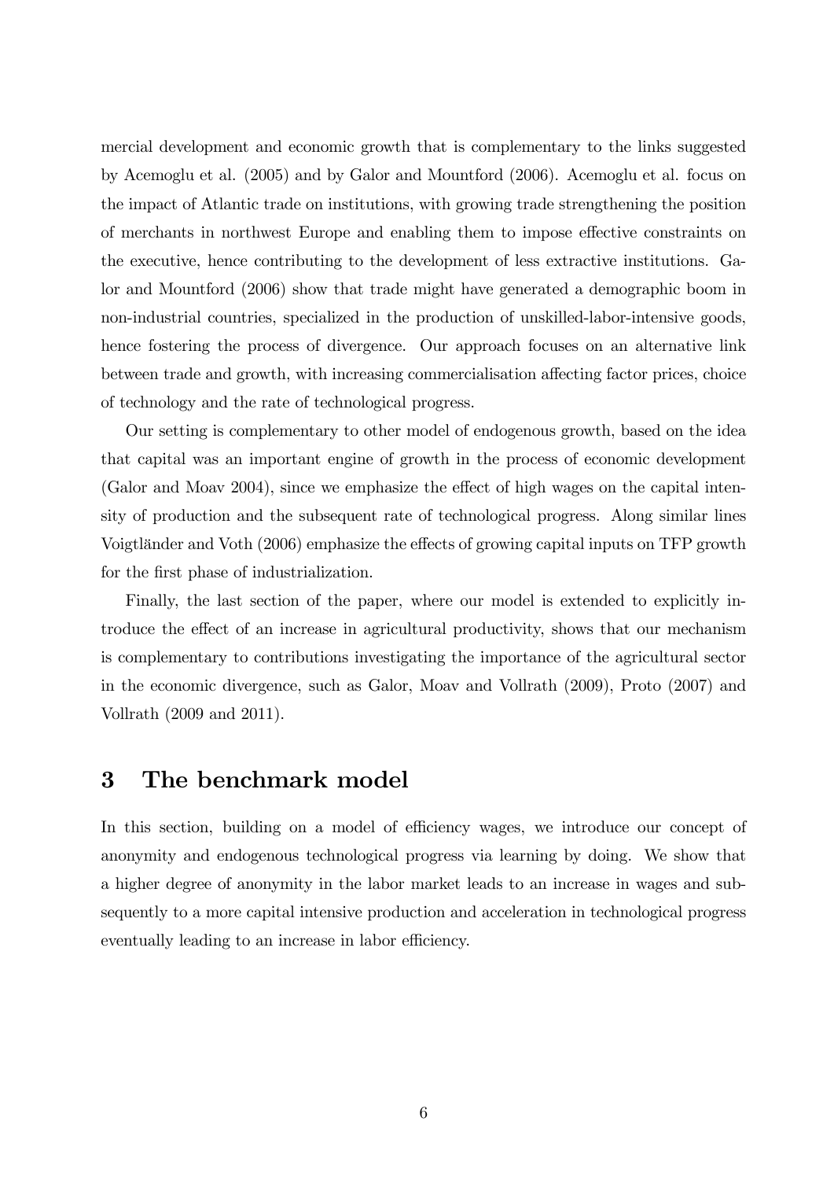mercial development and economic growth that is complementary to the links suggested by Acemoglu et al. (2005) and by Galor and Mountford (2006). Acemoglu et al. focus on the impact of Atlantic trade on institutions, with growing trade strengthening the position of merchants in northwest Europe and enabling them to impose effective constraints on the executive, hence contributing to the development of less extractive institutions. Galor and Mountford (2006) show that trade might have generated a demographic boom in non-industrial countries, specialized in the production of unskilled-labor-intensive goods, hence fostering the process of divergence. Our approach focuses on an alternative link between trade and growth, with increasing commercialisation affecting factor prices, choice of technology and the rate of technological progress.

Our setting is complementary to other model of endogenous growth, based on the idea that capital was an important engine of growth in the process of economic development (Galor and Moav 2004), since we emphasize the effect of high wages on the capital intensity of production and the subsequent rate of technological progress. Along similar lines Voigtländer and Voth (2006) emphasize the effects of growing capital inputs on TFP growth for the first phase of industrialization.

Finally, the last section of the paper, where our model is extended to explicitly introduce the effect of an increase in agricultural productivity, shows that our mechanism is complementary to contributions investigating the importance of the agricultural sector in the economic divergence, such as Galor, Moav and Vollrath (2009), Proto (2007) and Vollrath (2009 and 2011).

# 3 The benchmark model

In this section, building on a model of efficiency wages, we introduce our concept of anonymity and endogenous technological progress via learning by doing. We show that a higher degree of anonymity in the labor market leads to an increase in wages and subsequently to a more capital intensive production and acceleration in technological progress eventually leading to an increase in labor efficiency.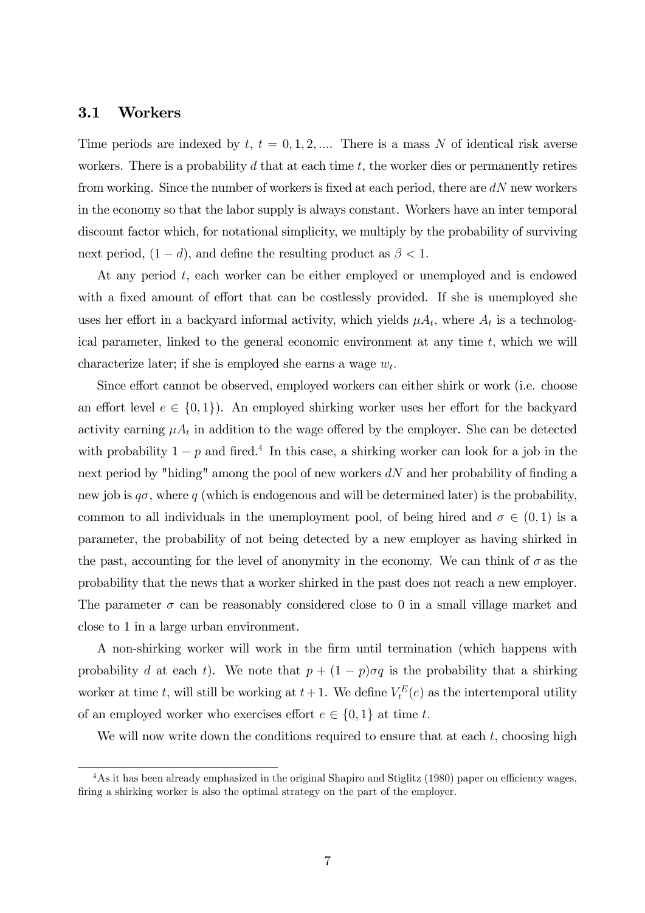### 3.1 Workers

Time periods are indexed by $t$, $t = 0, 1, 2, ....$ There is a mass $N$ of identical risk averse workers. There is a probability $d$ that at each time $t$, the worker dies or permanently retires from working. Since the number of workers is fixed at each period, there are $dN$ new workers in the economy so that the labor supply is always constant. Workers have an inter temporal discount factor which, for notational simplicity, we multiply by the probability of surviving next period, $(1 - d)$, and define the resulting product as $\beta < 1$.

At any period $t$, each worker can be either employed or unemployed and is endowed with a fixed amount of effort that can be costlessly provided. If she is unemployed she uses her effort in a backyard informal activity, which yields $\mu A_t$, where $A_t$ is a technological parameter, linked to the general economic environment at any time $t$, which we will characterize later; if she is employed she earns a wage $w_t$.

Since effort cannot be observed, employed workers can either shirk or work (i.e. choose an effort level $e \in \{0, 1\}$). An employed shirking worker uses her effort for the backyard activity earning $\mu A_t$ in addition to the wage offered by the employer. She can be detected with probability $1 - p$ and fired.[4] In this case, a shirking worker can look for a job in the next period by "hiding" among the pool of new workers $dN$ and her probability of finding a new job is $q\sigma$, where $q$ (which is endogenous and will be determined later) is the probability, common to all individuals in the unemployment pool, of being hired and $\sigma \in (0, 1)$ is a parameter, the probability of not being detected by a new employer as having shirked in the past, accounting for the level of anonymity in the economy. We can think of $\sigma$ as the probability that the news that a worker shirked in the past does not reach a new employer. The parameter $\sigma$ can be reasonably considered close to 0 in a small village market and close to 1 in a large urban environment.

A non-shirking worker will work in the firm until termination (which happens with probability $d$ at each $t$). We note that $p + (1 - p)\sigma q$ is the probability that a shirking worker at time $t$, will still be working at $t + 1$. We define $V_t^E(e)$ as the intertemporal utility of an employed worker who exercises effort $e \in \{0, 1\}$ at time $t$.

We will now write down the conditions required to ensure that at each $t$, choosing high

[4] As it has been already emphasized in the original Shapiro and Stiglitz (1980) paper on efficiency wages, firing a shirking worker is also the optimal strategy on the part of the employer.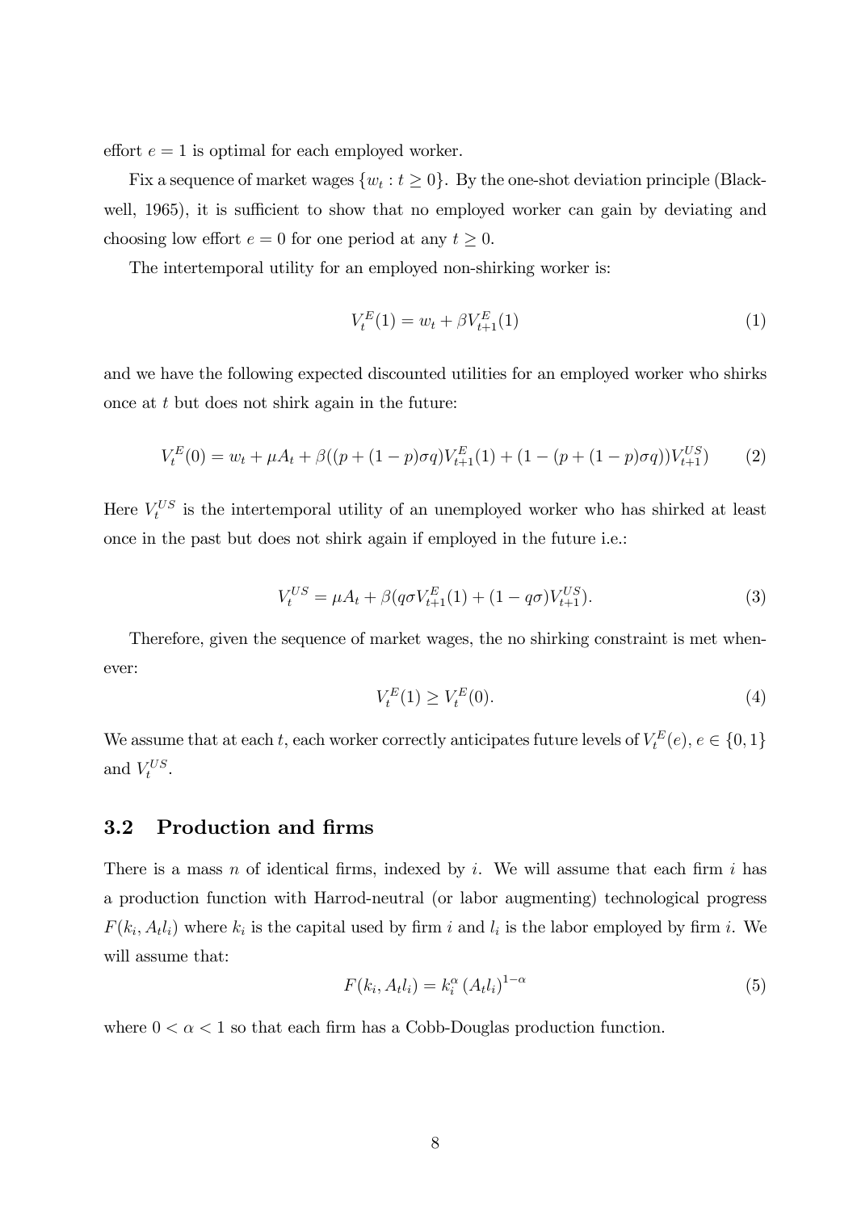effort $e = 1$ is optimal for each employed worker.

Fix a sequence of market wages $\{w_t : t \geq 0\}$. By the one-shot deviation principle (Blackwell, 1965), it is sufficient to show that no employed worker can gain by deviating and choosing low effort $e = 0$ for one period at any $t \geq 0$.

The intertemporal utility for an employed non-shirking worker is:

$$V_t^E(1) = w_t + \beta V_{t+1}^E(1) \tag{1}$$

and we have the following expected discounted utilities for an employed worker who shirks once at $t$ but does not shirk again in the future:

$$V_t^E(0) = w_t + \mu A_t + \beta((p + (1-p)\sigma q)V_{t+1}^E(1) + (1 - (p + (1-p)\sigma q))V_{t+1}^{US}) \tag{2}$$

Here $V_t^{US}$ is the intertemporal utility of an unemployed worker who has shirked at least once in the past but does not shirk again if employed in the future i.e.:

$$V_t^{US} = \mu A_t + \beta(q\sigma V_{t+1}^E(1) + (1 - q\sigma)V_{t+1}^{US}). \tag{3}$$

Therefore, given the sequence of market wages, the no shirking constraint is met whenever:

$$V_t^E(1) \geq V_t^E(0). \tag{4}$$

We assume that at each $t$, each worker correctly anticipates future levels of $V_t^E(e)$, $e \in \{0, 1\}$ and $V_t^{US}$.

## 3.2 Production and firms

There is a mass $n$ of identical firms, indexed by $i$. We will assume that each firm $i$ has a production function with Harrod-neutral (or labor augmenting) technological progress $F(k_i, A_t l_i)$ where $k_i$ is the capital used by firm $i$ and $l_i$ is the labor employed by firm $i$. We will assume that:

$$F(k_i, A_t l_i) = k_i^{\alpha} (A_t l_i)^{1-\alpha} \tag{5}$$

where $0 < \alpha < 1$ so that each firm has a Cobb-Douglas production function.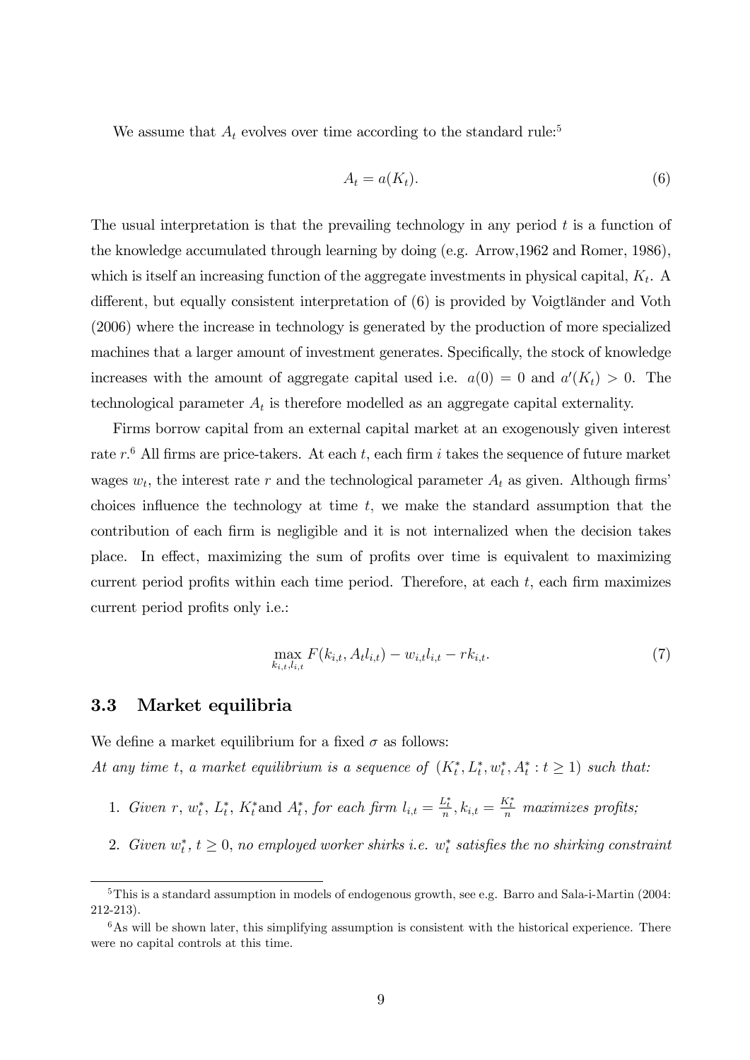We assume that $A_t$ evolves over time according to the standard rule:[5]

$$A_t = a(K_t). \tag{6}$$

The usual interpretation is that the prevailing technology in any period $t$ is a function of the knowledge accumulated through learning by doing (e.g. Arrow,1962 and Romer, 1986), which is itself an increasing function of the aggregate investments in physical capital, $K_t$. A different, but equally consistent interpretation of (6) is provided by Voigtländer and Voth (2006) where the increase in technology is generated by the production of more specialized machines that a larger amount of investment generates. Specifically, the stock of knowledge increases with the amount of aggregate capital used i.e. $a(0) = 0$ and $a'(K_t) > 0$. The technological parameter $A_t$ is therefore modelled as an aggregate capital externality.

Firms borrow capital from an external capital market at an exogenously given interest rate $r$.[6] All firms are price-takers. At each $t$, each firm $i$ takes the sequence of future market wages $w_t$, the interest rate $r$ and the technological parameter $A_t$ as given. Although firms' choices influence the technology at time $t$, we make the standard assumption that the contribution of each firm is negligible and it is not internalized when the decision takes place. In effect, maximizing the sum of profits over time is equivalent to maximizing current period profits within each time period. Therefore, at each $t$, each firm maximizes current period profits only i.e.:

$$\max_{k_{i,t}, l_{i,t}} F(k_{i,t}, A_t l_{i,t}) - w_{i,t} l_{i,t} - r k_{i,t}. \tag{7}$$

### 3.3 Market equilibria

We define a market equilibrium for a fixed $\sigma$ as follows:
*At any time $t$, a market equilibrium is a sequence of $(K_t^*, L_t^*, w_t^*, A_t^* : t \geq 1)$ such that:*

1. *Given $r$, $w_t^*$, $L_t^*$, $K_t^*$ and $A_t^*$, for each firm $l_{i,t} = \frac{L_t^*}{n}, k_{i,t} = \frac{K_t^*}{n}$ maximizes profits;*
2. *Given $w_t^*$, $t \geq 0$, no employed worker shirks i.e. $w_t^*$ satisfies the no shirking constraint*

[5] This is a standard assumption in models of endogenous growth, see e.g. Barro and Sala-i-Martin (2004: 212-213).

[6] As will be shown later, this simplifying assumption is consistent with the historical experience. There were no capital controls at this time.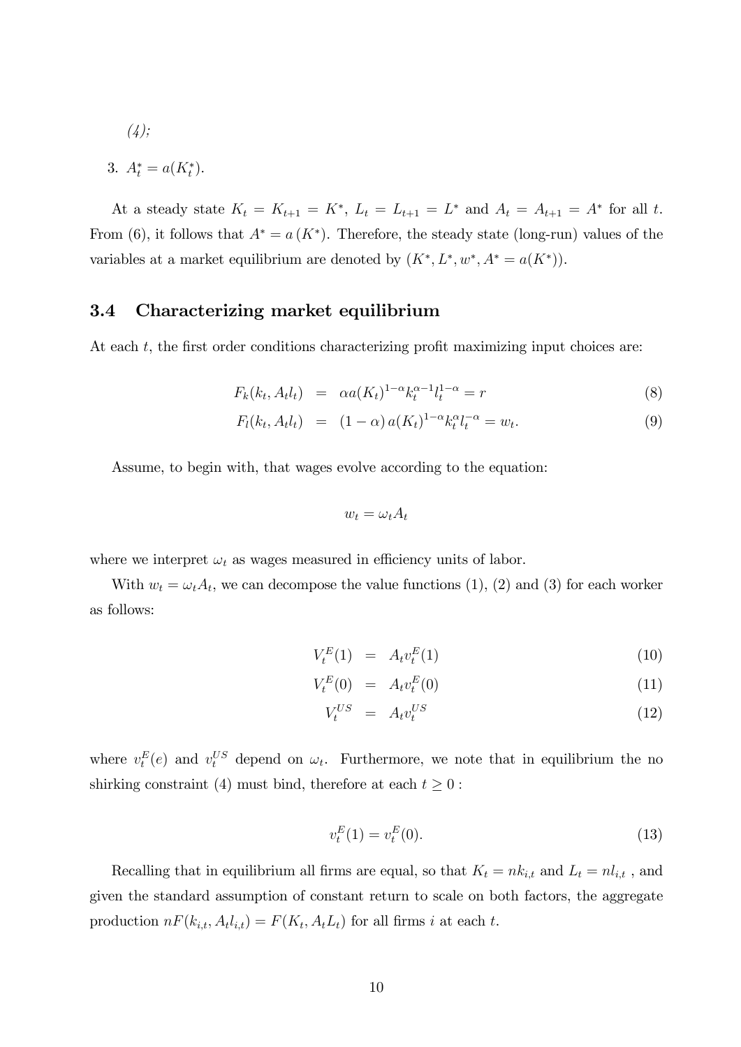(4);

3. $A_t^* = a(K_t^*)$.

At a steady state $K_t = K_{t+1} = K^*$, $L_t = L_{t+1} = L^*$ and $A_t = A_{t+1} = A^*$ for all $t$. From (6), it follows that $A^* = a(K^*)$. Therefore, the steady state (long-run) values of the variables at a market equilibrium are denoted by $(K^*, L^*, w^*, A^* = a(K^*))$.

## 3.4 Characterizing market equilibrium

At each $t$, the first order conditions characterizing profit maximizing input choices are:

$$F_k(k_t, A_t l_t) = \alpha a(K_t)^{1-\alpha} k_t^{\alpha-1} l_t^{1-\alpha} = r \tag{8}$$

$$F_l(k_t, A_t l_t) = (1-\alpha)\, a(K_t)^{1-\alpha} k_t^{\alpha} l_t^{-\alpha} = w_t. \tag{9}$$

Assume, to begin with, that wages evolve according to the equation:

$$w_t = \omega_t A_t$$

where we interpret $\omega_t$ as wages measured in efficiency units of labor.

With $w_t = \omega_t A_t$, we can decompose the value functions (1), (2) and (3) for each worker as follows:

$$V_t^E(1) = A_t v_t^E(1) \tag{10}$$

$$V_t^E(0) = A_t v_t^E(0) \tag{11}$$

$$V_t^{US} = A_t v_t^{US} \tag{12}$$

where $v_t^E(e)$ and $v_t^{US}$ depend on $\omega_t$. Furthermore, we note that in equilibrium the no shirking constraint (4) must bind, therefore at each $t \geq 0$ :

$$v_t^E(1) = v_t^E(0). \tag{13}$$

Recalling that in equilibrium all firms are equal, so that $K_t = nk_{i,t}$ and $L_t = nl_{i,t}$ , and given the standard assumption of constant return to scale on both factors, the aggregate production $nF(k_{i,t}, A_t l_{i,t}) = F(K_t, A_t L_t)$ for all firms $i$ at each $t$.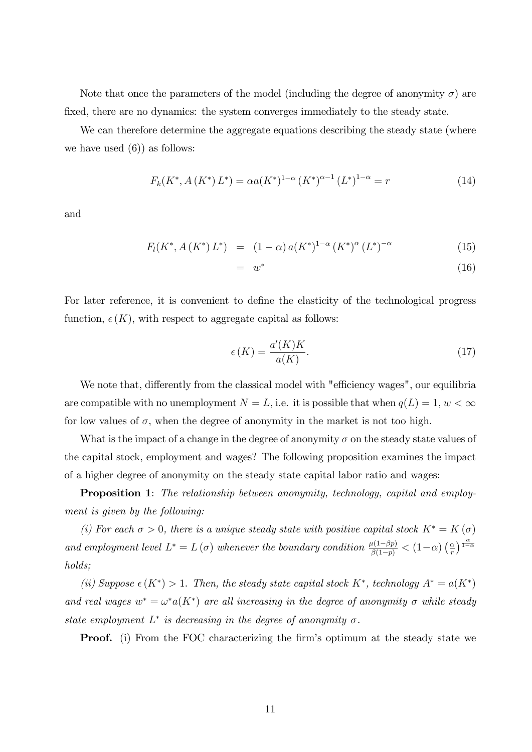Note that once the parameters of the model (including the degree of anonymity $\sigma$) are fixed, there are no dynamics: the system converges immediately to the steady state.

We can therefore determine the aggregate equations describing the steady state (where we have used (6)) as follows:

$$F_k(K^*, A(K^*) L^*) = \alpha a(K^*)^{1-\alpha} (K^*)^{\alpha-1} (L^*)^{1-\alpha} = r \tag{14}$$

and

$$F_l(K^*, A(K^*) L^*) = (1-\alpha) a(K^*)^{1-\alpha} (K^*)^{\alpha} (L^*)^{-\alpha} \tag{15}$$

$$= w^* \tag{16}$$

For later reference, it is convenient to define the elasticity of the technological progress function, $\epsilon(K)$, with respect to aggregate capital as follows:

$$\epsilon(K) = \frac{a'(K)K}{a(K)}. \tag{17}$$

We note that, differently from the classical model with "efficiency wages", our equilibria are compatible with no unemployment $N = L$, i.e. it is possible that when $q(L) = 1$, $w < \infty$ for low values of $\sigma$, when the degree of anonymity in the market is not too high.

What is the impact of a change in the degree of anonymity $\sigma$ on the steady state values of the capital stock, employment and wages? The following proposition examines the impact of a higher degree of anonymity on the steady state capital labor ratio and wages:

**Proposition 1**: *The relationship between anonymity, technology, capital and employment is given by the following:*

*(i) For each $\sigma > 0$, there is a unique steady state with positive capital stock $K^* = K(\sigma)$ and employment level $L^* = L(\sigma)$ whenever the boundary condition $\frac{\mu(1-\beta p)}{\beta(1-p)} < (1-\alpha)\left(\frac{\alpha}{r}\right)^{\frac{\alpha}{1-\alpha}}$ holds;*

*(ii) Suppose $\epsilon(K^*) > 1$. Then, the steady state capital stock $K^*$, technology $A^* = a(K^*)$ and real wages $w^* = \omega^* a(K^*)$ are all increasing in the degree of anonymity $\sigma$ while steady state employment $L^*$ is decreasing in the degree of anonymity $\sigma$.*

**Proof.** (i) From the FOC characterizing the firm's optimum at the steady state we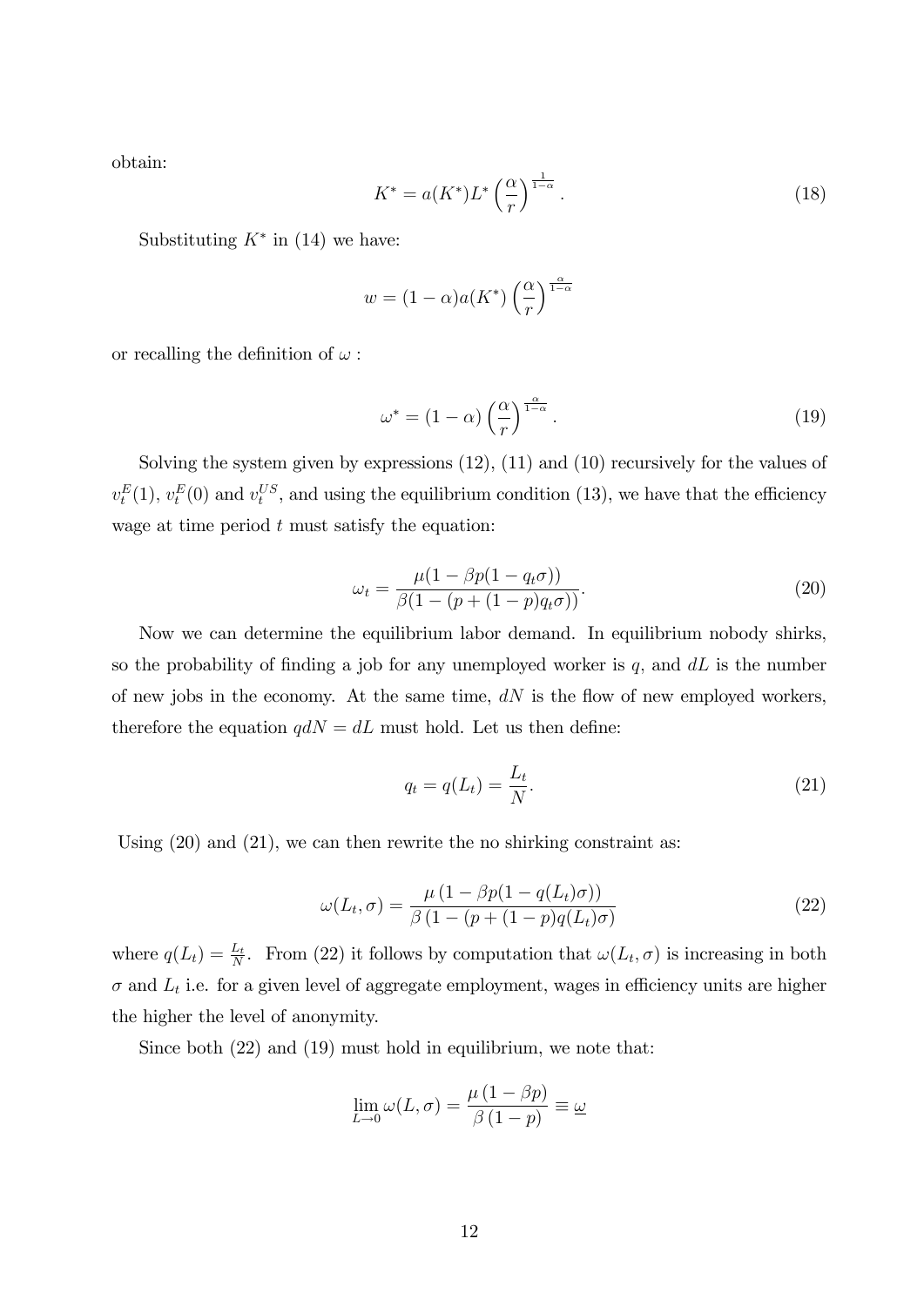obtain:

$$K^* = a(K^*)L^* \left(\frac{\alpha}{r}\right)^{\frac{1}{1-\alpha}}. \tag{18}$$

Substituting $K^*$ in (14) we have:

$$w = (1-\alpha)a(K^*)\left(\frac{\alpha}{r}\right)^{\frac{\alpha}{1-\alpha}}$$

or recalling the definition of $\omega$ :

$$\omega^* = (1-\alpha)\left(\frac{\alpha}{r}\right)^{\frac{\alpha}{1-\alpha}}. \tag{19}$$

Solving the system given by expressions (12), (11) and (10) recursively for the values of $v_t^E(1)$, $v_t^E(0)$ and $v_t^{US}$, and using the equilibrium condition (13), we have that the efficiency wage at time period $t$ must satisfy the equation:

$$\omega_t = \frac{\mu(1-\beta p(1-q_t\sigma))}{\beta(1-(p+(1-p)q_t\sigma))}. \tag{20}$$

Now we can determine the equilibrium labor demand. In equilibrium nobody shirks, so the probability of finding a job for any unemployed worker is $q$, and $dL$ is the number of new jobs in the economy. At the same time, $dN$ is the flow of new employed workers, therefore the equation $qdN = dL$ must hold. Let us then define:

$$q_t = q(L_t) = \frac{L_t}{N}. \tag{21}$$

Using (20) and (21), we can then rewrite the no shirking constraint as:

$$\omega(L_t,\sigma) = \frac{\mu\left(1-\beta p(1-q(L_t)\sigma)\right)}{\beta\left(1-(p+(1-p)q(L_t)\sigma\right)} \tag{22}$$

where $q(L_t) = \frac{L_t}{N}$. From (22) it follows by computation that $\omega(L_t,\sigma)$ is increasing in both $\sigma$ and $L_t$ i.e. for a given level of aggregate employment, wages in efficiency units are higher the higher the level of anonymity.

Since both (22) and (19) must hold in equilibrium, we note that:

$$\lim_{L\to 0}\omega(L,\sigma) = \frac{\mu\left(1-\beta p\right)}{\beta\left(1-p\right)} \equiv \underline{\omega}$$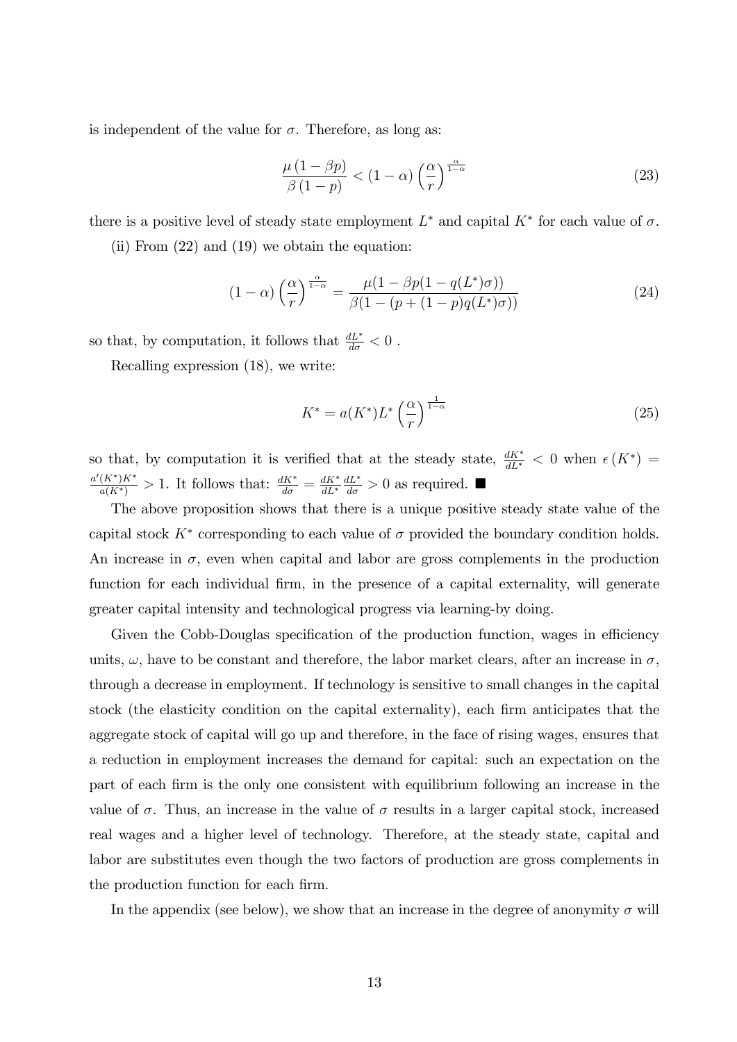is independent of the value for $\sigma$. Therefore, as long as:

$$\frac{\mu\left(1-\beta p\right)}{\beta\left(1-p\right)}<\left(1-\alpha\right)\left(\frac{\alpha}{r}\right)^{\frac{\alpha}{1-\alpha}} \tag{23}$$

there is a positive level of steady state employment $L^*$ and capital $K^*$ for each value of $\sigma$.

(ii) From (22) and (19) we obtain the equation:

$$\left(1-\alpha\right)\left(\frac{\alpha}{r}\right)^{\frac{\alpha}{1-\alpha}}=\frac{\mu(1-\beta p(1-q(L^*)\sigma))}{\beta(1-(p+(1-p)q(L^*)\sigma))} \tag{24}$$

so that, by computation, it follows that $\frac{dL^*}{d\sigma}<0$ .

Recalling expression (18), we write:

$$K^*=a(K^*)L^*\left(\frac{\alpha}{r}\right)^{\frac{1}{1-\alpha}} \tag{25}$$

so that, by computation it is verified that at the steady state, $\frac{dK^*}{dL^*}<0$ when $\epsilon\left(K^*\right)=\frac{a'(K^*)K^*}{a(K^*)}>1$. It follows that: $\frac{dK^*}{d\sigma}=\frac{dK^*}{dL^*}\frac{dL^*}{d\sigma}>0$ as required. ■

The above proposition shows that there is a unique positive steady state value of the capital stock $K^*$ corresponding to each value of $\sigma$ provided the boundary condition holds. An increase in $\sigma$, even when capital and labor are gross complements in the production function for each individual firm, in the presence of a capital externality, will generate greater capital intensity and technological progress via learning-by doing.

Given the Cobb-Douglas specification of the production function, wages in efficiency units, $\omega$, have to be constant and therefore, the labor market clears, after an increase in $\sigma$, through a decrease in employment. If technology is sensitive to small changes in the capital stock (the elasticity condition on the capital externality), each firm anticipates that the aggregate stock of capital will go up and therefore, in the face of rising wages, ensures that a reduction in employment increases the demand for capital: such an expectation on the part of each firm is the only one consistent with equilibrium following an increase in the value of $\sigma$. Thus, an increase in the value of $\sigma$ results in a larger capital stock, increased real wages and a higher level of technology. Therefore, at the steady state, capital and labor are substitutes even though the two factors of production are gross complements in the production function for each firm.

In the appendix (see below), we show that an increase in the degree of anonymity $\sigma$ will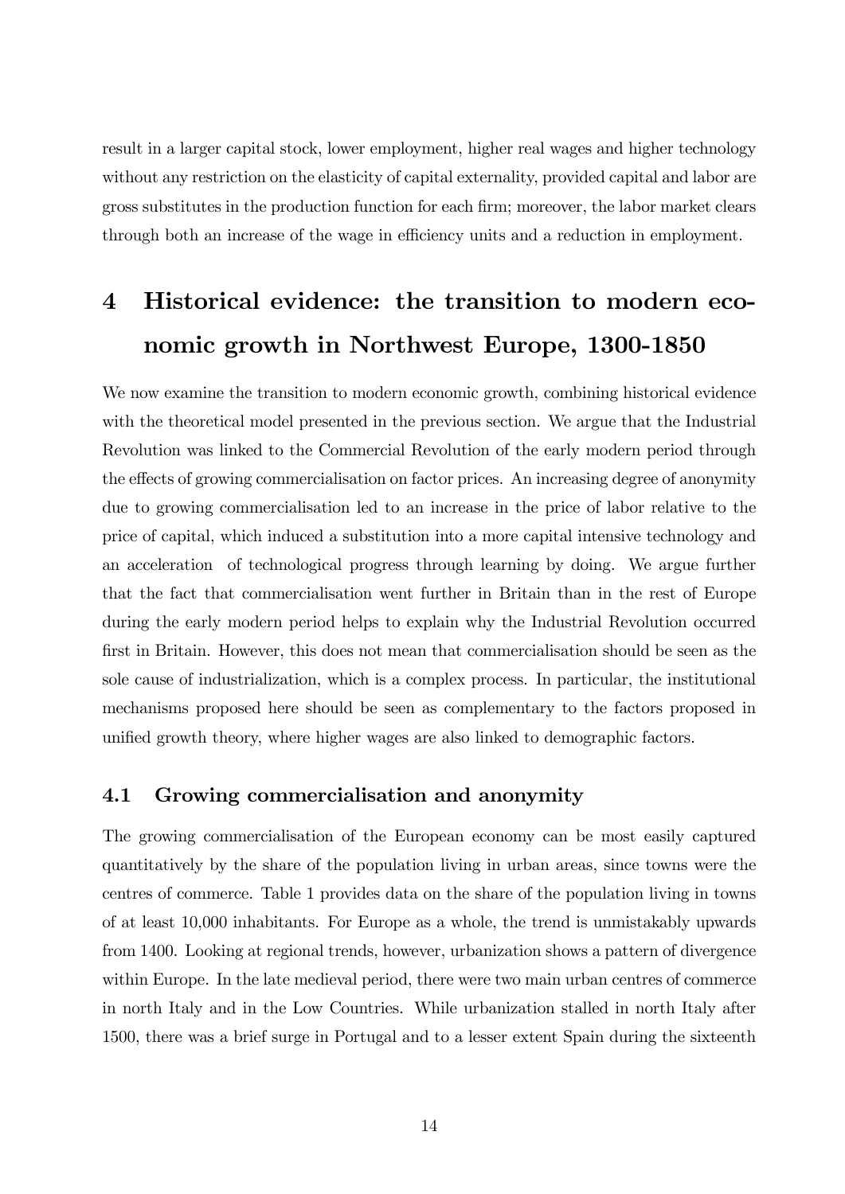result in a larger capital stock, lower employment, higher real wages and higher technology without any restriction on the elasticity of capital externality, provided capital and labor are gross substitutes in the production function for each firm; moreover, the labor market clears through both an increase of the wage in efficiency units and a reduction in employment.

# 4 Historical evidence: the transition to modern economic growth in Northwest Europe, 1300-1850

We now examine the transition to modern economic growth, combining historical evidence with the theoretical model presented in the previous section. We argue that the Industrial Revolution was linked to the Commercial Revolution of the early modern period through the effects of growing commercialisation on factor prices. An increasing degree of anonymity due to growing commercialisation led to an increase in the price of labor relative to the price of capital, which induced a substitution into a more capital intensive technology and an acceleration of technological progress through learning by doing. We argue further that the fact that commercialisation went further in Britain than in the rest of Europe during the early modern period helps to explain why the Industrial Revolution occurred first in Britain. However, this does not mean that commercialisation should be seen as the sole cause of industrialization, which is a complex process. In particular, the institutional mechanisms proposed here should be seen as complementary to the factors proposed in unified growth theory, where higher wages are also linked to demographic factors.

## 4.1 Growing commercialisation and anonymity

The growing commercialisation of the European economy can be most easily captured quantitatively by the share of the population living in urban areas, since towns were the centres of commerce. Table 1 provides data on the share of the population living in towns of at least 10,000 inhabitants. For Europe as a whole, the trend is unmistakably upwards from 1400. Looking at regional trends, however, urbanization shows a pattern of divergence within Europe. In the late medieval period, there were two main urban centres of commerce in north Italy and in the Low Countries. While urbanization stalled in north Italy after 1500, there was a brief surge in Portugal and to a lesser extent Spain during the sixteenth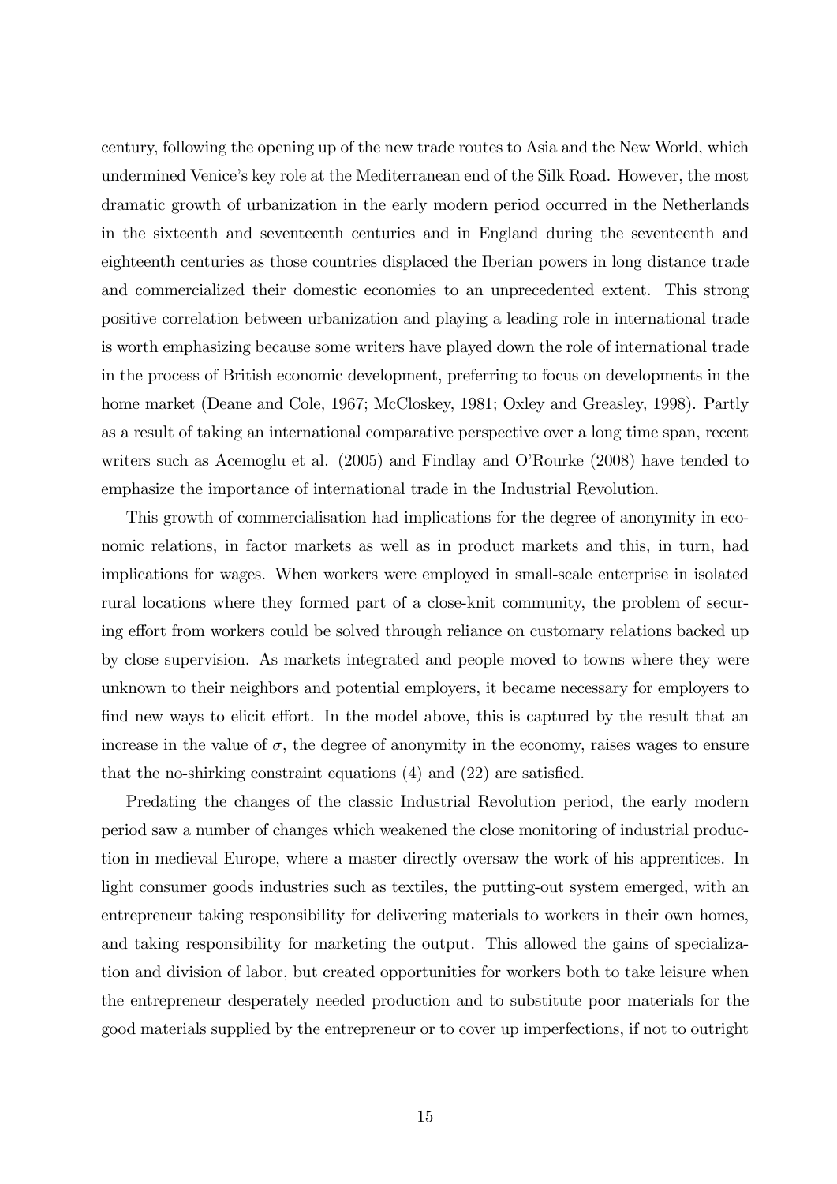century, following the opening up of the new trade routes to Asia and the New World, which undermined Venice's key role at the Mediterranean end of the Silk Road. However, the most dramatic growth of urbanization in the early modern period occurred in the Netherlands in the sixteenth and seventeenth centuries and in England during the seventeenth and eighteenth centuries as those countries displaced the Iberian powers in long distance trade and commercialized their domestic economies to an unprecedented extent. This strong positive correlation between urbanization and playing a leading role in international trade is worth emphasizing because some writers have played down the role of international trade in the process of British economic development, preferring to focus on developments in the home market (Deane and Cole, 1967; McCloskey, 1981; Oxley and Greasley, 1998). Partly as a result of taking an international comparative perspective over a long time span, recent writers such as Acemoglu et al. (2005) and Findlay and O'Rourke (2008) have tended to emphasize the importance of international trade in the Industrial Revolution.

This growth of commercialisation had implications for the degree of anonymity in economic relations, in factor markets as well as in product markets and this, in turn, had implications for wages. When workers were employed in small-scale enterprise in isolated rural locations where they formed part of a close-knit community, the problem of securing effort from workers could be solved through reliance on customary relations backed up by close supervision. As markets integrated and people moved to towns where they were unknown to their neighbors and potential employers, it became necessary for employers to find new ways to elicit effort. In the model above, this is captured by the result that an increase in the value of $\sigma$, the degree of anonymity in the economy, raises wages to ensure that the no-shirking constraint equations (4) and (22) are satisfied.

Predating the changes of the classic Industrial Revolution period, the early modern period saw a number of changes which weakened the close monitoring of industrial production in medieval Europe, where a master directly oversaw the work of his apprentices. In light consumer goods industries such as textiles, the putting-out system emerged, with an entrepreneur taking responsibility for delivering materials to workers in their own homes, and taking responsibility for marketing the output. This allowed the gains of specialization and division of labor, but created opportunities for workers both to take leisure when the entrepreneur desperately needed production and to substitute poor materials for the good materials supplied by the entrepreneur or to cover up imperfections, if not to outright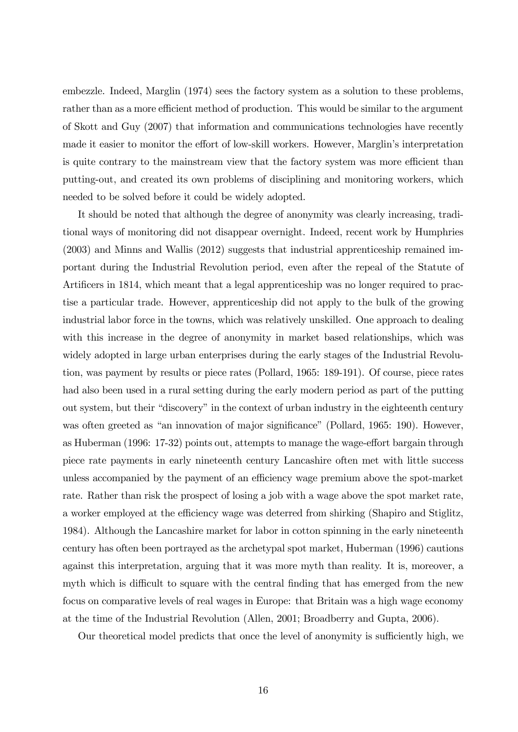embezzle. Indeed, Marglin (1974) sees the factory system as a solution to these problems, rather than as a more efficient method of production. This would be similar to the argument of Skott and Guy (2007) that information and communications technologies have recently made it easier to monitor the effort of low-skill workers. However, Marglin's interpretation is quite contrary to the mainstream view that the factory system was more efficient than putting-out, and created its own problems of disciplining and monitoring workers, which needed to be solved before it could be widely adopted.

It should be noted that although the degree of anonymity was clearly increasing, traditional ways of monitoring did not disappear overnight. Indeed, recent work by Humphries (2003) and Minns and Wallis (2012) suggests that industrial apprenticeship remained important during the Industrial Revolution period, even after the repeal of the Statute of Artificers in 1814, which meant that a legal apprenticeship was no longer required to practise a particular trade. However, apprenticeship did not apply to the bulk of the growing industrial labor force in the towns, which was relatively unskilled. One approach to dealing with this increase in the degree of anonymity in market based relationships, which was widely adopted in large urban enterprises during the early stages of the Industrial Revolution, was payment by results or piece rates (Pollard, 1965: 189-191). Of course, piece rates had also been used in a rural setting during the early modern period as part of the putting out system, but their "discovery" in the context of urban industry in the eighteenth century was often greeted as "an innovation of major significance" (Pollard, 1965: 190). However, as Huberman (1996: 17-32) points out, attempts to manage the wage-effort bargain through piece rate payments in early nineteenth century Lancashire often met with little success unless accompanied by the payment of an efficiency wage premium above the spot-market rate. Rather than risk the prospect of losing a job with a wage above the spot market rate, a worker employed at the efficiency wage was deterred from shirking (Shapiro and Stiglitz, 1984). Although the Lancashire market for labor in cotton spinning in the early nineteenth century has often been portrayed as the archetypal spot market, Huberman (1996) cautions against this interpretation, arguing that it was more myth than reality. It is, moreover, a myth which is difficult to square with the central finding that has emerged from the new focus on comparative levels of real wages in Europe: that Britain was a high wage economy at the time of the Industrial Revolution (Allen, 2001; Broadberry and Gupta, 2006).

Our theoretical model predicts that once the level of anonymity is sufficiently high, we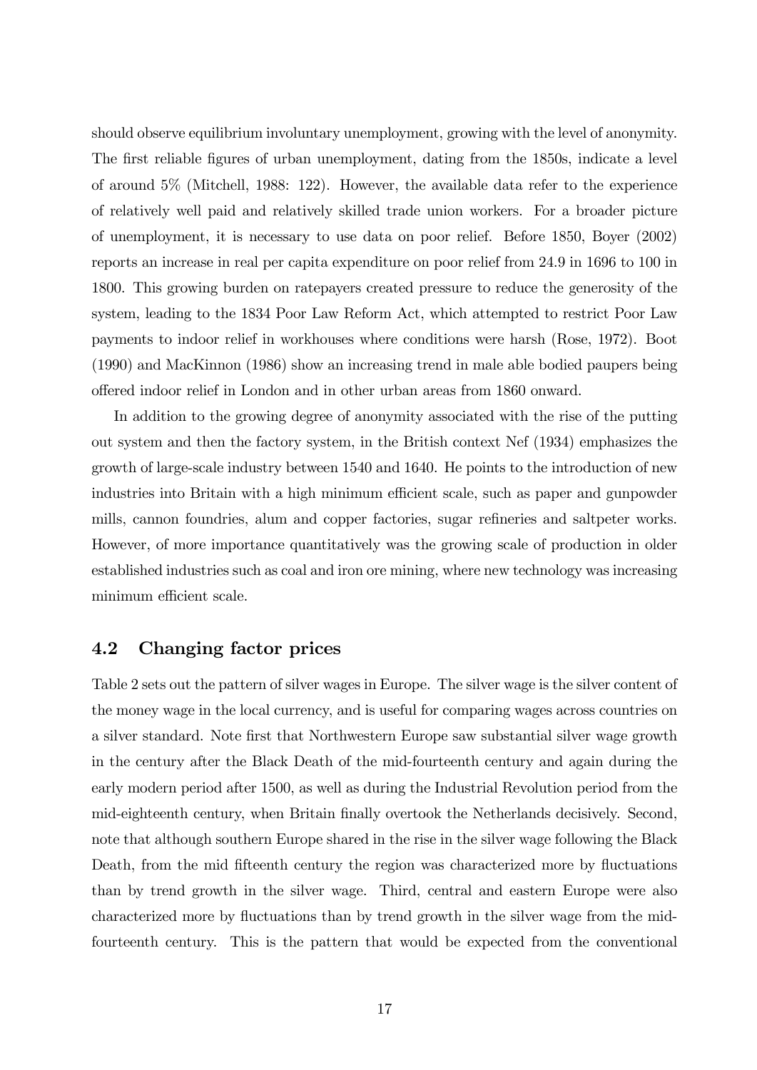should observe equilibrium involuntary unemployment, growing with the level of anonymity. The first reliable figures of urban unemployment, dating from the 1850s, indicate a level of around 5% (Mitchell, 1988: 122). However, the available data refer to the experience of relatively well paid and relatively skilled trade union workers. For a broader picture of unemployment, it is necessary to use data on poor relief. Before 1850, Boyer (2002) reports an increase in real per capita expenditure on poor relief from 24.9 in 1696 to 100 in 1800. This growing burden on ratepayers created pressure to reduce the generosity of the system, leading to the 1834 Poor Law Reform Act, which attempted to restrict Poor Law payments to indoor relief in workhouses where conditions were harsh (Rose, 1972). Boot (1990) and MacKinnon (1986) show an increasing trend in male able bodied paupers being offered indoor relief in London and in other urban areas from 1860 onward.

In addition to the growing degree of anonymity associated with the rise of the putting out system and then the factory system, in the British context Nef (1934) emphasizes the growth of large-scale industry between 1540 and 1640. He points to the introduction of new industries into Britain with a high minimum efficient scale, such as paper and gunpowder mills, cannon foundries, alum and copper factories, sugar refineries and saltpeter works. However, of more importance quantitatively was the growing scale of production in older established industries such as coal and iron ore mining, where new technology was increasing minimum efficient scale.

## 4.2 Changing factor prices

Table 2 sets out the pattern of silver wages in Europe. The silver wage is the silver content of the money wage in the local currency, and is useful for comparing wages across countries on a silver standard. Note first that Northwestern Europe saw substantial silver wage growth in the century after the Black Death of the mid-fourteenth century and again during the early modern period after 1500, as well as during the Industrial Revolution period from the mid-eighteenth century, when Britain finally overtook the Netherlands decisively. Second, note that although southern Europe shared in the rise in the silver wage following the Black Death, from the mid fifteenth century the region was characterized more by fluctuations than by trend growth in the silver wage. Third, central and eastern Europe were also characterized more by fluctuations than by trend growth in the silver wage from the mid-fourteenth century. This is the pattern that would be expected from the conventional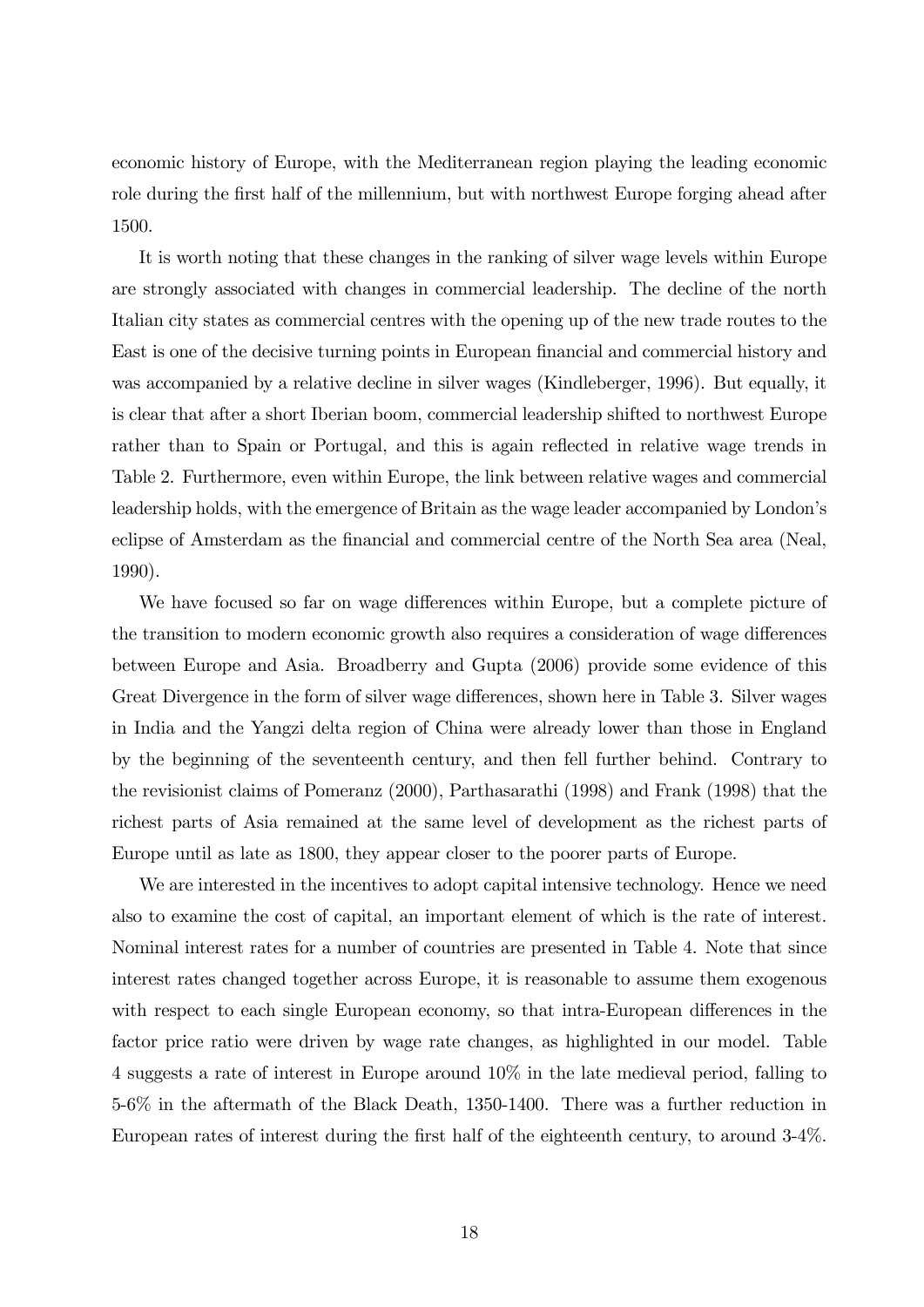economic history of Europe, with the Mediterranean region playing the leading economic role during the first half of the millennium, but with northwest Europe forging ahead after 1500.

It is worth noting that these changes in the ranking of silver wage levels within Europe are strongly associated with changes in commercial leadership. The decline of the north Italian city states as commercial centres with the opening up of the new trade routes to the East is one of the decisive turning points in European financial and commercial history and was accompanied by a relative decline in silver wages (Kindleberger, 1996). But equally, it is clear that after a short Iberian boom, commercial leadership shifted to northwest Europe rather than to Spain or Portugal, and this is again reflected in relative wage trends in Table 2. Furthermore, even within Europe, the link between relative wages and commercial leadership holds, with the emergence of Britain as the wage leader accompanied by London's eclipse of Amsterdam as the financial and commercial centre of the North Sea area (Neal, 1990).

We have focused so far on wage differences within Europe, but a complete picture of the transition to modern economic growth also requires a consideration of wage differences between Europe and Asia. Broadberry and Gupta (2006) provide some evidence of this Great Divergence in the form of silver wage differences, shown here in Table 3. Silver wages in India and the Yangzi delta region of China were already lower than those in England by the beginning of the seventeenth century, and then fell further behind. Contrary to the revisionist claims of Pomeranz (2000), Parthasarathi (1998) and Frank (1998) that the richest parts of Asia remained at the same level of development as the richest parts of Europe until as late as 1800, they appear closer to the poorer parts of Europe.

We are interested in the incentives to adopt capital intensive technology. Hence we need also to examine the cost of capital, an important element of which is the rate of interest. Nominal interest rates for a number of countries are presented in Table 4. Note that since interest rates changed together across Europe, it is reasonable to assume them exogenous with respect to each single European economy, so that intra-European differences in the factor price ratio were driven by wage rate changes, as highlighted in our model. Table 4 suggests a rate of interest in Europe around 10% in the late medieval period, falling to 5-6% in the aftermath of the Black Death, 1350-1400. There was a further reduction in European rates of interest during the first half of the eighteenth century, to around 3-4%.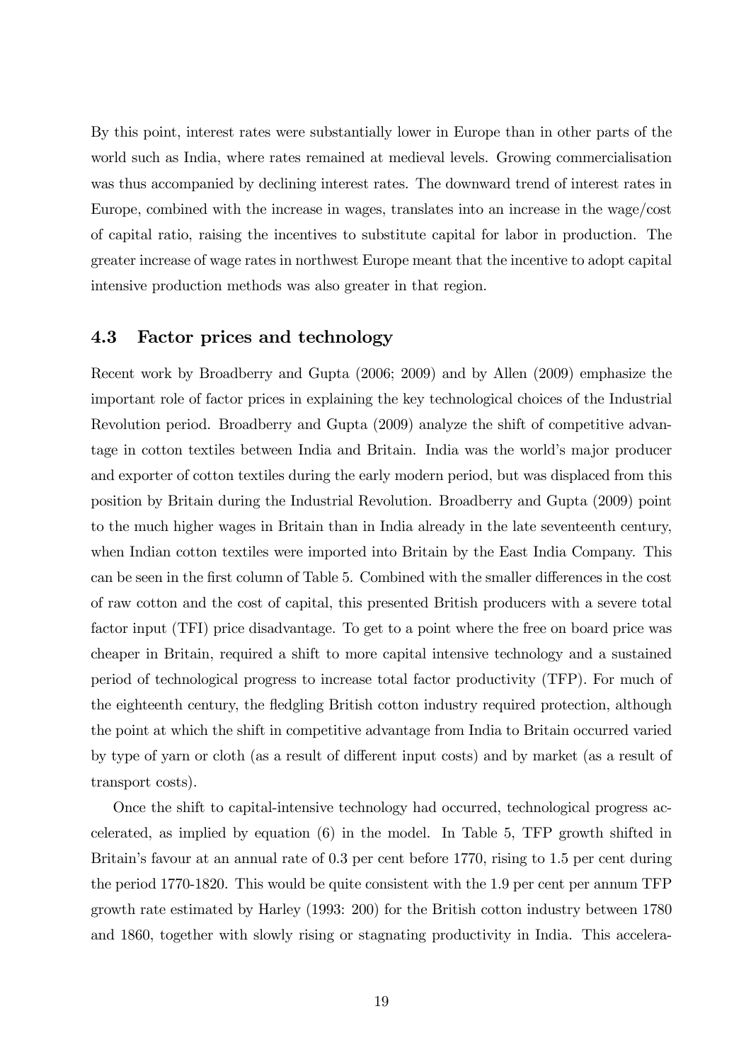By this point, interest rates were substantially lower in Europe than in other parts of the world such as India, where rates remained at medieval levels. Growing commercialisation was thus accompanied by declining interest rates. The downward trend of interest rates in Europe, combined with the increase in wages, translates into an increase in the wage/cost of capital ratio, raising the incentives to substitute capital for labor in production. The greater increase of wage rates in northwest Europe meant that the incentive to adopt capital intensive production methods was also greater in that region.

### 4.3 Factor prices and technology

Recent work by Broadberry and Gupta (2006; 2009) and by Allen (2009) emphasize the important role of factor prices in explaining the key technological choices of the Industrial Revolution period. Broadberry and Gupta (2009) analyze the shift of competitive advantage in cotton textiles between India and Britain. India was the world's major producer and exporter of cotton textiles during the early modern period, but was displaced from this position by Britain during the Industrial Revolution. Broadberry and Gupta (2009) point to the much higher wages in Britain than in India already in the late seventeenth century, when Indian cotton textiles were imported into Britain by the East India Company. This can be seen in the first column of Table 5. Combined with the smaller differences in the cost of raw cotton and the cost of capital, this presented British producers with a severe total factor input (TFI) price disadvantage. To get to a point where the free on board price was cheaper in Britain, required a shift to more capital intensive technology and a sustained period of technological progress to increase total factor productivity (TFP). For much of the eighteenth century, the fledgling British cotton industry required protection, although the point at which the shift in competitive advantage from India to Britain occurred varied by type of yarn or cloth (as a result of different input costs) and by market (as a result of transport costs).

Once the shift to capital-intensive technology had occurred, technological progress accelerated, as implied by equation (6) in the model. In Table 5, TFP growth shifted in Britain's favour at an annual rate of 0.3 per cent before 1770, rising to 1.5 per cent during the period 1770-1820. This would be quite consistent with the 1.9 per cent per annum TFP growth rate estimated by Harley (1993: 200) for the British cotton industry between 1780 and 1860, together with slowly rising or stagnating productivity in India. This accelera-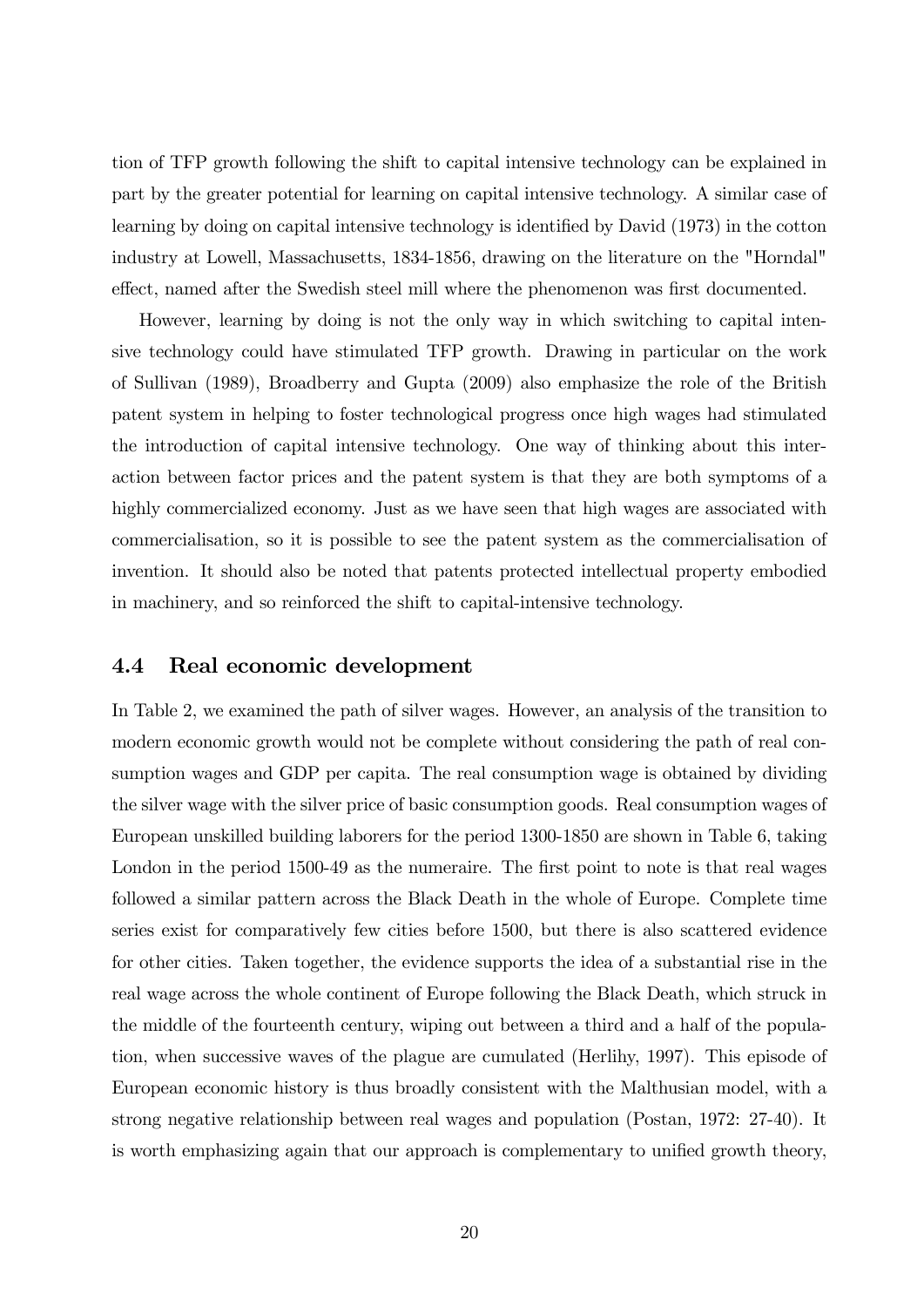tion of TFP growth following the shift to capital intensive technology can be explained in part by the greater potential for learning on capital intensive technology. A similar case of learning by doing on capital intensive technology is identified by David (1973) in the cotton industry at Lowell, Massachusetts, 1834-1856, drawing on the literature on the "Horndal" effect, named after the Swedish steel mill where the phenomenon was first documented.

However, learning by doing is not the only way in which switching to capital intensive technology could have stimulated TFP growth. Drawing in particular on the work of Sullivan (1989), Broadberry and Gupta (2009) also emphasize the role of the British patent system in helping to foster technological progress once high wages had stimulated the introduction of capital intensive technology. One way of thinking about this interaction between factor prices and the patent system is that they are both symptoms of a highly commercialized economy. Just as we have seen that high wages are associated with commercialisation, so it is possible to see the patent system as the commercialisation of invention. It should also be noted that patents protected intellectual property embodied in machinery, and so reinforced the shift to capital-intensive technology.

## 4.4 Real economic development

In Table 2, we examined the path of silver wages. However, an analysis of the transition to modern economic growth would not be complete without considering the path of real consumption wages and GDP per capita. The real consumption wage is obtained by dividing the silver wage with the silver price of basic consumption goods. Real consumption wages of European unskilled building laborers for the period 1300-1850 are shown in Table 6, taking London in the period 1500-49 as the numeraire. The first point to note is that real wages followed a similar pattern across the Black Death in the whole of Europe. Complete time series exist for comparatively few cities before 1500, but there is also scattered evidence for other cities. Taken together, the evidence supports the idea of a substantial rise in the real wage across the whole continent of Europe following the Black Death, which struck in the middle of the fourteenth century, wiping out between a third and a half of the population, when successive waves of the plague are cumulated (Herlihy, 1997). This episode of European economic history is thus broadly consistent with the Malthusian model, with a strong negative relationship between real wages and population (Postan, 1972: 27-40). It is worth emphasizing again that our approach is complementary to unified growth theory,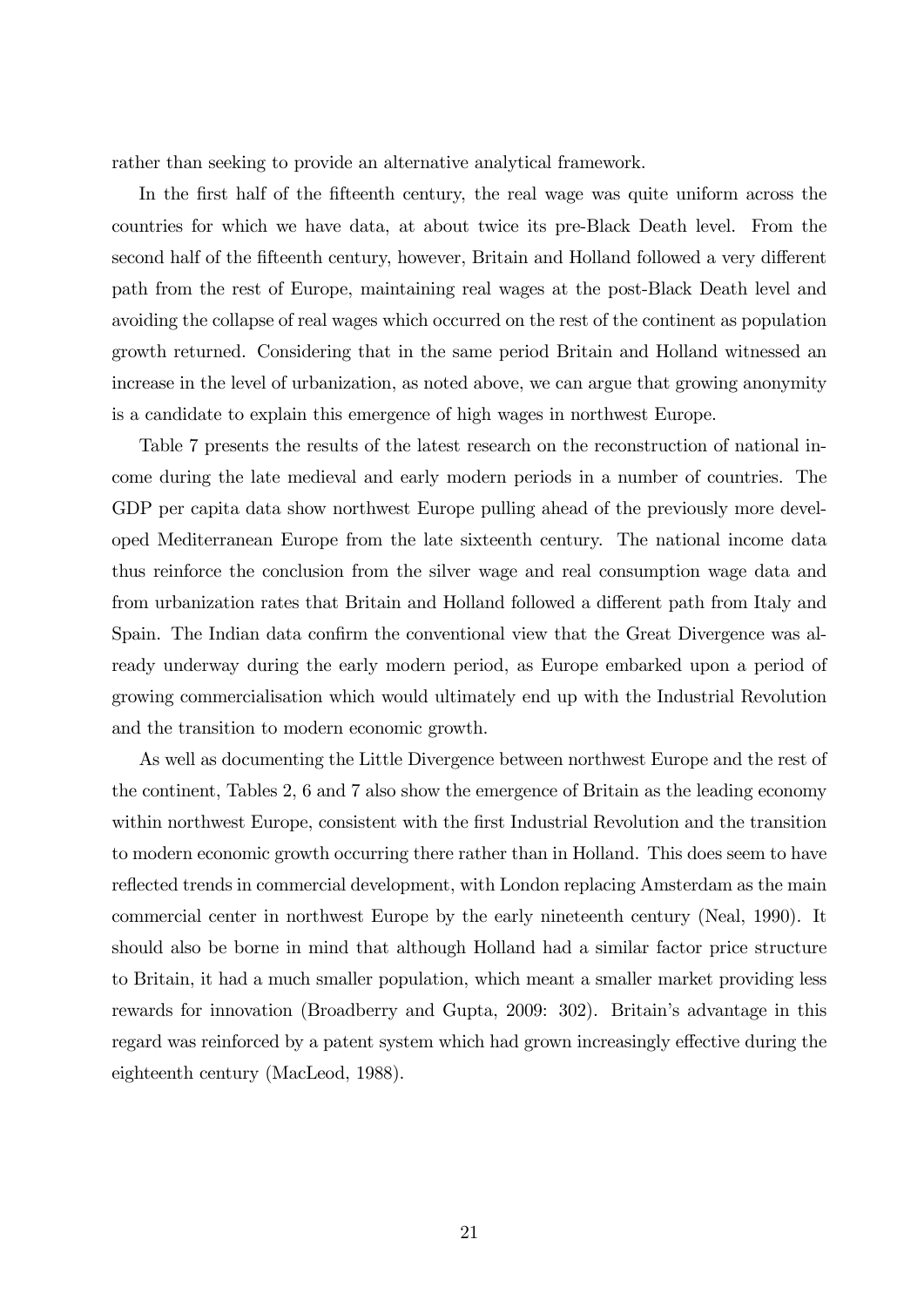rather than seeking to provide an alternative analytical framework.

In the first half of the fifteenth century, the real wage was quite uniform across the countries for which we have data, at about twice its pre-Black Death level. From the second half of the fifteenth century, however, Britain and Holland followed a very different path from the rest of Europe, maintaining real wages at the post-Black Death level and avoiding the collapse of real wages which occurred on the rest of the continent as population growth returned. Considering that in the same period Britain and Holland witnessed an increase in the level of urbanization, as noted above, we can argue that growing anonymity is a candidate to explain this emergence of high wages in northwest Europe.

Table 7 presents the results of the latest research on the reconstruction of national income during the late medieval and early modern periods in a number of countries. The GDP per capita data show northwest Europe pulling ahead of the previously more developed Mediterranean Europe from the late sixteenth century. The national income data thus reinforce the conclusion from the silver wage and real consumption wage data and from urbanization rates that Britain and Holland followed a different path from Italy and Spain. The Indian data confirm the conventional view that the Great Divergence was already underway during the early modern period, as Europe embarked upon a period of growing commercialisation which would ultimately end up with the Industrial Revolution and the transition to modern economic growth.

As well as documenting the Little Divergence between northwest Europe and the rest of the continent, Tables 2, 6 and 7 also show the emergence of Britain as the leading economy within northwest Europe, consistent with the first Industrial Revolution and the transition to modern economic growth occurring there rather than in Holland. This does seem to have reflected trends in commercial development, with London replacing Amsterdam as the main commercial center in northwest Europe by the early nineteenth century (Neal, 1990). It should also be borne in mind that although Holland had a similar factor price structure to Britain, it had a much smaller population, which meant a smaller market providing less rewards for innovation (Broadberry and Gupta, 2009: 302). Britain's advantage in this regard was reinforced by a patent system which had grown increasingly effective during the eighteenth century (MacLeod, 1988).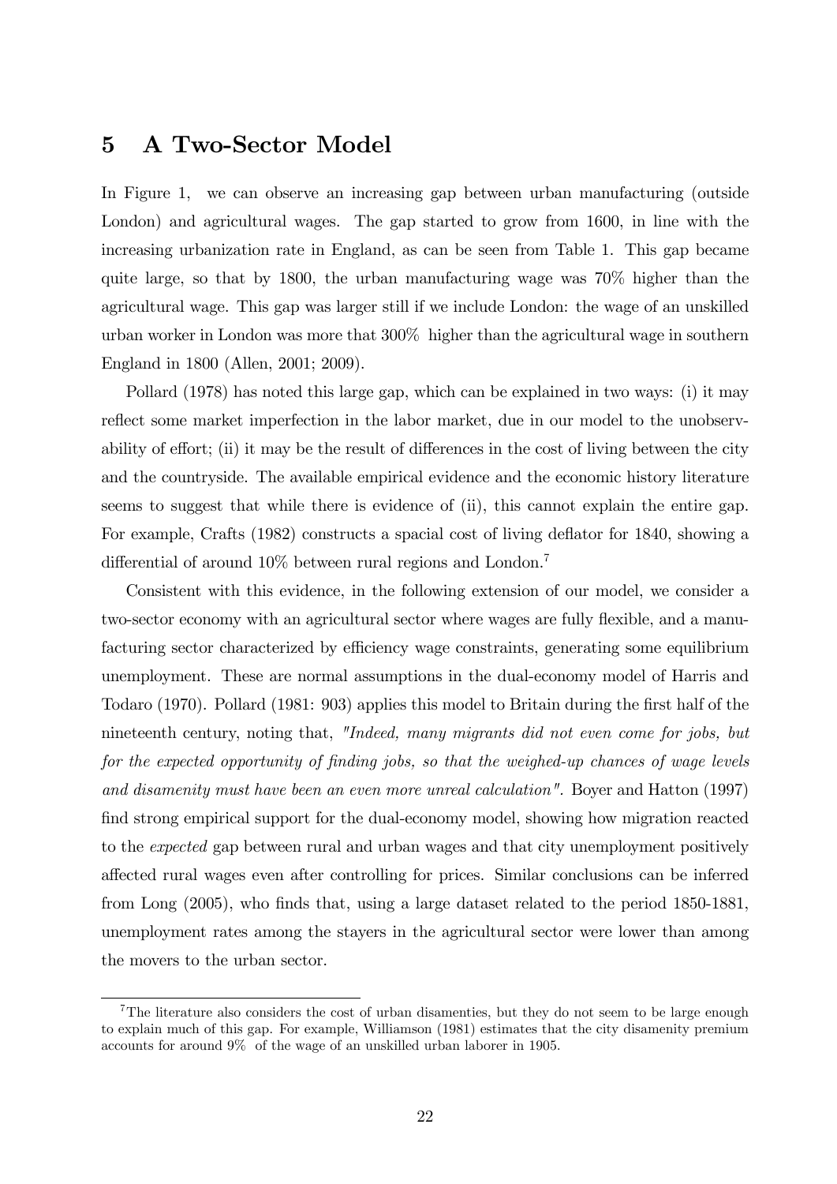# 5 A Two-Sector Model

In Figure 1, we can observe an increasing gap between urban manufacturing (outside London) and agricultural wages. The gap started to grow from 1600, in line with the increasing urbanization rate in England, as can be seen from Table 1. This gap became quite large, so that by 1800, the urban manufacturing wage was 70% higher than the agricultural wage. This gap was larger still if we include London: the wage of an unskilled urban worker in London was more that 300% higher than the agricultural wage in southern England in 1800 (Allen, 2001; 2009).

Pollard (1978) has noted this large gap, which can be explained in two ways: (i) it may reflect some market imperfection in the labor market, due in our model to the unobservability of effort; (ii) it may be the result of differences in the cost of living between the city and the countryside. The available empirical evidence and the economic history literature seems to suggest that while there is evidence of (ii), this cannot explain the entire gap. For example, Crafts (1982) constructs a spacial cost of living deflator for 1840, showing a differential of around 10% between rural regions and London.[7]

Consistent with this evidence, in the following extension of our model, we consider a two-sector economy with an agricultural sector where wages are fully flexible, and a manufacturing sector characterized by efficiency wage constraints, generating some equilibrium unemployment. These are normal assumptions in the dual-economy model of Harris and Todaro (1970). Pollard (1981: 903) applies this model to Britain during the first half of the nineteenth century, noting that, *"Indeed, many migrants did not even come for jobs, but for the expected opportunity of finding jobs, so that the weighed-up chances of wage levels and disamenity must have been an even more unreal calculation"*. Boyer and Hatton (1997) find strong empirical support for the dual-economy model, showing how migration reacted to the *expected* gap between rural and urban wages and that city unemployment positively affected rural wages even after controlling for prices. Similar conclusions can be inferred from Long (2005), who finds that, using a large dataset related to the period 1850-1881, unemployment rates among the stayers in the agricultural sector were lower than among the movers to the urban sector.

[7] The literature also considers the cost of urban disamenties, but they do not seem to be large enough to explain much of this gap. For example, Williamson (1981) estimates that the city disamenity premium accounts for around 9% of the wage of an unskilled urban laborer in 1905.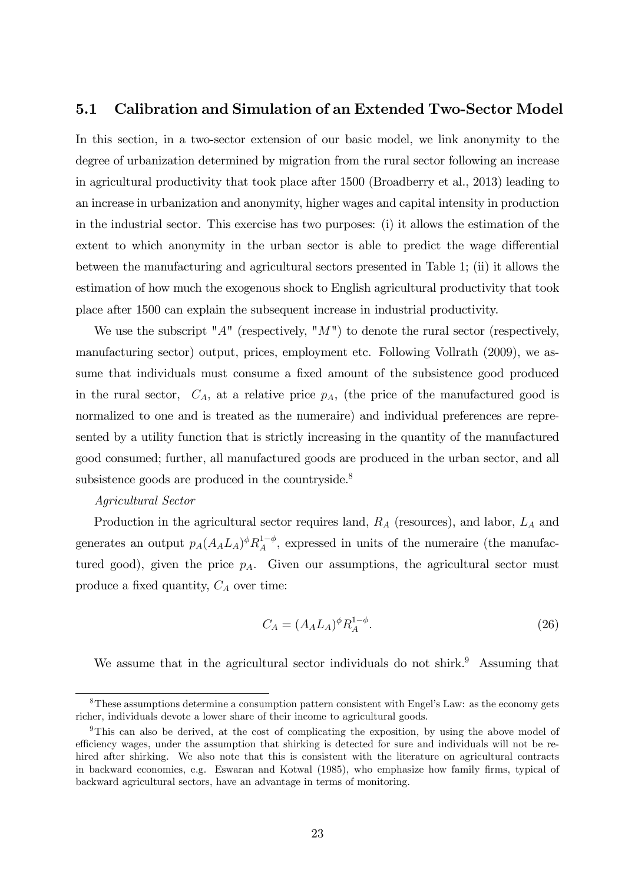### 5.1 Calibration and Simulation of an Extended Two-Sector Model

In this section, in a two-sector extension of our basic model, we link anonymity to the degree of urbanization determined by migration from the rural sector following an increase in agricultural productivity that took place after 1500 (Broadberry et al., 2013) leading to an increase in urbanization and anonymity, higher wages and capital intensity in production in the industrial sector. This exercise has two purposes: (i) it allows the estimation of the extent to which anonymity in the urban sector is able to predict the wage differential between the manufacturing and agricultural sectors presented in Table 1; (ii) it allows the estimation of how much the exogenous shock to English agricultural productivity that took place after 1500 can explain the subsequent increase in industrial productivity.

We use the subscript "$A$" (respectively, "$M$") to denote the rural sector (respectively, manufacturing sector) output, prices, employment etc. Following Vollrath (2009), we assume that individuals must consume a fixed amount of the subsistence good produced in the rural sector, $C_A$, at a relative price $p_A$, (the price of the manufactured good is normalized to one and is treated as the numeraire) and individual preferences are represented by a utility function that is strictly increasing in the quantity of the manufactured good consumed; further, all manufactured goods are produced in the urban sector, and all subsistence goods are produced in the countryside.[8]

*Agricultural Sector*

Production in the agricultural sector requires land, $R_A$ (resources), and labor, $L_A$ and generates an output $p_A(A_A L_A)^{\phi} R_A^{1-\phi}$, expressed in units of the numeraire (the manufactured good), given the price $p_A$. Given our assumptions, the agricultural sector must produce a fixed quantity, $C_A$ over time:

$$C_A = (A_A L_A)^{\phi} R_A^{1-\phi}. \tag{26}$$

We assume that in the agricultural sector individuals do not shirk.[9] Assuming that

[8] These assumptions determine a consumption pattern consistent with Engel's Law: as the economy gets richer, individuals devote a lower share of their income to agricultural goods.

[9] This can also be derived, at the cost of complicating the exposition, by using the above model of efficiency wages, under the assumption that shirking is detected for sure and individuals will not be rehired after shirking. We also note that this is consistent with the literature on agricultural contracts in backward economies, e.g. Eswaran and Kotwal (1985), who emphasize how family firms, typical of backward agricultural sectors, have an advantage in terms of monitoring.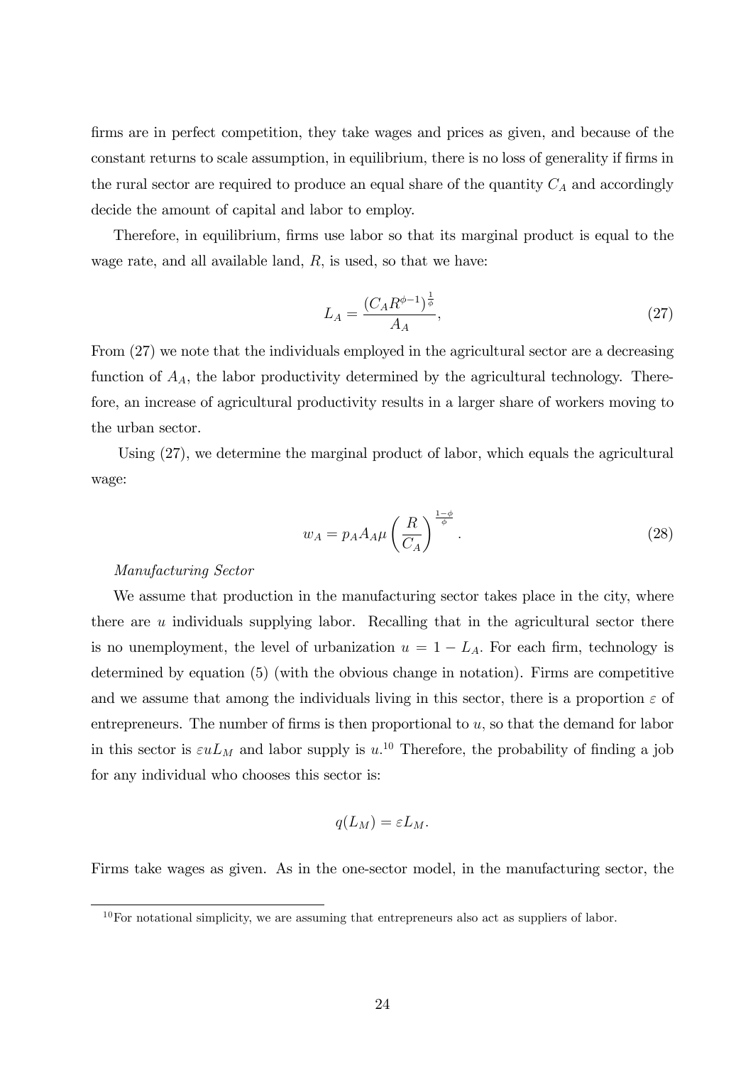firms are in perfect competition, they take wages and prices as given, and because of the constant returns to scale assumption, in equilibrium, there is no loss of generality if firms in the rural sector are required to produce an equal share of the quantity $C_A$ and accordingly decide the amount of capital and labor to employ.

Therefore, in equilibrium, firms use labor so that its marginal product is equal to the wage rate, and all available land, $R$, is used, so that we have:

$$L_A = \frac{(C_A R^{\phi-1})^{\frac{1}{\phi}}}{A_A}, \tag{27}$$

From (27) we note that the individuals employed in the agricultural sector are a decreasing function of $A_A$, the labor productivity determined by the agricultural technology. Therefore, an increase of agricultural productivity results in a larger share of workers moving to the urban sector.

Using (27), we determine the marginal product of labor, which equals the agricultural wage:

$$w_A = p_A A_A \mu \left(\frac{R}{C_A}\right)^{\frac{1-\phi}{\phi}}. \tag{28}$$

*Manufacturing Sector*

We assume that production in the manufacturing sector takes place in the city, where there are $u$ individuals supplying labor. Recalling that in the agricultural sector there is no unemployment, the level of urbanization $u = 1 - L_A$. For each firm, technology is determined by equation (5) (with the obvious change in notation). Firms are competitive and we assume that among the individuals living in this sector, there is a proportion $\varepsilon$ of entrepreneurs. The number of firms is then proportional to $u$, so that the demand for labor in this sector is $\varepsilon u L_M$ and labor supply is $u$.[10] Therefore, the probability of finding a job for any individual who chooses this sector is:

$$q(L_M) = \varepsilon L_M.$$

Firms take wages as given. As in the one-sector model, in the manufacturing sector, the

[10] For notational simplicity, we are assuming that entrepreneurs also act as suppliers of labor.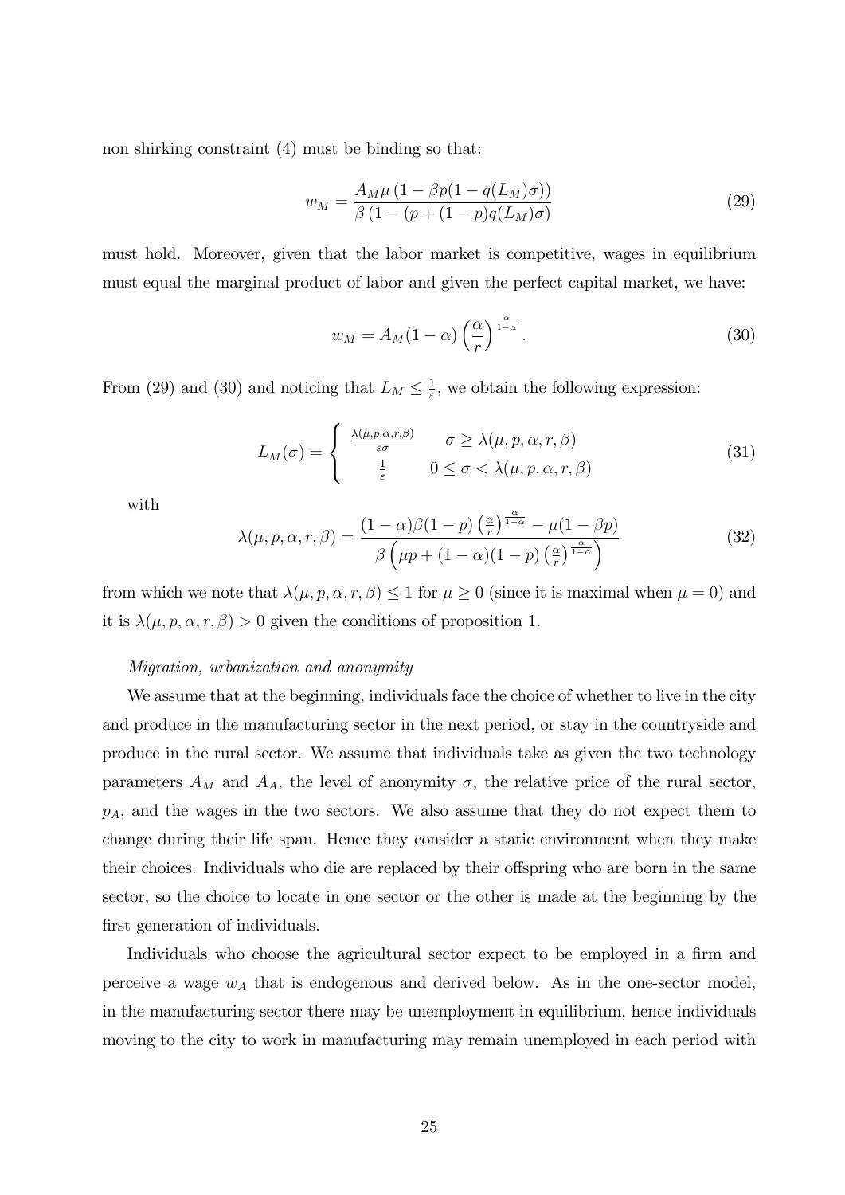non shirking constraint (4) must be binding so that:

$$w_M = \frac{A_M \mu \left(1 - \beta p(1 - q(L_M)\sigma)\right)}{\beta \left(1 - (p + (1-p)q(L_M)\sigma\right)} \tag{29}$$

must hold. Moreover, given that the labor market is competitive, wages in equilibrium must equal the marginal product of labor and given the perfect capital market, we have:

$$w_M = A_M(1-\alpha)\left(\frac{\alpha}{r}\right)^{\frac{\alpha}{1-\alpha}}. \tag{30}$$

From (29) and (30) and noticing that $L_M \leq \frac{1}{\varepsilon}$, we obtain the following expression:

$$L_M(\sigma) = \begin{cases} \frac{\lambda(\mu,p,\alpha,r,\beta)}{\varepsilon\sigma} & \sigma \geq \lambda(\mu,p,\alpha,r,\beta) \\ \frac{1}{\varepsilon} & 0 \leq \sigma < \lambda(\mu,p,\alpha,r,\beta) \end{cases} \tag{31}$$

with

$$\lambda(\mu,p,\alpha,r,\beta) = \frac{(1-\alpha)\beta(1-p)\left(\frac{\alpha}{r}\right)^{\frac{\alpha}{1-\alpha}} - \mu(1-\beta p)}{\beta\left(\mu p + (1-\alpha)(1-p)\left(\frac{\alpha}{r}\right)^{\frac{\alpha}{1-\alpha}}\right)} \tag{32}$$

from which we note that $\lambda(\mu,p,\alpha,r,\beta) \leq 1$ for $\mu \geq 0$ (since it is maximal when $\mu = 0$) and it is $\lambda(\mu,p,\alpha,r,\beta) > 0$ given the conditions of proposition 1.

*Migration, urbanization and anonymity*

We assume that at the beginning, individuals face the choice of whether to live in the city and produce in the manufacturing sector in the next period, or stay in the countryside and produce in the rural sector. We assume that individuals take as given the two technology parameters $A_M$ and $A_A$, the level of anonymity $\sigma$, the relative price of the rural sector, $p_A$, and the wages in the two sectors. We also assume that they do not expect them to change during their life span. Hence they consider a static environment when they make their choices. Individuals who die are replaced by their offspring who are born in the same sector, so the choice to locate in one sector or the other is made at the beginning by the first generation of individuals.

Individuals who choose the agricultural sector expect to be employed in a firm and perceive a wage $w_A$ that is endogenous and derived below. As in the one-sector model, in the manufacturing sector there may be unemployment in equilibrium, hence individuals moving to the city to work in manufacturing may remain unemployed in each period with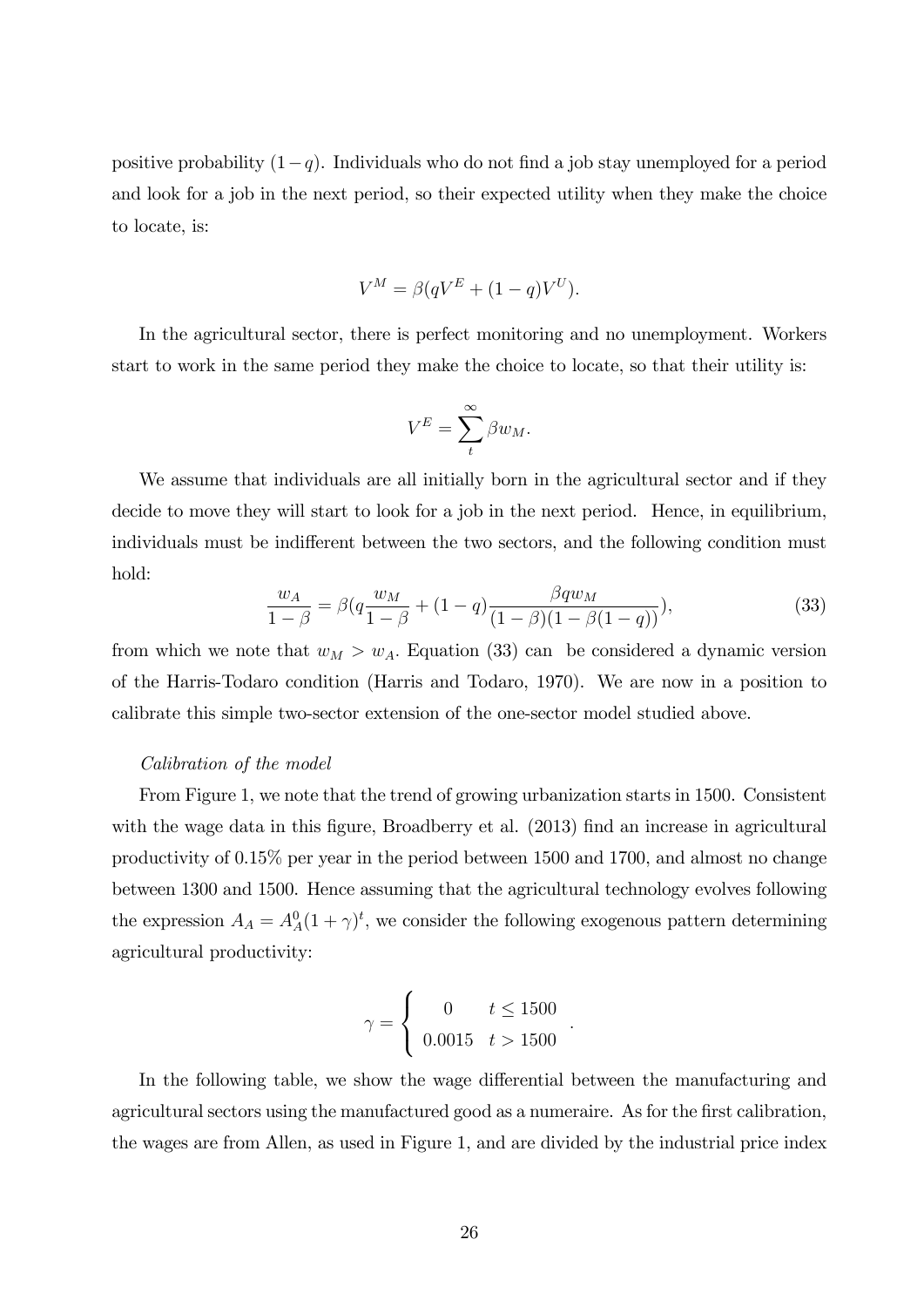positive probability $(1-q)$. Individuals who do not find a job stay unemployed for a period and look for a job in the next period, so their expected utility when they make the choice to locate, is:

$$V^M = \beta(qV^E + (1-q)V^U).$$

In the agricultural sector, there is perfect monitoring and no unemployment. Workers start to work in the same period they make the choice to locate, so that their utility is:

$$V^E = \sum_t^{\infty} \beta w_M.$$

We assume that individuals are all initially born in the agricultural sector and if they decide to move they will start to look for a job in the next period. Hence, in equilibrium, individuals must be indifferent between the two sectors, and the following condition must hold:

$$\frac{w_A}{1-\beta} = \beta(q\frac{w_M}{1-\beta} + (1-q)\frac{\beta q w_M}{(1-\beta)(1-\beta(1-q))}), \tag{33}$$

from which we note that $w_M > w_A$. Equation (33) can be considered a dynamic version of the Harris-Todaro condition (Harris and Todaro, 1970). We are now in a position to calibrate this simple two-sector extension of the one-sector model studied above.

*Calibration of the model*

From Figure 1, we note that the trend of growing urbanization starts in 1500. Consistent with the wage data in this figure, Broadberry et al. (2013) find an increase in agricultural productivity of 0.15% per year in the period between 1500 and 1700, and almost no change between 1300 and 1500. Hence assuming that the agricultural technology evolves following the expression $A_A = A_A^0(1+\gamma)^t$, we consider the following exogenous pattern determining agricultural productivity:

$$\gamma = \begin{cases} 0 & t \leq 1500 \\ 0.0015 & t > 1500 \end{cases}.$$

In the following table, we show the wage differential between the manufacturing and agricultural sectors using the manufactured good as a numeraire. As for the first calibration, the wages are from Allen, as used in Figure 1, and are divided by the industrial price index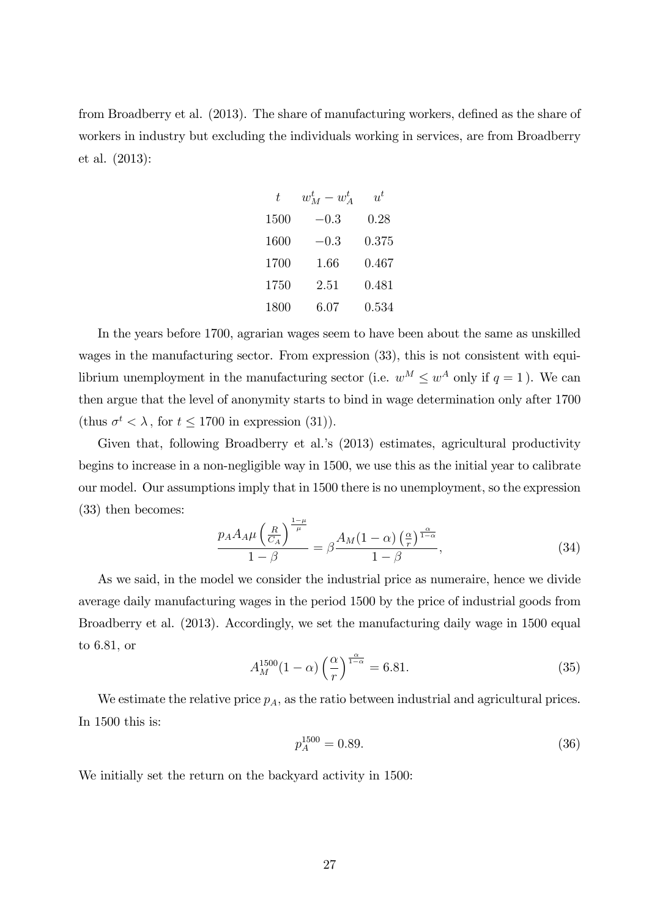from Broadberry et al. (2013). The share of manufacturing workers, defined as the share of workers in industry but excluding the individuals working in services, are from Broadberry et al. (2013):

| $t$ | $w_M^t - w_A^t$ | $u^t$ |
|---|---|---|
| 1500 | $-0.3$ | 0.28 |
| 1600 | $-0.3$ | 0.375 |
| 1700 | 1.66 | 0.467 |
| 1750 | 2.51 | 0.481 |
| 1800 | 6.07 | 0.534 |

In the years before 1700, agrarian wages seem to have been about the same as unskilled wages in the manufacturing sector. From expression (33), this is not consistent with equilibrium unemployment in the manufacturing sector (i.e. $w^M \leq w^A$ only if $q = 1$). We can then argue that the level of anonymity starts to bind in wage determination only after 1700 (thus $\sigma^t < \lambda$, for $t \leq 1700$ in expression (31)).

Given that, following Broadberry et al.'s (2013) estimates, agricultural productivity begins to increase in a non-negligible way in 1500, we use this as the initial year to calibrate our model. Our assumptions imply that in 1500 there is no unemployment, so the expression (33) then becomes:

$$\frac{p_A A_A \mu \left(\frac{R}{C_A}\right)^{\frac{1-\mu}{\mu}}}{1-\beta} = \beta \frac{A_M(1-\alpha)\left(\frac{\alpha}{r}\right)^{\frac{\alpha}{1-\alpha}}}{1-\beta}, \tag{34}$$

As we said, in the model we consider the industrial price as numeraire, hence we divide average daily manufacturing wages in the period 1500 by the price of industrial goods from Broadberry et al. (2013). Accordingly, we set the manufacturing daily wage in 1500 equal to 6.81, or

$$A_M^{1500}(1-\alpha)\left(\frac{\alpha}{r}\right)^{\frac{\alpha}{1-\alpha}} = 6.81. \tag{35}$$

We estimate the relative price $p_A$, as the ratio between industrial and agricultural prices. In 1500 this is:

$$p_A^{1500} = 0.89. \tag{36}$$

We initially set the return on the backyard activity in 1500: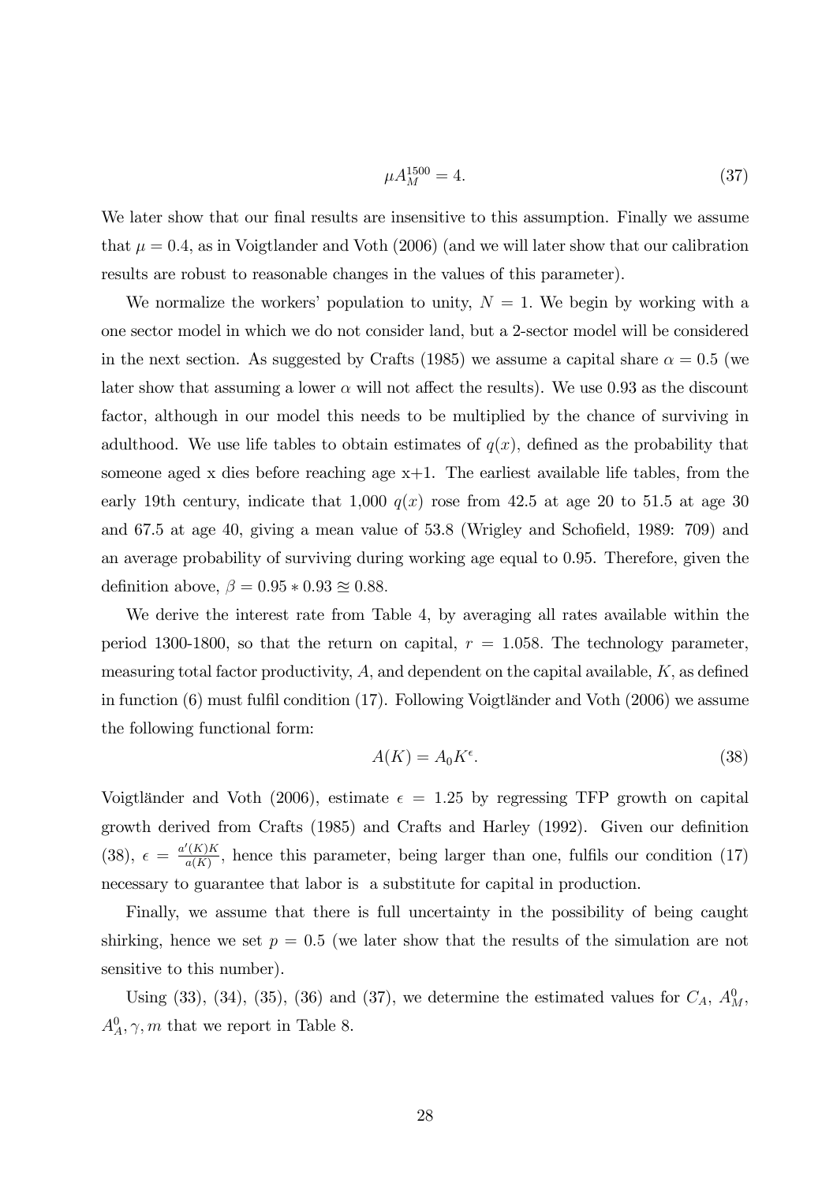$$\mu A_M^{1500} = 4. \tag{37}$$

We later show that our final results are insensitive to this assumption. Finally we assume that $\mu = 0.4$, as in Voigtlander and Voth (2006) (and we will later show that our calibration results are robust to reasonable changes in the values of this parameter).

We normalize the workers' population to unity, $N = 1$. We begin by working with a one sector model in which we do not consider land, but a 2-sector model will be considered in the next section. As suggested by Crafts (1985) we assume a capital share $\alpha = 0.5$ (we later show that assuming a lower $\alpha$ will not affect the results). We use 0.93 as the discount factor, although in our model this needs to be multiplied by the chance of surviving in adulthood. We use life tables to obtain estimates of $q(x)$, defined as the probability that someone aged x dies before reaching age x+1. The earliest available life tables, from the early 19th century, indicate that 1,000 $q(x)$ rose from 42.5 at age 20 to 51.5 at age 30 and 67.5 at age 40, giving a mean value of 53.8 (Wrigley and Schofield, 1989: 709) and an average probability of surviving during working age equal to 0.95. Therefore, given the definition above, $\beta = 0.95 * 0.93 \approxeq 0.88$.

We derive the interest rate from Table 4, by averaging all rates available within the period 1300-1800, so that the return on capital, $r = 1.058$. The technology parameter, measuring total factor productivity, $A$, and dependent on the capital available, $K$, as defined in function (6) must fulfil condition (17). Following Voigtländer and Voth (2006) we assume the following functional form:

$$A(K) = A_0 K^{\epsilon}. \tag{38}$$

Voigtländer and Voth (2006), estimate $\epsilon = 1.25$ by regressing TFP growth on capital growth derived from Crafts (1985) and Crafts and Harley (1992). Given our definition (38), $\epsilon = \frac{a'(K)K}{a(K)}$, hence this parameter, being larger than one, fulfils our condition (17) necessary to guarantee that labor is a substitute for capital in production.

Finally, we assume that there is full uncertainty in the possibility of being caught shirking, hence we set $p = 0.5$ (we later show that the results of the simulation are not sensitive to this number).

Using (33), (34), (35), (36) and (37), we determine the estimated values for $C_A$, $A_M^0$, $A_A^0, \gamma, m$ that we report in Table 8.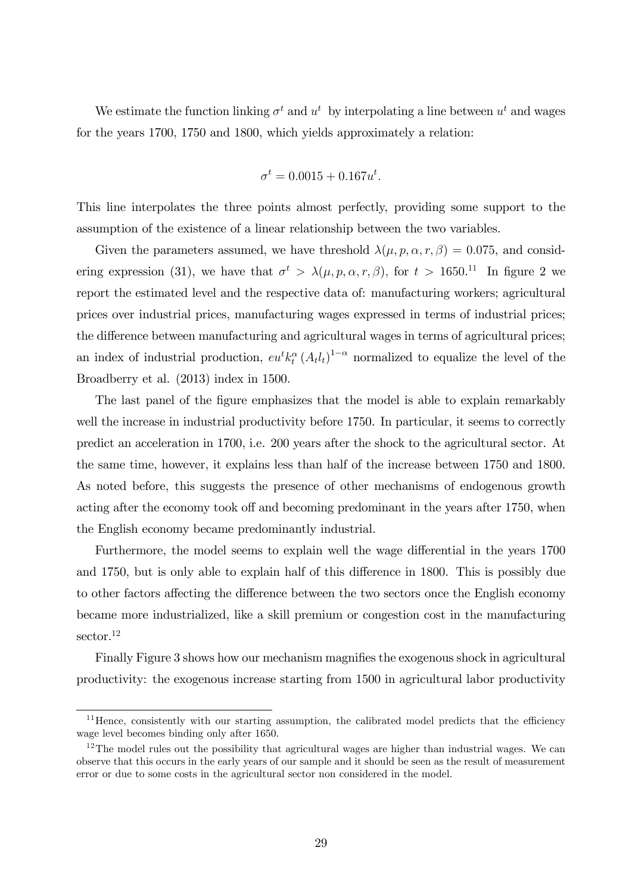We estimate the function linking $\sigma^t$ and $u^t$ by interpolating a line between $u^t$ and wages for the years 1700, 1750 and 1800, which yields approximately a relation:

$$\sigma^t = 0.0015 + 0.167u^t.$$

This line interpolates the three points almost perfectly, providing some support to the assumption of the existence of a linear relationship between the two variables.

Given the parameters assumed, we have threshold $\lambda(\mu, p, \alpha, r, \beta) = 0.075$, and considering expression (31), we have that $\sigma^t > \lambda(\mu, p, \alpha, r, \beta)$, for $t > 1650$.[11] In figure 2 we report the estimated level and the respective data of: manufacturing workers; agricultural prices over industrial prices, manufacturing wages expressed in terms of industrial prices; the difference between manufacturing and agricultural wages in terms of agricultural prices; an index of industrial production, $eu^t k_t^{\alpha} (A_t l_t)^{1-\alpha}$ normalized to equalize the level of the Broadberry et al. (2013) index in 1500.

The last panel of the figure emphasizes that the model is able to explain remarkably well the increase in industrial productivity before 1750. In particular, it seems to correctly predict an acceleration in 1700, i.e. 200 years after the shock to the agricultural sector. At the same time, however, it explains less than half of the increase between 1750 and 1800. As noted before, this suggests the presence of other mechanisms of endogenous growth acting after the economy took off and becoming predominant in the years after 1750, when the English economy became predominantly industrial.

Furthermore, the model seems to explain well the wage differential in the years 1700 and 1750, but is only able to explain half of this difference in 1800. This is possibly due to other factors affecting the difference between the two sectors once the English economy became more industrialized, like a skill premium or congestion cost in the manufacturing sector.[12]

Finally Figure 3 shows how our mechanism magnifies the exogenous shock in agricultural productivity: the exogenous increase starting from 1500 in agricultural labor productivity

---

[11] Hence, consistently with our starting assumption, the calibrated model predicts that the efficiency wage level becomes binding only after 1650.

[12] The model rules out the possibility that agricultural wages are higher than industrial wages. We can observe that this occurs in the early years of our sample and it should be seen as the result of measurement error or due to some costs in the agricultural sector non considered in the model.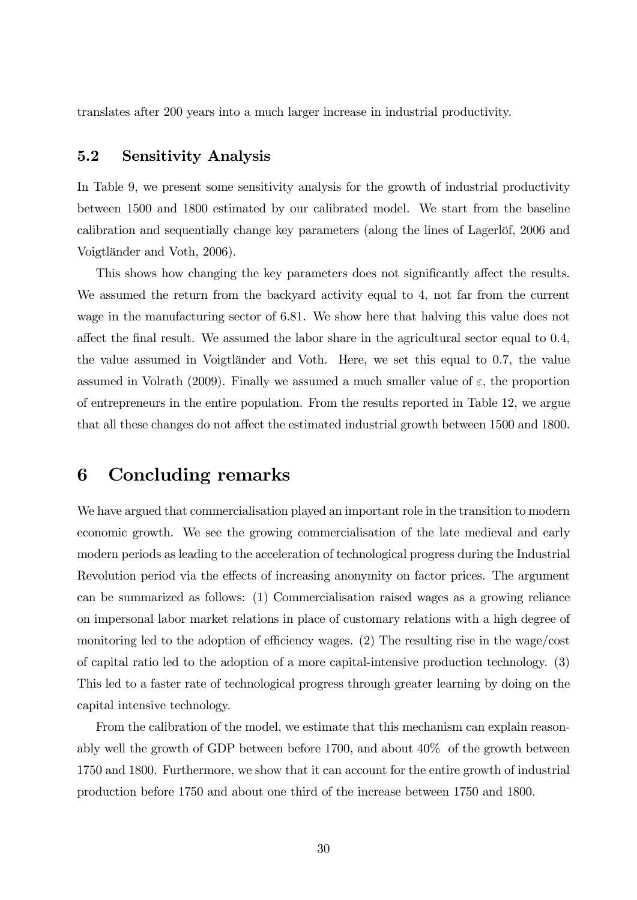translates after 200 years into a much larger increase in industrial productivity.

### 5.2 Sensitivity Analysis

In Table 9, we present some sensitivity analysis for the growth of industrial productivity between 1500 and 1800 estimated by our calibrated model. We start from the baseline calibration and sequentially change key parameters (along the lines of Lagerlöf, 2006 and Voigtländer and Voth, 2006).

This shows how changing the key parameters does not significantly affect the results. We assumed the return from the backyard activity equal to 4, not far from the current wage in the manufacturing sector of 6.81. We show here that halving this value does not affect the final result. We assumed the labor share in the agricultural sector equal to 0.4, the value assumed in Voigtländer and Voth. Here, we set this equal to 0.7, the value assumed in Volrath (2009). Finally we assumed a much smaller value of $\varepsilon$, the proportion of entrepreneurs in the entire population. From the results reported in Table 12, we argue that all these changes do not affect the estimated industrial growth between 1500 and 1800.

## 6 Concluding remarks

We have argued that commercialisation played an important role in the transition to modern economic growth. We see the growing commercialisation of the late medieval and early modern periods as leading to the acceleration of technological progress during the Industrial Revolution period via the effects of increasing anonymity on factor prices. The argument can be summarized as follows: (1) Commercialisation raised wages as a growing reliance on impersonal labor market relations in place of customary relations with a high degree of monitoring led to the adoption of efficiency wages. (2) The resulting rise in the wage/cost of capital ratio led to the adoption of a more capital-intensive production technology. (3) This led to a faster rate of technological progress through greater learning by doing on the capital intensive technology.

From the calibration of the model, we estimate that this mechanism can explain reasonably well the growth of GDP between before 1700, and about 40% of the growth between 1750 and 1800. Furthermore, we show that it can account for the entire growth of industrial production before 1750 and about one third of the increase between 1750 and 1800.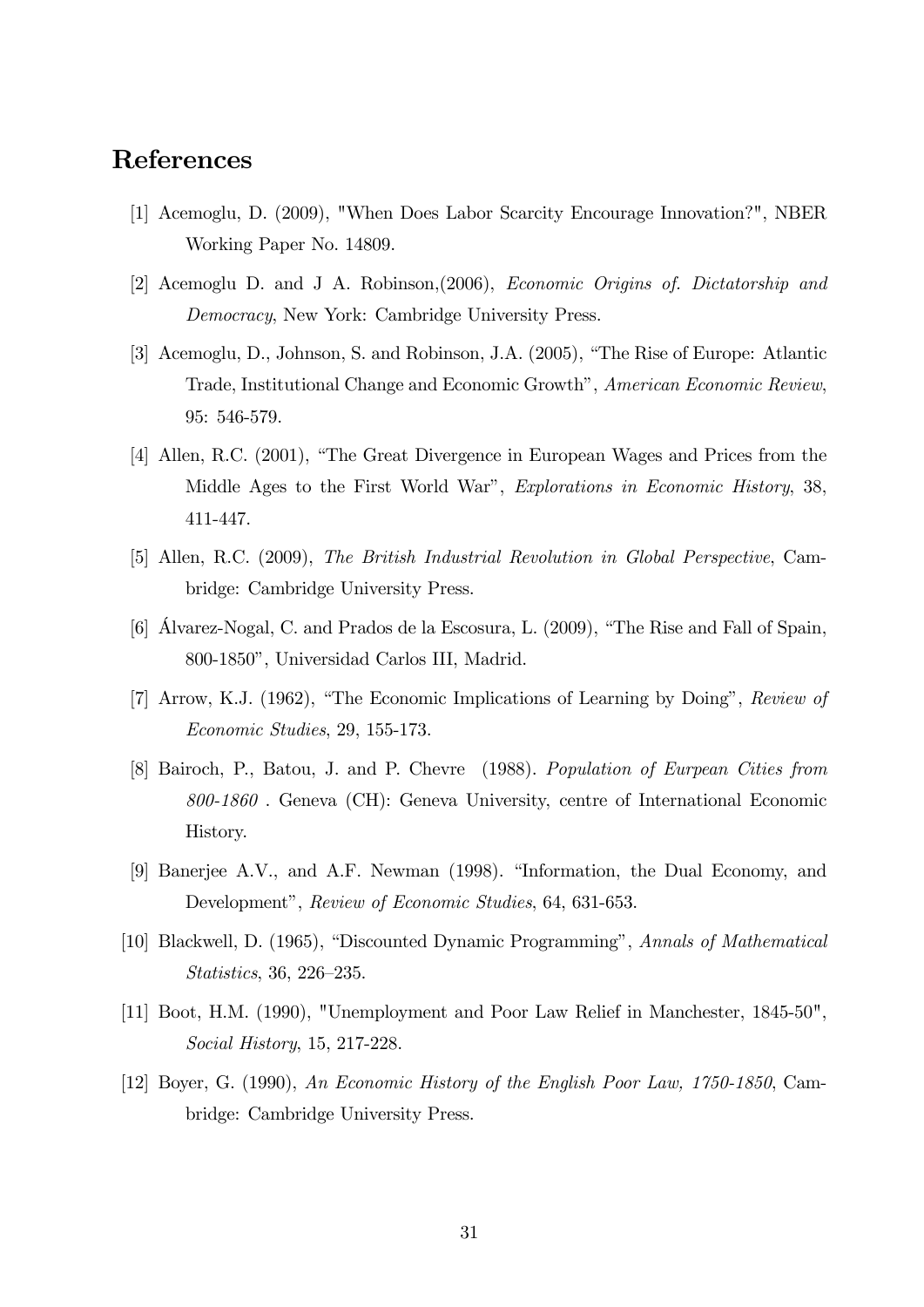## References

[1] Acemoglu, D. (2009), "When Does Labor Scarcity Encourage Innovation?", NBER Working Paper No. 14809.

[2] Acemoglu D. and J A. Robinson,(2006), *Economic Origins of. Dictatorship and Democracy*, New York: Cambridge University Press.

[3] Acemoglu, D., Johnson, S. and Robinson, J.A. (2005), "The Rise of Europe: Atlantic Trade, Institutional Change and Economic Growth", *American Economic Review*, 95: 546-579.

[4] Allen, R.C. (2001), "The Great Divergence in European Wages and Prices from the Middle Ages to the First World War", *Explorations in Economic History*, 38, 411-447.

[5] Allen, R.C. (2009), *The British Industrial Revolution in Global Perspective*, Cambridge: Cambridge University Press.

[6] Álvarez-Nogal, C. and Prados de la Escosura, L. (2009), "The Rise and Fall of Spain, 800-1850", Universidad Carlos III, Madrid.

[7] Arrow, K.J. (1962), "The Economic Implications of Learning by Doing", *Review of Economic Studies*, 29, 155-173.

[8] Bairoch, P., Batou, J. and P. Chevre (1988). *Population of Eurpean Cities from 800-1860* . Geneva (CH): Geneva University, centre of International Economic History.

[9] Banerjee A.V., and A.F. Newman (1998). "Information, the Dual Economy, and Development", *Review of Economic Studies*, 64, 631-653.

[10] Blackwell, D. (1965), "Discounted Dynamic Programming", *Annals of Mathematical Statistics*, 36, 226–235.

[11] Boot, H.M. (1990), "Unemployment and Poor Law Relief in Manchester, 1845-50", *Social History*, 15, 217-228.

[12] Boyer, G. (1990), *An Economic History of the English Poor Law, 1750-1850*, Cambridge: Cambridge University Press.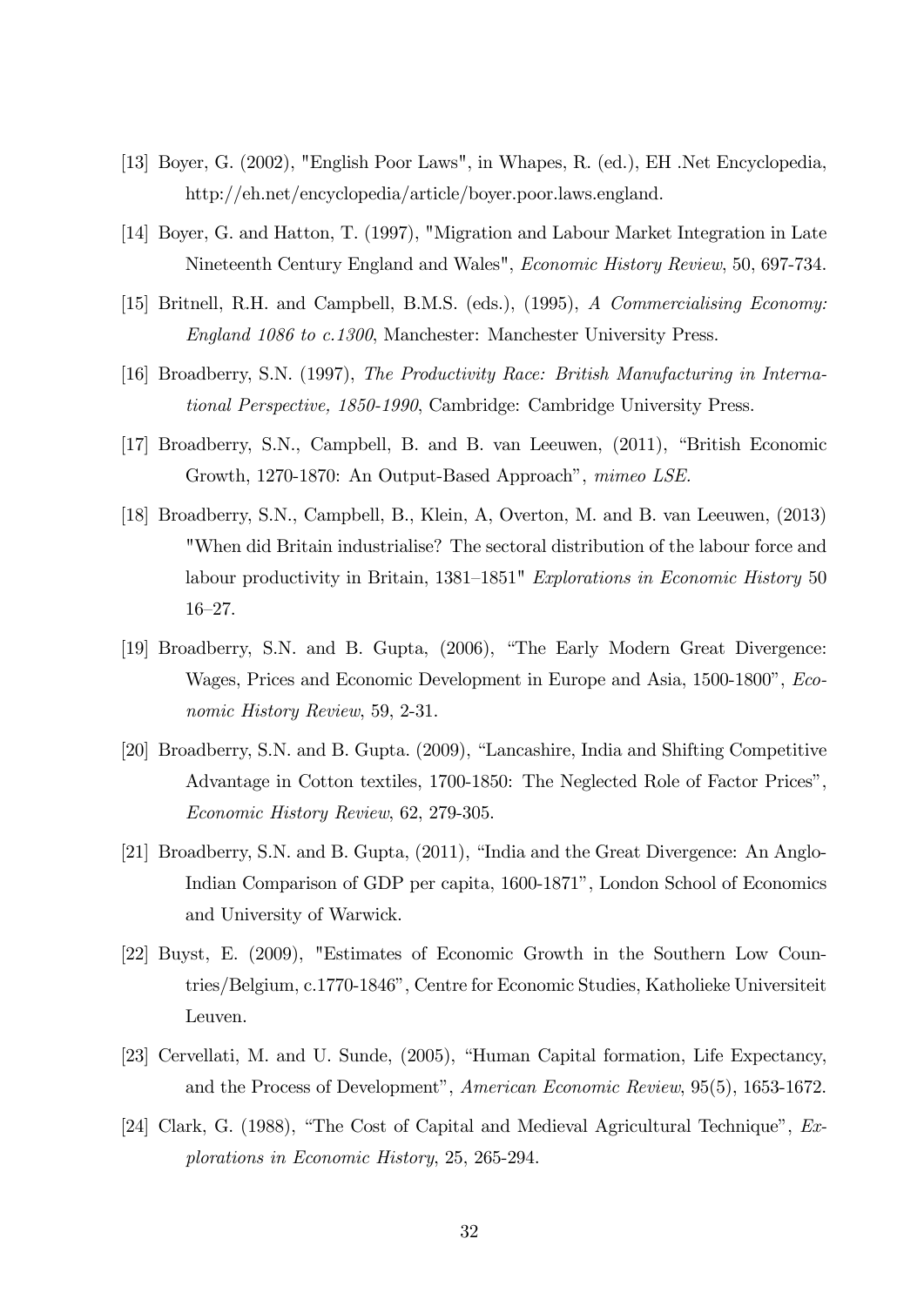[13] Boyer, G. (2002), "English Poor Laws", in Whapes, R. (ed.), EH .Net Encyclopedia, http://eh.net/encyclopedia/article/boyer.poor.laws.england.

[14] Boyer, G. and Hatton, T. (1997), "Migration and Labour Market Integration in Late Nineteenth Century England and Wales", *Economic History Review*, 50, 697-734.

[15] Britnell, R.H. and Campbell, B.M.S. (eds.), (1995), *A Commercialising Economy: England 1086 to c.1300*, Manchester: Manchester University Press.

[16] Broadberry, S.N. (1997), *The Productivity Race: British Manufacturing in International Perspective, 1850-1990*, Cambridge: Cambridge University Press.

[17] Broadberry, S.N., Campbell, B. and B. van Leeuwen, (2011), "British Economic Growth, 1270-1870: An Output-Based Approach", *mimeo LSE*.

[18] Broadberry, S.N., Campbell, B., Klein, A, Overton, M. and B. van Leeuwen, (2013) "When did Britain industrialise? The sectoral distribution of the labour force and labour productivity in Britain, 1381–1851" *Explorations in Economic History* 50 16–27.

[19] Broadberry, S.N. and B. Gupta, (2006), "The Early Modern Great Divergence: Wages, Prices and Economic Development in Europe and Asia, 1500-1800", *Economic History Review*, 59, 2-31.

[20] Broadberry, S.N. and B. Gupta. (2009), "Lancashire, India and Shifting Competitive Advantage in Cotton textiles, 1700-1850: The Neglected Role of Factor Prices", *Economic History Review*, 62, 279-305.

[21] Broadberry, S.N. and B. Gupta, (2011), "India and the Great Divergence: An Anglo-Indian Comparison of GDP per capita, 1600-1871", London School of Economics and University of Warwick.

[22] Buyst, E. (2009), "Estimates of Economic Growth in the Southern Low Countries/Belgium, c.1770-1846", Centre for Economic Studies, Katholieke Universiteit Leuven.

[23] Cervellati, M. and U. Sunde, (2005), "Human Capital formation, Life Expectancy, and the Process of Development", *American Economic Review*, 95(5), 1653-1672.

[24] Clark, G. (1988), "The Cost of Capital and Medieval Agricultural Technique", *Explorations in Economic History*, 25, 265-294.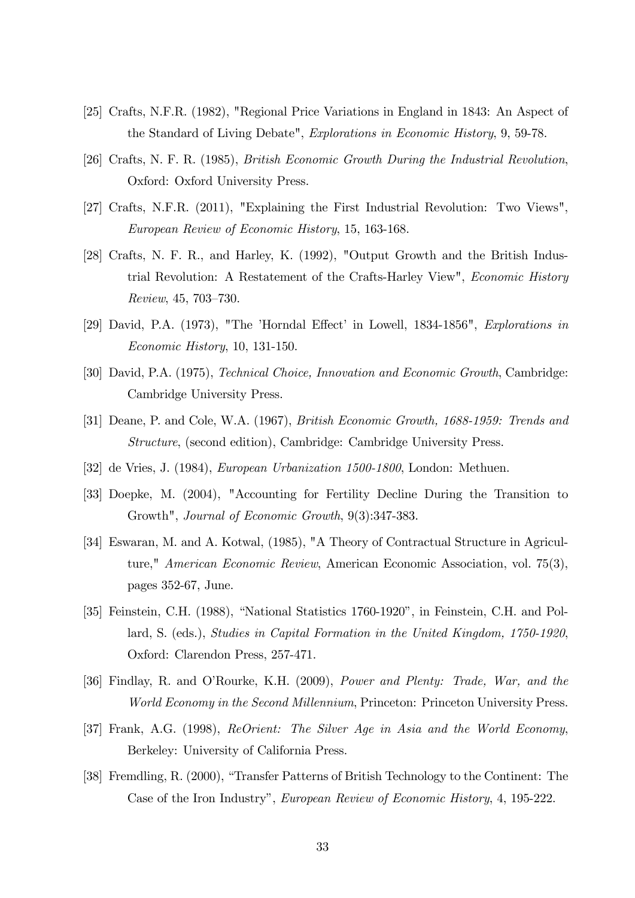[25] Crafts, N.F.R. (1982), "Regional Price Variations in England in 1843: An Aspect of the Standard of Living Debate", *Explorations in Economic History*, 9, 59-78.

[26] Crafts, N. F. R. (1985), *British Economic Growth During the Industrial Revolution*, Oxford: Oxford University Press.

[27] Crafts, N.F.R. (2011), "Explaining the First Industrial Revolution: Two Views", *European Review of Economic History*, 15, 163-168.

[28] Crafts, N. F. R., and Harley, K. (1992), "Output Growth and the British Industrial Revolution: A Restatement of the Crafts-Harley View", *Economic History Review*, 45, 703–730.

[29] David, P.A. (1973), "The 'Horndal Effect' in Lowell, 1834-1856", *Explorations in Economic History*, 10, 131-150.

[30] David, P.A. (1975), *Technical Choice, Innovation and Economic Growth*, Cambridge: Cambridge University Press.

[31] Deane, P. and Cole, W.A. (1967), *British Economic Growth, 1688-1959: Trends and Structure*, (second edition), Cambridge: Cambridge University Press.

[32] de Vries, J. (1984), *European Urbanization 1500-1800*, London: Methuen.

[33] Doepke, M. (2004), "Accounting for Fertility Decline During the Transition to Growth", *Journal of Economic Growth*, 9(3):347-383.

[34] Eswaran, M. and A. Kotwal, (1985), "A Theory of Contractual Structure in Agriculture," *American Economic Review*, American Economic Association, vol. 75(3), pages 352-67, June.

[35] Feinstein, C.H. (1988), "National Statistics 1760-1920", in Feinstein, C.H. and Pollard, S. (eds.), *Studies in Capital Formation in the United Kingdom, 1750-1920*, Oxford: Clarendon Press, 257-471.

[36] Findlay, R. and O'Rourke, K.H. (2009), *Power and Plenty: Trade, War, and the World Economy in the Second Millennium*, Princeton: Princeton University Press.

[37] Frank, A.G. (1998), *ReOrient: The Silver Age in Asia and the World Economy*, Berkeley: University of California Press.

[38] Fremdling, R. (2000), "Transfer Patterns of British Technology to the Continent: The Case of the Iron Industry", *European Review of Economic History*, 4, 195-222.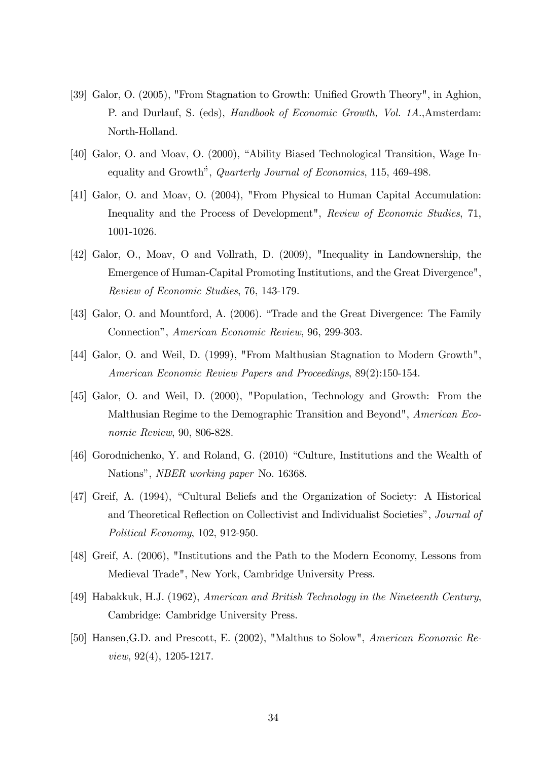[39] Galor, O. (2005), "From Stagnation to Growth: Unified Growth Theory", in Aghion, P. and Durlauf, S. (eds), *Handbook of Economic Growth, Vol. 1A.*,Amsterdam: North-Holland.

[40] Galor, O. and Moav, O. (2000), "Ability Biased Technological Transition, Wage Inequality and Growth", *Quarterly Journal of Economics*, 115, 469-498.

[41] Galor, O. and Moav, O. (2004), "From Physical to Human Capital Accumulation: Inequality and the Process of Development", *Review of Economic Studies*, 71, 1001-1026.

[42] Galor, O., Moav, O and Vollrath, D. (2009), "Inequality in Landownership, the Emergence of Human-Capital Promoting Institutions, and the Great Divergence", *Review of Economic Studies*, 76, 143-179.

[43] Galor, O. and Mountford, A. (2006). "Trade and the Great Divergence: The Family Connection", *American Economic Review*, 96, 299-303.

[44] Galor, O. and Weil, D. (1999), "From Malthusian Stagnation to Modern Growth", *American Economic Review Papers and Proceedings*, 89(2):150-154.

[45] Galor, O. and Weil, D. (2000), "Population, Technology and Growth: From the Malthusian Regime to the Demographic Transition and Beyond", *American Economic Review*, 90, 806-828.

[46] Gorodnichenko, Y. and Roland, G. (2010) "Culture, Institutions and the Wealth of Nations", *NBER working paper* No. 16368.

[47] Greif, A. (1994), "Cultural Beliefs and the Organization of Society: A Historical and Theoretical Reflection on Collectivist and Individualist Societies", *Journal of Political Economy*, 102, 912-950.

[48] Greif, A. (2006), "Institutions and the Path to the Modern Economy, Lessons from Medieval Trade", New York, Cambridge University Press.

[49] Habakkuk, H.J. (1962), *American and British Technology in the Nineteenth Century*, Cambridge: Cambridge University Press.

[50] Hansen,G.D. and Prescott, E. (2002), "Malthus to Solow", *American Economic Review*, 92(4), 1205-1217.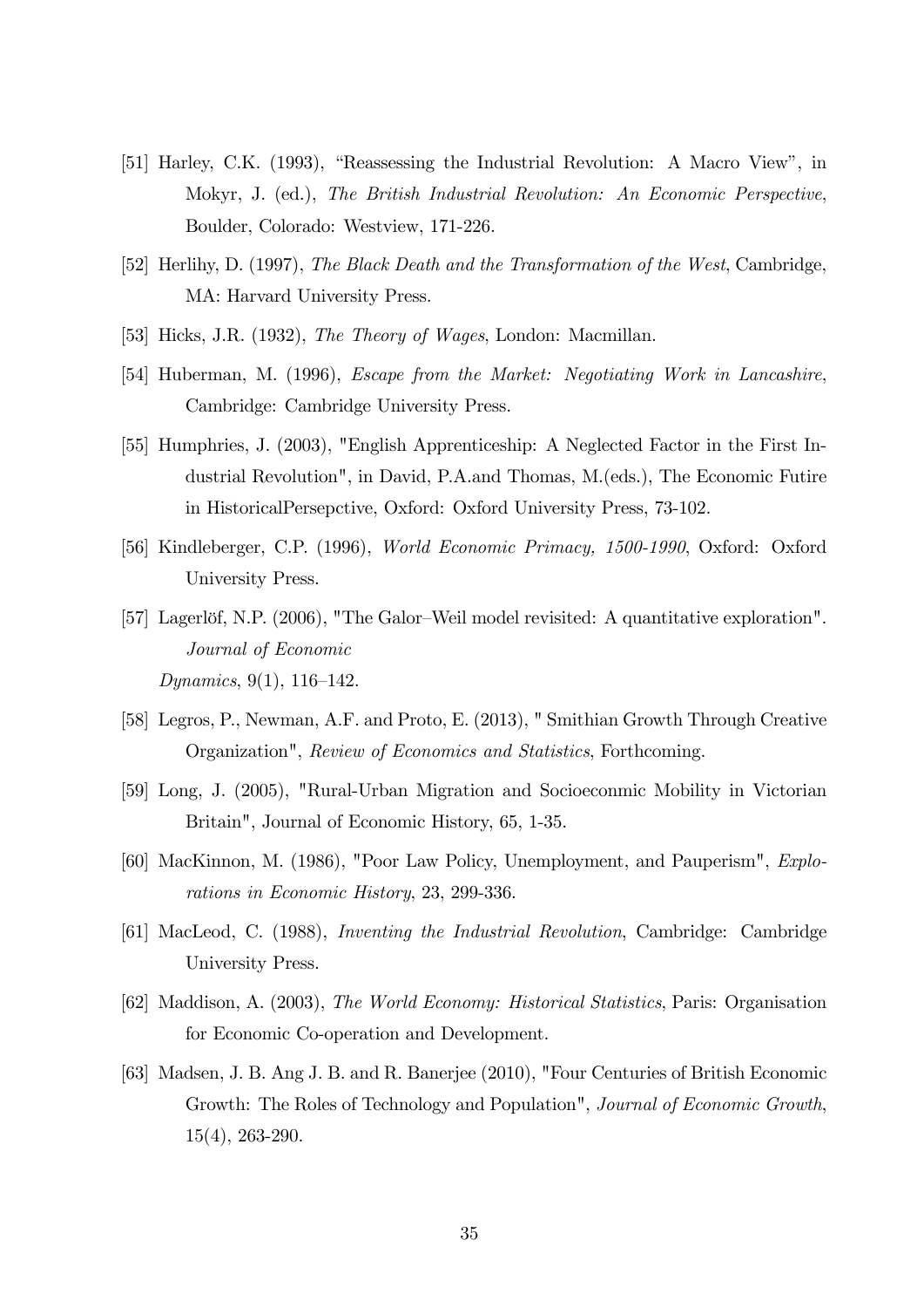[51] Harley, C.K. (1993), "Reassessing the Industrial Revolution: A Macro View", in Mokyr, J. (ed.), *The British Industrial Revolution: An Economic Perspective*, Boulder, Colorado: Westview, 171-226.

[52] Herlihy, D. (1997), *The Black Death and the Transformation of the West*, Cambridge, MA: Harvard University Press.

[53] Hicks, J.R. (1932), *The Theory of Wages*, London: Macmillan.

[54] Huberman, M. (1996), *Escape from the Market: Negotiating Work in Lancashire*, Cambridge: Cambridge University Press.

[55] Humphries, J. (2003), "English Apprenticeship: A Neglected Factor in the First Industrial Revolution", in David, P.A.and Thomas, M.(eds.), The Economic Futire in HistoricalPersepctive, Oxford: Oxford University Press, 73-102.

[56] Kindleberger, C.P. (1996), *World Economic Primacy, 1500-1990*, Oxford: Oxford University Press.

[57] Lagerlöf, N.P. (2006), "The Galor–Weil model revisited: A quantitative exploration". *Journal of Economic Dynamics*, 9(1), 116–142.

[58] Legros, P., Newman, A.F. and Proto, E. (2013), " Smithian Growth Through Creative Organization", *Review of Economics and Statistics*, Forthcoming.

[59] Long, J. (2005), "Rural-Urban Migration and Socioeconmic Mobility in Victorian Britain", Journal of Economic History, 65, 1-35.

[60] MacKinnon, M. (1986), "Poor Law Policy, Unemployment, and Pauperism", *Explorations in Economic History*, 23, 299-336.

[61] MacLeod, C. (1988), *Inventing the Industrial Revolution*, Cambridge: Cambridge University Press.

[62] Maddison, A. (2003), *The World Economy: Historical Statistics*, Paris: Organisation for Economic Co-operation and Development.

[63] Madsen, J. B. Ang J. B. and R. Banerjee (2010), "Four Centuries of British Economic Growth: The Roles of Technology and Population", *Journal of Economic Growth*, 15(4), 263-290.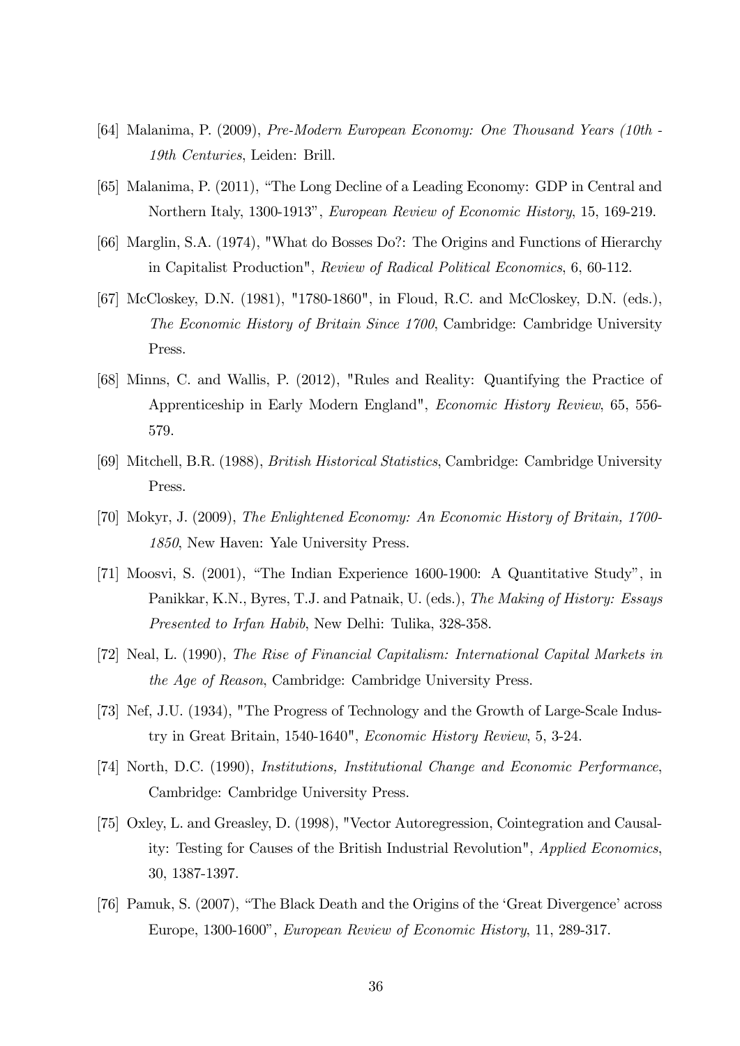[64] Malanima, P. (2009), *Pre-Modern European Economy: One Thousand Years (10th - 19th Centuries*, Leiden: Brill.

[65] Malanima, P. (2011), "The Long Decline of a Leading Economy: GDP in Central and Northern Italy, 1300-1913", *European Review of Economic History*, 15, 169-219.

[66] Marglin, S.A. (1974), "What do Bosses Do?: The Origins and Functions of Hierarchy in Capitalist Production", *Review of Radical Political Economics*, 6, 60-112.

[67] McCloskey, D.N. (1981), "1780-1860", in Floud, R.C. and McCloskey, D.N. (eds.), *The Economic History of Britain Since 1700*, Cambridge: Cambridge University Press.

[68] Minns, C. and Wallis, P. (2012), "Rules and Reality: Quantifying the Practice of Apprenticeship in Early Modern England", *Economic History Review*, 65, 556-579.

[69] Mitchell, B.R. (1988), *British Historical Statistics*, Cambridge: Cambridge University Press.

[70] Mokyr, J. (2009), *The Enlightened Economy: An Economic History of Britain, 1700-1850*, New Haven: Yale University Press.

[71] Moosvi, S. (2001), "The Indian Experience 1600-1900: A Quantitative Study", in Panikkar, K.N., Byres, T.J. and Patnaik, U. (eds.), *The Making of History: Essays Presented to Irfan Habib*, New Delhi: Tulika, 328-358.

[72] Neal, L. (1990), *The Rise of Financial Capitalism: International Capital Markets in the Age of Reason*, Cambridge: Cambridge University Press.

[73] Nef, J.U. (1934), "The Progress of Technology and the Growth of Large-Scale Industry in Great Britain, 1540-1640", *Economic History Review*, 5, 3-24.

[74] North, D.C. (1990), *Institutions, Institutional Change and Economic Performance*, Cambridge: Cambridge University Press.

[75] Oxley, L. and Greasley, D. (1998), "Vector Autoregression, Cointegration and Causality: Testing for Causes of the British Industrial Revolution", *Applied Economics*, 30, 1387-1397.

[76] Pamuk, S. (2007), "The Black Death and the Origins of the 'Great Divergence' across Europe, 1300-1600", *European Review of Economic History*, 11, 289-317.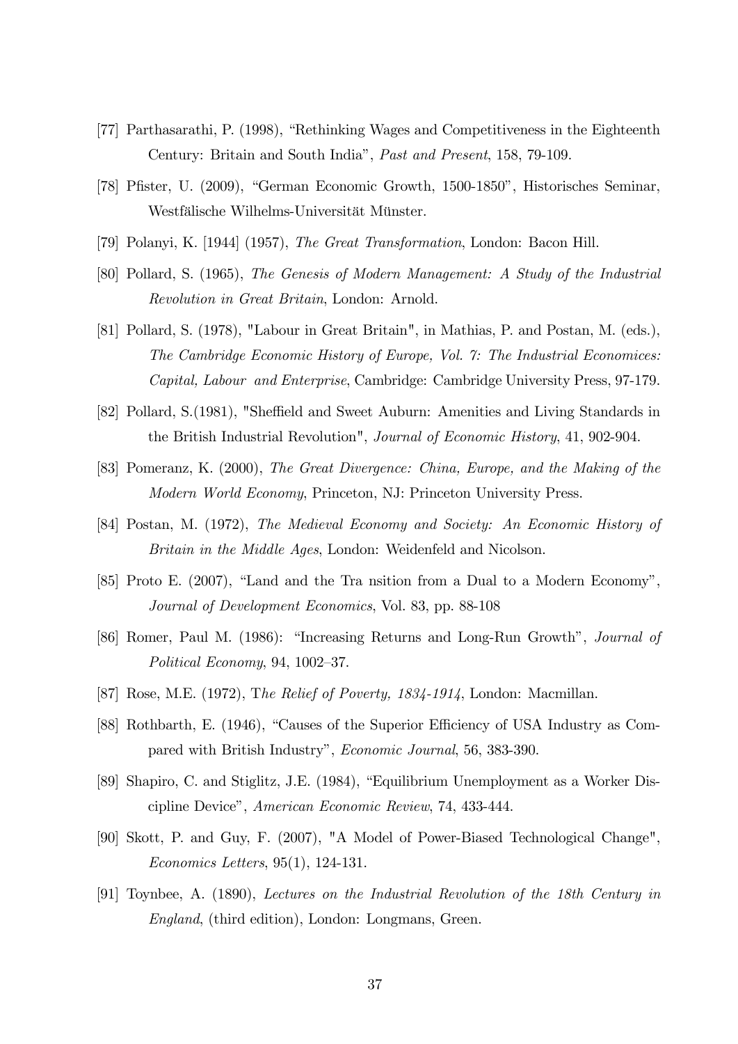[77] Parthasarathi, P. (1998), "Rethinking Wages and Competitiveness in the Eighteenth Century: Britain and South India", *Past and Present*, 158, 79-109.

[78] Pfister, U. (2009), "German Economic Growth, 1500-1850", Historisches Seminar, Westfälische Wilhelms-Universität Münster.

[79] Polanyi, K. [1944] (1957), *The Great Transformation*, London: Bacon Hill.

[80] Pollard, S. (1965), *The Genesis of Modern Management: A Study of the Industrial Revolution in Great Britain*, London: Arnold.

[81] Pollard, S. (1978), "Labour in Great Britain", in Mathias, P. and Postan, M. (eds.), *The Cambridge Economic History of Europe, Vol. 7: The Industrial Economices: Capital, Labour and Enterprise*, Cambridge: Cambridge University Press, 97-179.

[82] Pollard, S.(1981), "Sheffield and Sweet Auburn: Amenities and Living Standards in the British Industrial Revolution", *Journal of Economic History*, 41, 902-904.

[83] Pomeranz, K. (2000), *The Great Divergence: China, Europe, and the Making of the Modern World Economy*, Princeton, NJ: Princeton University Press.

[84] Postan, M. (1972), *The Medieval Economy and Society: An Economic History of Britain in the Middle Ages*, London: Weidenfeld and Nicolson.

[85] Proto E. (2007), "Land and the Tra nsition from a Dual to a Modern Economy", *Journal of Development Economics*, Vol. 83, pp. 88-108

[86] Romer, Paul M. (1986): "Increasing Returns and Long-Run Growth", *Journal of Political Economy*, 94, 1002–37.

[87] Rose, M.E. (1972), T*he Relief of Poverty, 1834-1914*, London: Macmillan.

[88] Rothbarth, E. (1946), "Causes of the Superior Efficiency of USA Industry as Compared with British Industry", *Economic Journal*, 56, 383-390.

[89] Shapiro, C. and Stiglitz, J.E. (1984), "Equilibrium Unemployment as a Worker Discipline Device", *American Economic Review*, 74, 433-444.

[90] Skott, P. and Guy, F. (2007), "A Model of Power-Biased Technological Change", *Economics Letters*, 95(1), 124-131.

[91] Toynbee, A. (1890), *Lectures on the Industrial Revolution of the 18th Century in England*, (third edition), London: Longmans, Green.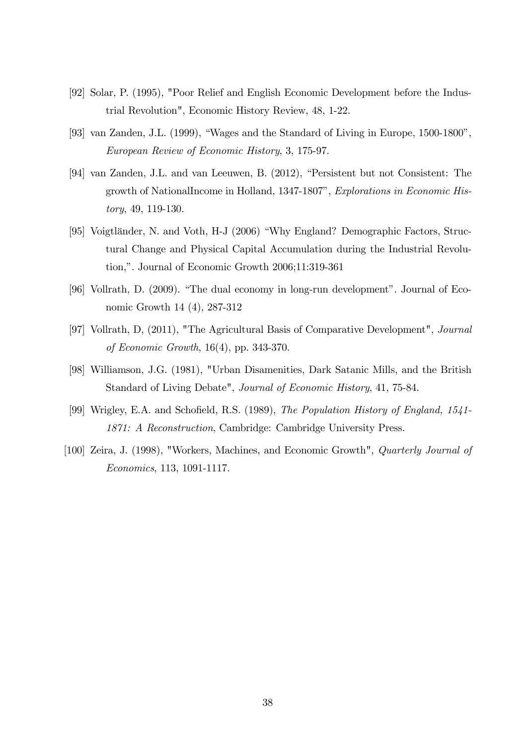[92] Solar, P. (1995), "Poor Relief and English Economic Development before the Industrial Revolution", Economic History Review, 48, 1-22.

[93] van Zanden, J.L. (1999), "Wages and the Standard of Living in Europe, 1500-1800", *European Review of Economic History*, 3, 175-97.

[94] van Zanden, J.L. and van Leeuwen, B. (2012), "Persistent but not Consistent: The growth of NationalIncome in Holland, 1347-1807", *Explorations in Economic History*, 49, 119-130.

[95] Voigtländer, N. and Voth, H-J (2006) "Why England? Demographic Factors, Structural Change and Physical Capital Accumulation during the Industrial Revolution,". Journal of Economic Growth 2006;11:319-361

[96] Vollrath, D. (2009). "The dual economy in long-run development". Journal of Economic Growth 14 (4), 287-312

[97] Vollrath, D, (2011), "The Agricultural Basis of Comparative Development", *Journal of Economic Growth*, 16(4), pp. 343-370.

[98] Williamson, J.G. (1981), "Urban Disamenities, Dark Satanic Mills, and the British Standard of Living Debate", *Journal of Economic History*, 41, 75-84.

[99] Wrigley, E.A. and Schofield, R.S. (1989), *The Population History of England, 1541-1871: A Reconstruction*, Cambridge: Cambridge University Press.

[100] Zeira, J. (1998), "Workers, Machines, and Economic Growth", *Quarterly Journal of Economics*, 113, 1091-1117.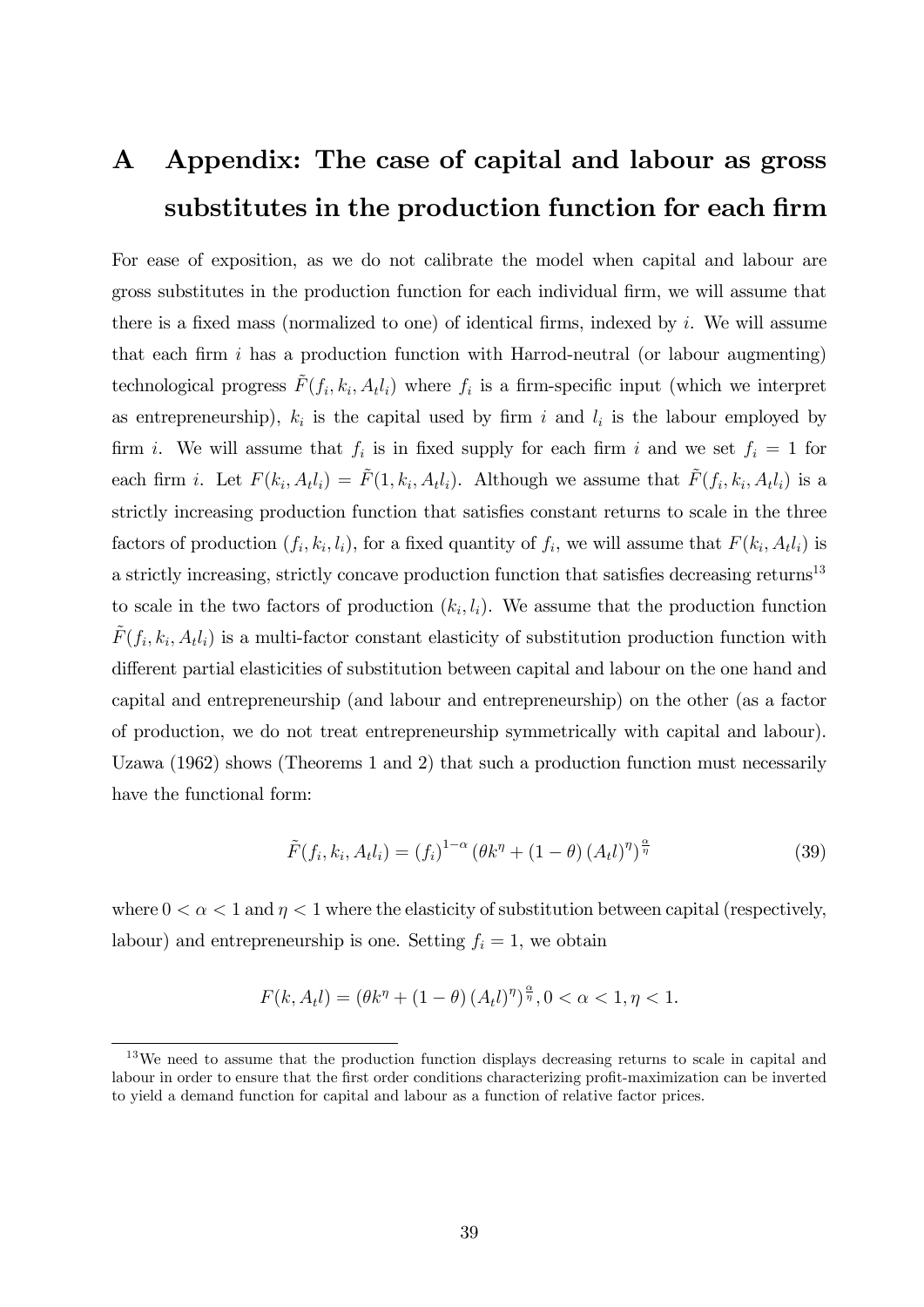# A Appendix: The case of capital and labour as gross substitutes in the production function for each firm

For ease of exposition, as we do not calibrate the model when capital and labour are gross substitutes in the production function for each individual firm, we will assume that there is a fixed mass (normalized to one) of identical firms, indexed by $i$. We will assume that each firm $i$ has a production function with Harrod-neutral (or labour augmenting) technological progress $\tilde{F}(f_i, k_i, A_t l_i)$ where $f_i$ is a firm-specific input (which we interpret as entrepreneurship), $k_i$ is the capital used by firm $i$ and $l_i$ is the labour employed by firm $i$. We will assume that $f_i$ is in fixed supply for each firm $i$ and we set $f_i = 1$ for each firm $i$. Let $F(k_i, A_t l_i) = \tilde{F}(1, k_i, A_t l_i)$. Although we assume that $\tilde{F}(f_i, k_i, A_t l_i)$ is a strictly increasing production function that satisfies constant returns to scale in the three factors of production $(f_i, k_i, l_i)$, for a fixed quantity of $f_i$, we will assume that $F(k_i, A_t l_i)$ is a strictly increasing, strictly concave production function that satisfies decreasing returns[13] to scale in the two factors of production $(k_i, l_i)$. We assume that the production function $\tilde{F}(f_i, k_i, A_t l_i)$ is a multi-factor constant elasticity of substitution production function with different partial elasticities of substitution between capital and labour on the one hand and capital and entrepreneurship (and labour and entrepreneurship) on the other (as a factor of production, we do not treat entrepreneurship symmetrically with capital and labour). Uzawa (1962) shows (Theorems 1 and 2) that such a production function must necessarily have the functional form:

$$\tilde{F}(f_i, k_i, A_t l_i) = (f_i)^{1-\alpha} \left(\theta k^{\eta} + (1-\theta)(A_t l)^{\eta}\right)^{\frac{\alpha}{\eta}} \tag{39}$$

where $0 < \alpha < 1$ and $\eta < 1$ where the elasticity of substitution between capital (respectively, labour) and entrepreneurship is one. Setting $f_i = 1$, we obtain

$$F(k, A_t l) = \left(\theta k^{\eta} + (1-\theta)(A_t l)^{\eta}\right)^{\frac{\alpha}{\eta}}, 0 < \alpha < 1, \eta < 1.$$

[13] We need to assume that the production function displays decreasing returns to scale in capital and labour in order to ensure that the first order conditions characterizing profit-maximization can be inverted to yield a demand function for capital and labour as a function of relative factor prices.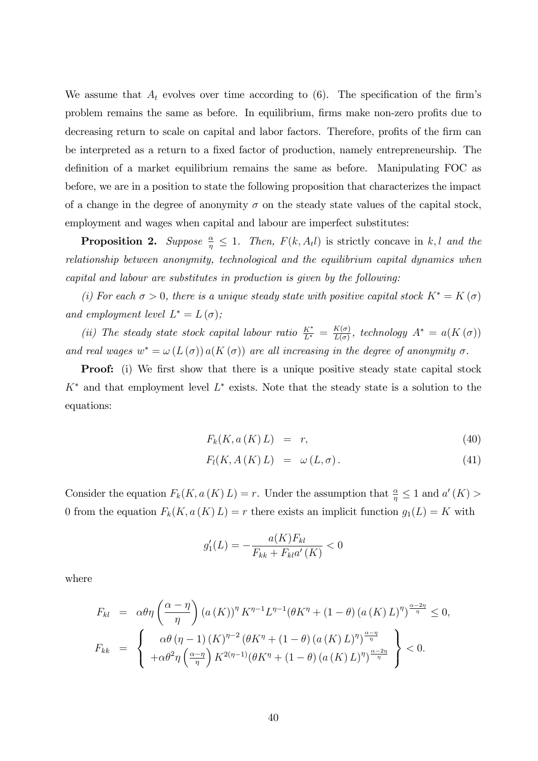We assume that $A_t$ evolves over time according to (6). The specification of the firm's problem remains the same as before. In equilibrium, firms make non-zero profits due to decreasing return to scale on capital and labor factors. Therefore, profits of the firm can be interpreted as a return to a fixed factor of production, namely entrepreneurship. The definition of a market equilibrium remains the same as before. Manipulating FOC as before, we are in a position to state the following proposition that characterizes the impact of a change in the degree of anonymity $\sigma$ on the steady state values of the capital stock, employment and wages when capital and labour are imperfect substitutes:

**Proposition 2.** *Suppose $\frac{\alpha}{\eta} \leq 1$. Then, $F(k, A_t l)$ is strictly concave in $k, l$ and the relationship between anonymity, technological and the equilibrium capital dynamics when capital and labour are substitutes in production is given by the following:*

*(i) For each $\sigma > 0$, there is a unique steady state with positive capital stock $K^* = K(\sigma)$ and employment level $L^* = L(\sigma)$;*

*(ii) The steady state stock capital labour ratio $\frac{K^*}{L^*} = \frac{K(\sigma)}{L(\sigma)}$, technology $A^* = a(K(\sigma))$ and real wages $w^* = \omega(L(\sigma))\, a(K(\sigma))$ are all increasing in the degree of anonymity $\sigma$.*

**Proof:** (i) We first show that there is a unique positive steady state capital stock $K^*$ and that employment level $L^*$ exists. Note that the steady state is a solution to the equations:

$$F_k(K, a(K) L) = r, \tag{40}$$

$$F_l(K, A(K) L) = \omega(L, \sigma). \tag{41}$$

Consider the equation $F_k(K, a(K) L) = r$. Under the assumption that $\frac{\alpha}{\eta} \leq 1$ and $a'(K) > 0$ from the equation $F_k(K, a(K) L) = r$ there exists an implicit function $g_1(L) = K$ with

$$g_1'(L) = -\frac{a(K) F_{kl}}{F_{kk} + F_{kl} a'(K)} < 0$$

where

$$F_{kl} = \alpha\theta\eta\left(\frac{\alpha-\eta}{\eta}\right)(a(K))^{\eta} K^{\eta-1} L^{\eta-1} (\theta K^{\eta} + (1-\theta)(a(K) L)^{\eta})^{\frac{\alpha-2\eta}{\eta}} \leq 0,$$

$$F_{kk} = \left\{ \begin{array}{c} \alpha\theta(\eta-1)(K)^{\eta-2}(\theta K^{\eta} + (1-\theta)(a(K) L)^{\eta})^{\frac{\alpha-\eta}{\eta}} \\ +\alpha\theta^2\eta\left(\frac{\alpha-\eta}{\eta}\right) K^{2(\eta-1)} (\theta K^{\eta} + (1-\theta)(a(K) L)^{\eta})^{\frac{\alpha-2\eta}{\eta}} \end{array} \right\} < 0.$$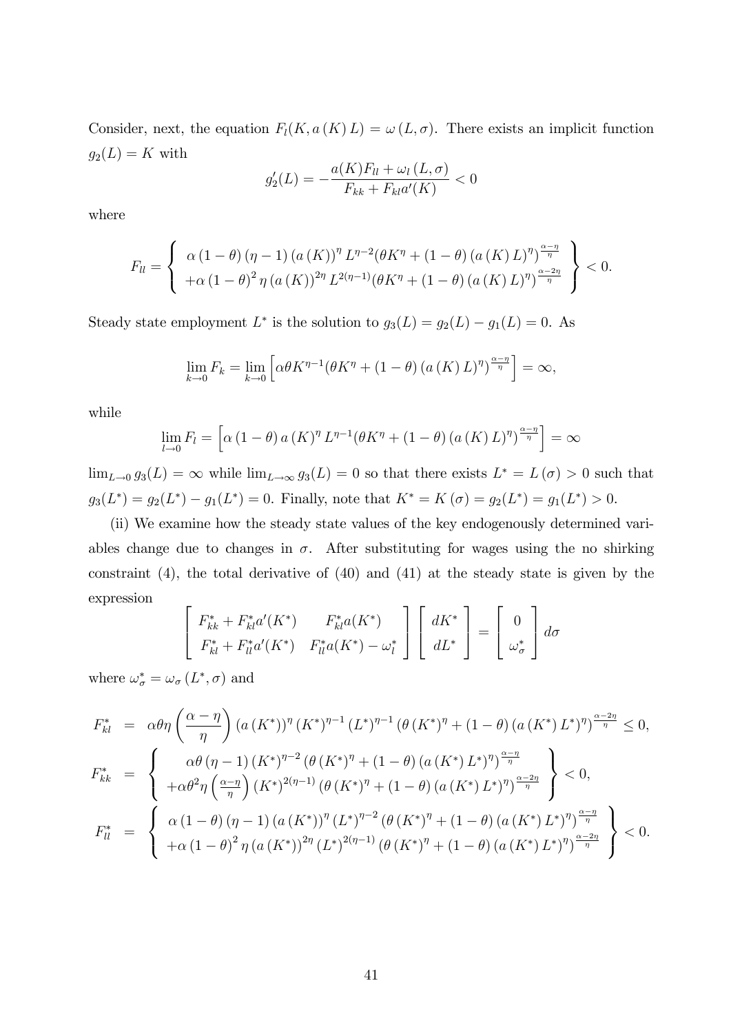Consider, next, the equation $F_l(K, a(K) L) = \omega(L, \sigma)$. There exists an implicit function $g_2(L) = K$ with

$$g_2'(L) = -\frac{a(K)F_{ll} + \omega_l(L, \sigma)}{F_{kk} + F_{kl}a'(K)} < 0$$

where

$$F_{ll} = \left\{ \begin{array}{c} \alpha(1-\theta)(\eta-1)(a(K))^{\eta} L^{\eta-2}(\theta K^{\eta} + (1-\theta)(a(K)L)^{\eta})^{\frac{\alpha-\eta}{\eta}} \\ +\alpha(1-\theta)^2 \eta (a(K))^{2\eta} L^{2(\eta-1)}(\theta K^{\eta} + (1-\theta)(a(K)L)^{\eta})^{\frac{\alpha-2\eta}{\eta}} \end{array} \right\} < 0.$$

Steady state employment $L^*$ is the solution to $g_3(L) = g_2(L) - g_1(L) = 0$. As

$$\lim_{k \to 0} F_k = \lim_{k \to 0} \left[ \alpha\theta K^{\eta-1}(\theta K^{\eta} + (1-\theta)(a(K)L)^{\eta})^{\frac{\alpha-\eta}{\eta}} \right] = \infty,$$

while

$$\lim_{l \to 0} F_l = \left[ \alpha(1-\theta) a(K)^{\eta} L^{\eta-1}(\theta K^{\eta} + (1-\theta)(a(K)L)^{\eta})^{\frac{\alpha-\eta}{\eta}} \right] = \infty$$

$\lim_{L \to 0} g_3(L) = \infty$ while $\lim_{L \to \infty} g_3(L) = 0$ so that there exists $L^* = L(\sigma) > 0$ such that $g_3(L^*) = g_2(L^*) - g_1(L^*) = 0$. Finally, note that $K^* = K(\sigma) = g_2(L^*) = g_1(L^*) > 0$.

(ii) We examine how the steady state values of the key endogenously determined variables change due to changes in $\sigma$. After substituting for wages using the no shirking constraint (4), the total derivative of (40) and (41) at the steady state is given by the expression

$$\begin{bmatrix} F_{kk}^* + F_{kl}^* a'(K^*) & F_{kl}^* a(K^*) \\ F_{kl}^* + F_{ll}^* a'(K^*) & F_{ll}^* a(K^*) - \omega_l^* \end{bmatrix} \begin{bmatrix} dK^* \\ dL^* \end{bmatrix} = \begin{bmatrix} 0 \\ \omega_\sigma^* \end{bmatrix} d\sigma$$

where $\omega_\sigma^* = \omega_\sigma(L^*, \sigma)$ and

$$\begin{aligned}
F_{kl}^* &= \alpha\theta\eta\left(\frac{\alpha-\eta}{\eta}\right)(a(K^*))^{\eta}(K^*)^{\eta-1}(L^*)^{\eta-1}\left(\theta(K^*)^{\eta} + (1-\theta)(a(K^*)L^*)^{\eta}\right)^{\frac{\alpha-2\eta}{\eta}} \leq 0, \\
F_{kk}^* &= \left\{ \begin{array}{c} \alpha\theta(\eta-1)(K^*)^{\eta-2}\left(\theta(K^*)^{\eta} + (1-\theta)(a(K^*)L^*)^{\eta}\right)^{\frac{\alpha-\eta}{\eta}} \\ +\alpha\theta^2\eta\left(\frac{\alpha-\eta}{\eta}\right)(K^*)^{2(\eta-1)}\left(\theta(K^*)^{\eta} + (1-\theta)(a(K^*)L^*)^{\eta}\right)^{\frac{\alpha-2\eta}{\eta}} \end{array} \right\} < 0, \\
F_{ll}^* &= \left\{ \begin{array}{c} \alpha(1-\theta)(\eta-1)(a(K^*))^{\eta}(L^*)^{\eta-2}\left(\theta(K^*)^{\eta} + (1-\theta)(a(K^*)L^*)^{\eta}\right)^{\frac{\alpha-\eta}{\eta}} \\ +\alpha(1-\theta)^2\eta(a(K^*))^{2\eta}(L^*)^{2(\eta-1)}\left(\theta(K^*)^{\eta} + (1-\theta)(a(K^*)L^*)^{\eta}\right)^{\frac{\alpha-2\eta}{\eta}} \end{array} \right\} < 0.
\end{aligned}$$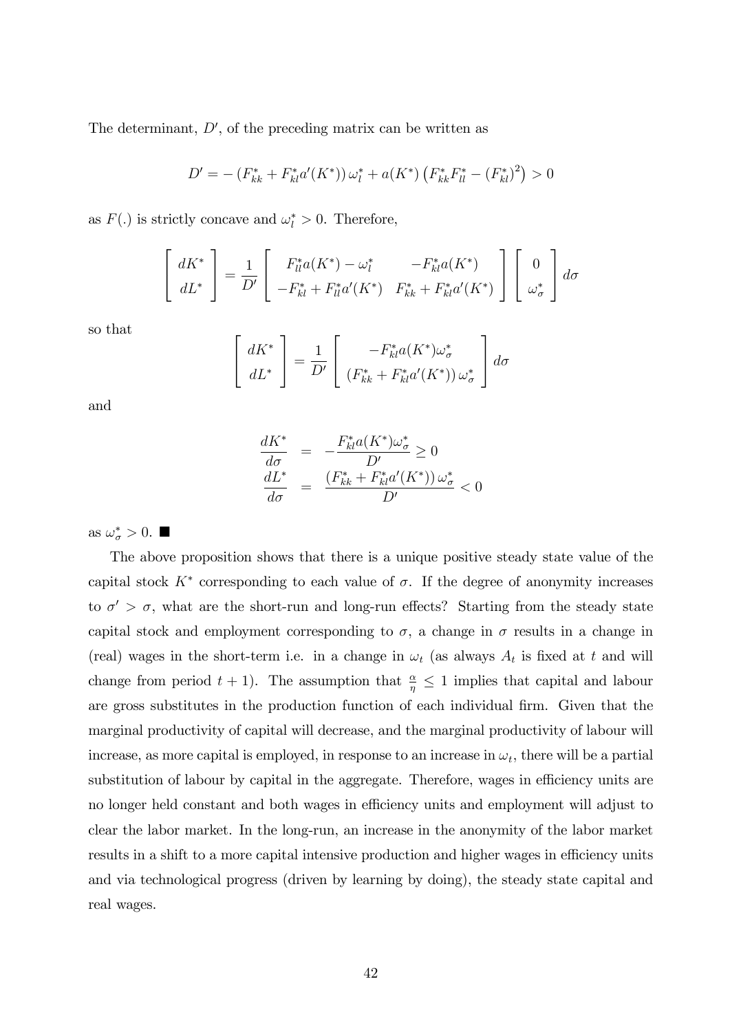The determinant, $D'$, of the preceding matrix can be written as

$$D' = -\left(F_{kk}^* + F_{kl}^* a'(K^*)\right)\omega_l^* + a(K^*)\left(F_{kk}^* F_{ll}^* - (F_{kl}^*)^2\right) > 0$$

as $F(.)$ is strictly concave and $\omega_l^* > 0$. Therefore,

$$\begin{bmatrix} dK^* \\ dL^* \end{bmatrix} = \frac{1}{D'} \begin{bmatrix} F_{ll}^* a(K^*) - \omega_l^* & -F_{kl}^* a(K^*) \\ -F_{kl}^* + F_{ll}^* a'(K^*) & F_{kk}^* + F_{kl}^* a'(K^*) \end{bmatrix} \begin{bmatrix} 0 \\ \omega_\sigma^* \end{bmatrix} d\sigma$$

so that

$$\begin{bmatrix} dK^* \\ dL^* \end{bmatrix} = \frac{1}{D'} \begin{bmatrix} -F_{kl}^* a(K^*)\omega_\sigma^* \\ \left(F_{kk}^* + F_{kl}^* a'(K^*)\right)\omega_\sigma^* \end{bmatrix} d\sigma$$

and

$$\begin{aligned} \frac{dK^*}{d\sigma} &= -\frac{F_{kl}^* a(K^*)\omega_\sigma^*}{D'} \geq 0 \\ \frac{dL^*}{d\sigma} &= \frac{\left(F_{kk}^* + F_{kl}^* a'(K^*)\right)\omega_\sigma^*}{D'} < 0 \end{aligned}$$

as $\omega_\sigma^* > 0$. ■

The above proposition shows that there is a unique positive steady state value of the capital stock $K^*$ corresponding to each value of $\sigma$. If the degree of anonymity increases to $\sigma' > \sigma$, what are the short-run and long-run effects? Starting from the steady state capital stock and employment corresponding to $\sigma$, a change in $\sigma$ results in a change in (real) wages in the short-term i.e. in a change in $\omega_t$ (as always $A_t$ is fixed at $t$ and will change from period $t+1$). The assumption that $\frac{\alpha}{\eta} \leq 1$ implies that capital and labour are gross substitutes in the production function of each individual firm. Given that the marginal productivity of capital will decrease, and the marginal productivity of labour will increase, as more capital is employed, in response to an increase in $\omega_t$, there will be a partial substitution of labour by capital in the aggregate. Therefore, wages in efficiency units are no longer held constant and both wages in efficiency units and employment will adjust to clear the labor market. In the long-run, an increase in the anonymity of the labor market results in a shift to a more capital intensive production and higher wages in efficiency units and via technological progress (driven by learning by doing), the steady state capital and real wages.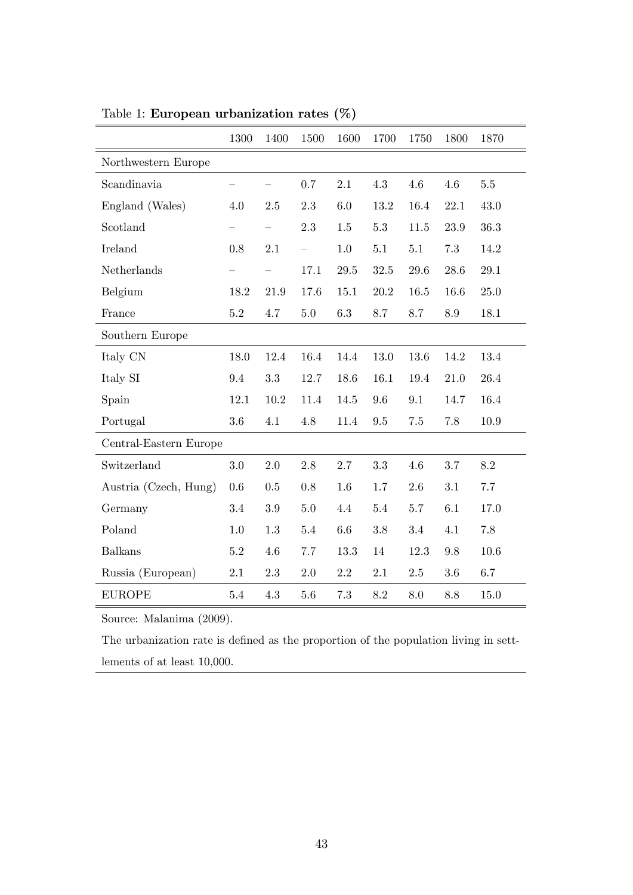Table 1: **European urbanization rates (%)**

| | 1300 | 1400 | 1500 | 1600 | 1700 | 1750 | 1800 | 1870 |
|---|---|---|---|---|---|---|---|---|
| Northwestern Europe | | | | | | | | |
| Scandinavia | – | – | 0.7 | 2.1 | 4.3 | 4.6 | 4.6 | 5.5 |
| England (Wales) | 4.0 | 2.5 | 2.3 | 6.0 | 13.2 | 16.4 | 22.1 | 43.0 |
| Scotland | – | – | 2.3 | 1.5 | 5.3 | 11.5 | 23.9 | 36.3 |
| Ireland | 0.8 | 2.1 | – | 1.0 | 5.1 | 5.1 | 7.3 | 14.2 |
| Netherlands | – | – | 17.1 | 29.5 | 32.5 | 29.6 | 28.6 | 29.1 |
| Belgium | 18.2 | 21.9 | 17.6 | 15.1 | 20.2 | 16.5 | 16.6 | 25.0 |
| France | 5.2 | 4.7 | 5.0 | 6.3 | 8.7 | 8.7 | 8.9 | 18.1 |
| Southern Europe | | | | | | | | |
| Italy CN | 18.0 | 12.4 | 16.4 | 14.4 | 13.0 | 13.6 | 14.2 | 13.4 |
| Italy SI | 9.4 | 3.3 | 12.7 | 18.6 | 16.1 | 19.4 | 21.0 | 26.4 |
| Spain | 12.1 | 10.2 | 11.4 | 14.5 | 9.6 | 9.1 | 14.7 | 16.4 |
| Portugal | 3.6 | 4.1 | 4.8 | 11.4 | 9.5 | 7.5 | 7.8 | 10.9 |
| Central-Eastern Europe | | | | | | | | |
| Switzerland | 3.0 | 2.0 | 2.8 | 2.7 | 3.3 | 4.6 | 3.7 | 8.2 |
| Austria (Czech, Hung) | 0.6 | 0.5 | 0.8 | 1.6 | 1.7 | 2.6 | 3.1 | 7.7 |
| Germany | 3.4 | 3.9 | 5.0 | 4.4 | 5.4 | 5.7 | 6.1 | 17.0 |
| Poland | 1.0 | 1.3 | 5.4 | 6.6 | 3.8 | 3.4 | 4.1 | 7.8 |
| Balkans | 5.2 | 4.6 | 7.7 | 13.3 | 14 | 12.3 | 9.8 | 10.6 |
| Russia (European) | 2.1 | 2.3 | 2.0 | 2.2 | 2.1 | 2.5 | 3.6 | 6.7 |
| EUROPE | 5.4 | 4.3 | 5.6 | 7.3 | 8.2 | 8.0 | 8.8 | 15.0 |

Source: Malanima (2009).

The urbanization rate is defined as the proportion of the population living in settlements of at least 10,000.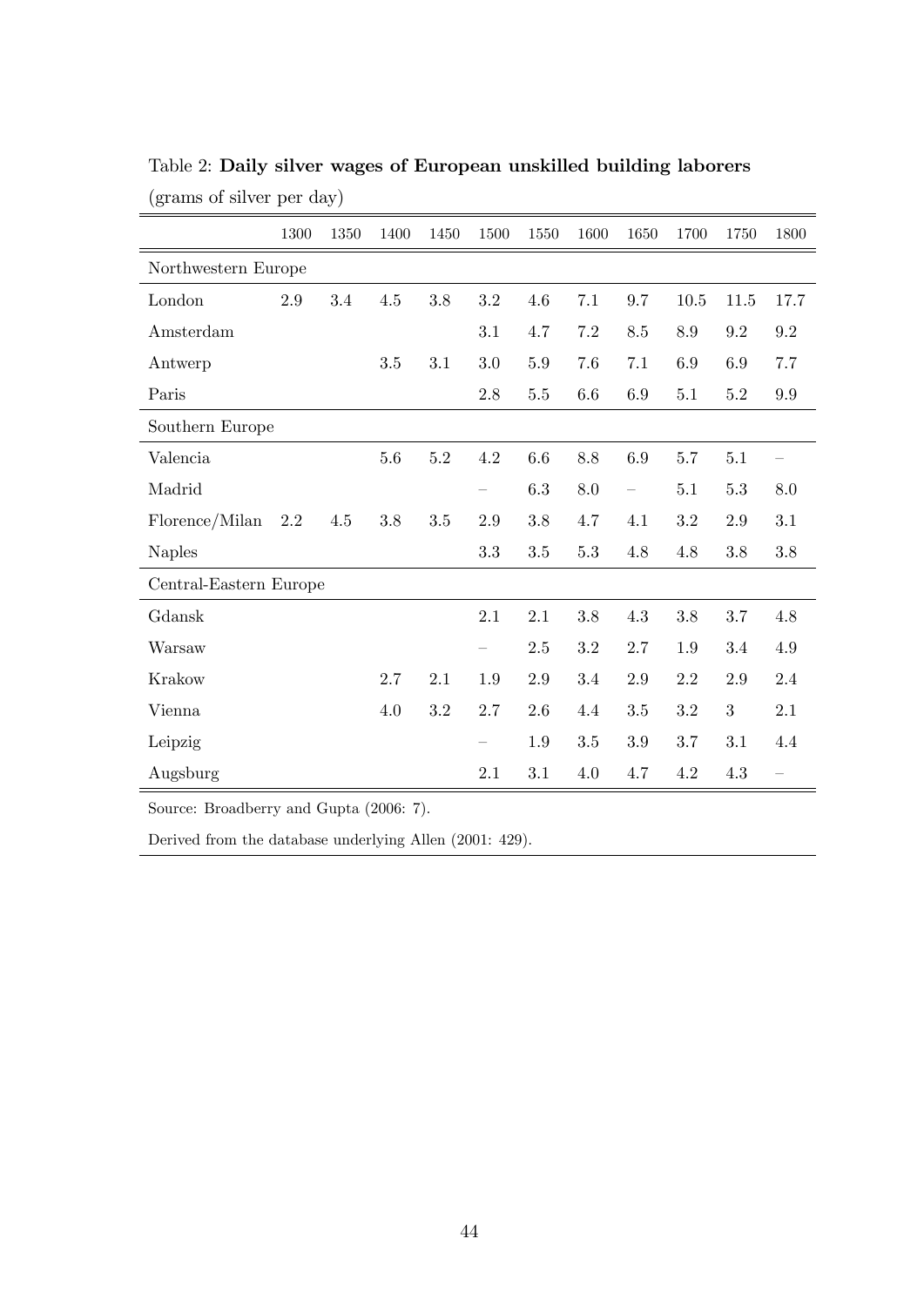Table 2: **Daily silver wages of European unskilled building laborers**

(grams of silver per day)

| | 1300 | 1350 | 1400 | 1450 | 1500 | 1550 | 1600 | 1650 | 1700 | 1750 | 1800 |
|---|---|---|---|---|---|---|---|---|---|---|---|
| Northwestern Europe | | | | | | | | | | | |
| London | 2.9 | 3.4 | 4.5 | 3.8 | 3.2 | 4.6 | 7.1 | 9.7 | 10.5 | 11.5 | 17.7 |
| Amsterdam | | | | | 3.1 | 4.7 | 7.2 | 8.5 | 8.9 | 9.2 | 9.2 |
| Antwerp | | | 3.5 | 3.1 | 3.0 | 5.9 | 7.6 | 7.1 | 6.9 | 6.9 | 7.7 |
| Paris | | | | | 2.8 | 5.5 | 6.6 | 6.9 | 5.1 | 5.2 | 9.9 |
| Southern Europe | | | | | | | | | | | |
| Valencia | | | 5.6 | 5.2 | 4.2 | 6.6 | 8.8 | 6.9 | 5.7 | 5.1 | – |
| Madrid | | | | | – | 6.3 | 8.0 | – | 5.1 | 5.3 | 8.0 |
| Florence/Milan | 2.2 | 4.5 | 3.8 | 3.5 | 2.9 | 3.8 | 4.7 | 4.1 | 3.2 | 2.9 | 3.1 |
| Naples | | | | | 3.3 | 3.5 | 5.3 | 4.8 | 4.8 | 3.8 | 3.8 |
| Central-Eastern Europe | | | | | | | | | | | |
| Gdansk | | | | | 2.1 | 2.1 | 3.8 | 4.3 | 3.8 | 3.7 | 4.8 |
| Warsaw | | | | | – | 2.5 | 3.2 | 2.7 | 1.9 | 3.4 | 4.9 |
| Krakow | | | 2.7 | 2.1 | 1.9 | 2.9 | 3.4 | 2.9 | 2.2 | 2.9 | 2.4 |
| Vienna | | | 4.0 | 3.2 | 2.7 | 2.6 | 4.4 | 3.5 | 3.2 | 3 | 2.1 |
| Leipzig | | | | | – | 1.9 | 3.5 | 3.9 | 3.7 | 3.1 | 4.4 |
| Augsburg | | | | | 2.1 | 3.1 | 4.0 | 4.7 | 4.2 | 4.3 | – |

Source: Broadberry and Gupta (2006: 7).

Derived from the database underlying Allen (2001: 429).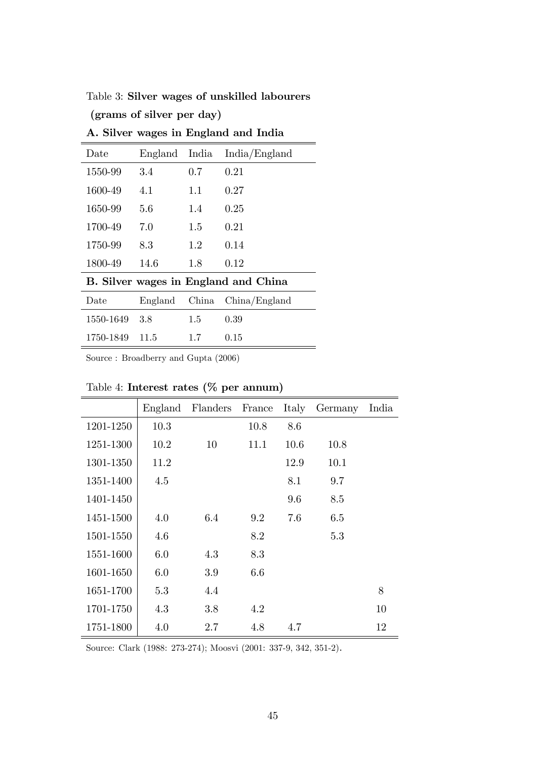Table 3: **Silver wages of unskilled labourers (grams of silver per day)**

**A. Silver wages in England and India**

| Date | England | India | India/England |
|---|---|---|---|
| 1550-99 | 3.4 | 0.7 | 0.21 |
| 1600-49 | 4.1 | 1.1 | 0.27 |
| 1650-99 | 5.6 | 1.4 | 0.25 |
| 1700-49 | 7.0 | 1.5 | 0.21 |
| 1750-99 | 8.3 | 1.2 | 0.14 |
| 1800-49 | 14.6 | 1.8 | 0.12 |

**B. Silver wages in England and China**

| Date | England | China | China/England |
|---|---|---|---|
| 1550-1649 | 3.8 | 1.5 | 0.39 |
| 1750-1849 | 11.5 | 1.7 | 0.15 |

Source : Broadberry and Gupta (2006)

Table 4: **Interest rates (% per annum)**

| | England | Flanders | France | Italy | Germany | India |
|---|---|---|---|---|---|---|
| 1201-1250 | 10.3 | | 10.8 | 8.6 | | |
| 1251-1300 | 10.2 | 10 | 11.1 | 10.6 | 10.8 | |
| 1301-1350 | 11.2 | | | 12.9 | 10.1 | |
| 1351-1400 | 4.5 | | | 8.1 | 9.7 | |
| 1401-1450 | | | | 9.6 | 8.5 | |
| 1451-1500 | 4.0 | 6.4 | 9.2 | 7.6 | 6.5 | |
| 1501-1550 | 4.6 | | 8.2 | | 5.3 | |
| 1551-1600 | 6.0 | 4.3 | 8.3 | | | |
| 1601-1650 | 6.0 | 3.9 | 6.6 | | | |
| 1651-1700 | 5.3 | 4.4 | | | | 8 |
| 1701-1750 | 4.3 | 3.8 | 4.2 | | | 10 |
| 1751-1800 | 4.0 | 2.7 | 4.8 | 4.7 | | 12 |

Source: Clark (1988: 273-274); Moosvi (2001: 337-9, 342, 351-2).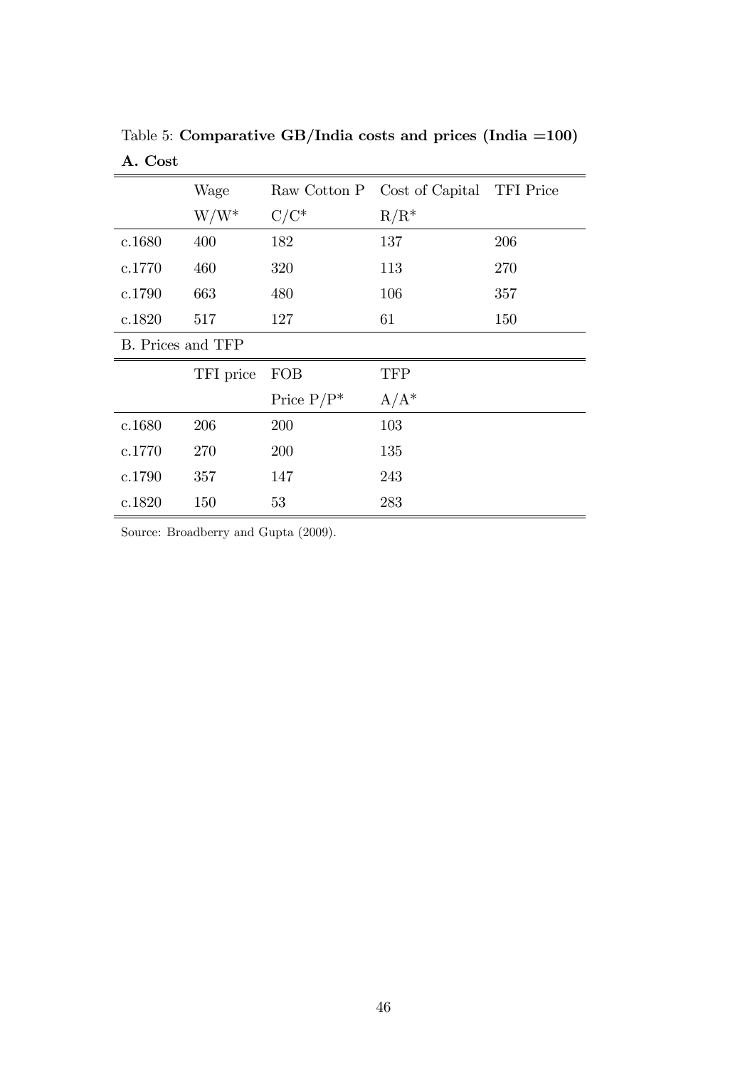Table 5: **Comparative GB/India costs and prices (India =100)**

**A. Cost**

| | Wage | Raw Cotton P | Cost of Capital | TFI Price |
|---|---|---|---|---|
| | W/W* | C/C* | R/R* | |
| c.1680 | 400 | 182 | 137 | 206 |
| c.1770 | 460 | 320 | 113 | 270 |
| c.1790 | 663 | 480 | 106 | 357 |
| c.1820 | 517 | 127 | 61 | 150 |

B. Prices and TFP

| | TFI price | FOB | TFP |
|---|---|---|---|
| | | Price P/P* | A/A* |
| c.1680 | 206 | 200 | 103 |
| c.1770 | 270 | 200 | 135 |
| c.1790 | 357 | 147 | 243 |
| c.1820 | 150 | 53 | 283 |

Source: Broadberry and Gupta (2009).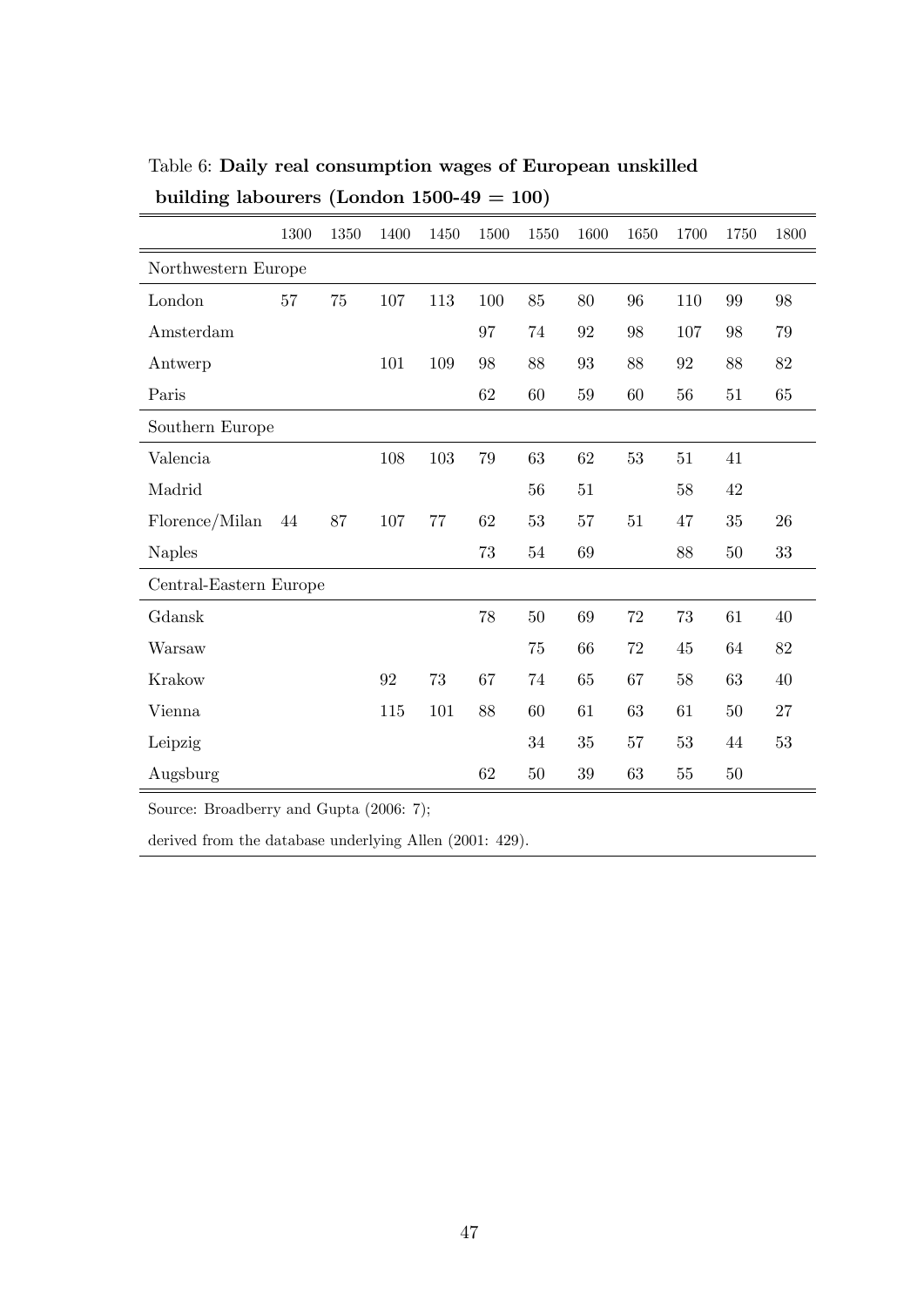Table 6: **Daily real consumption wages of European unskilled building labourers (London 1500-49 = 100)**

| | 1300 | 1350 | 1400 | 1450 | 1500 | 1550 | 1600 | 1650 | 1700 | 1750 | 1800 |
|---|---|---|---|---|---|---|---|---|---|---|---|
| Northwestern Europe | | | | | | | | | | | |
| London | 57 | 75 | 107 | 113 | 100 | 85 | 80 | 96 | 110 | 99 | 98 |
| Amsterdam | | | | | 97 | 74 | 92 | 98 | 107 | 98 | 79 |
| Antwerp | | | 101 | 109 | 98 | 88 | 93 | 88 | 92 | 88 | 82 |
| Paris | | | | | 62 | 60 | 59 | 60 | 56 | 51 | 65 |
| Southern Europe | | | | | | | | | | | |
| Valencia | | | 108 | 103 | 79 | 63 | 62 | 53 | 51 | 41 | |
| Madrid | | | | | | 56 | 51 | | 58 | 42 | |
| Florence/Milan | 44 | 87 | 107 | 77 | 62 | 53 | 57 | 51 | 47 | 35 | 26 |
| Naples | | | | | 73 | 54 | 69 | | 88 | 50 | 33 |
| Central-Eastern Europe | | | | | | | | | | | |
| Gdansk | | | | | 78 | 50 | 69 | 72 | 73 | 61 | 40 |
| Warsaw | | | | | | 75 | 66 | 72 | 45 | 64 | 82 |
| Krakow | | | 92 | 73 | 67 | 74 | 65 | 67 | 58 | 63 | 40 |
| Vienna | | | 115 | 101 | 88 | 60 | 61 | 63 | 61 | 50 | 27 |
| Leipzig | | | | | | 34 | 35 | 57 | 53 | 44 | 53 |
| Augsburg | | | | | 62 | 50 | 39 | 63 | 55 | 50 | |

Source: Broadberry and Gupta (2006: 7);

derived from the database underlying Allen (2001: 429).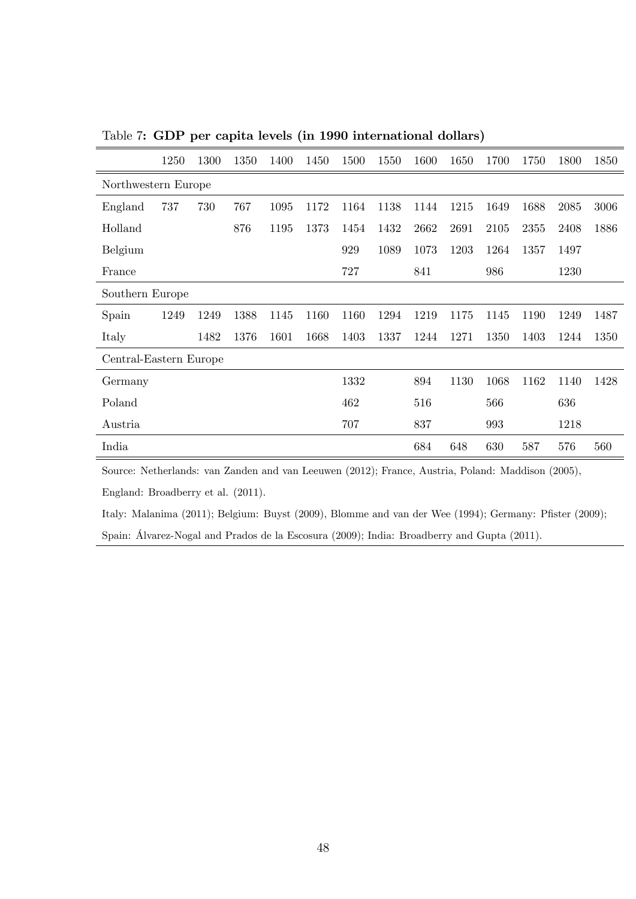Table 7: **GDP per capita levels (in 1990 international dollars)**

| | 1250 | 1300 | 1350 | 1400 | 1450 | 1500 | 1550 | 1600 | 1650 | 1700 | 1750 | 1800 | 1850 |
|---|---|---|---|---|---|---|---|---|---|---|---|---|---|
| Northwestern Europe | | | | | | | | | | | | | |
| England | 737 | 730 | 767 | 1095 | 1172 | 1164 | 1138 | 1144 | 1215 | 1649 | 1688 | 2085 | 3006 |
| Holland | | | 876 | 1195 | 1373 | 1454 | 1432 | 2662 | 2691 | 2105 | 2355 | 2408 | 1886 |
| Belgium | | | | | | 929 | 1089 | 1073 | 1203 | 1264 | 1357 | 1497 | |
| France | | | | | | 727 | | 841 | | 986 | | 1230 | |
| Southern Europe | | | | | | | | | | | | | |
| Spain | 1249 | 1249 | 1388 | 1145 | 1160 | 1160 | 1294 | 1219 | 1175 | 1145 | 1190 | 1249 | 1487 |
| Italy | | 1482 | 1376 | 1601 | 1668 | 1403 | 1337 | 1244 | 1271 | 1350 | 1403 | 1244 | 1350 |
| Central-Eastern Europe | | | | | | | | | | | | | |
| Germany | | | | | | 1332 | | 894 | 1130 | 1068 | 1162 | 1140 | 1428 |
| Poland | | | | | | 462 | | 516 | | 566 | | 636 | |
| Austria | | | | | | 707 | | 837 | | 993 | | 1218 | |
| India | | | | | | | | 684 | 648 | 630 | 587 | 576 | 560 |

Source: Netherlands: van Zanden and van Leeuwen (2012); France, Austria, Poland: Maddison (2005), England: Broadberry et al. (2011).

Italy: Malanima (2011); Belgium: Buyst (2009), Blomme and van der Wee (1994); Germany: Pfister (2009); Spain: Álvarez-Nogal and Prados de la Escosura (2009); India: Broadberry and Gupta (2011).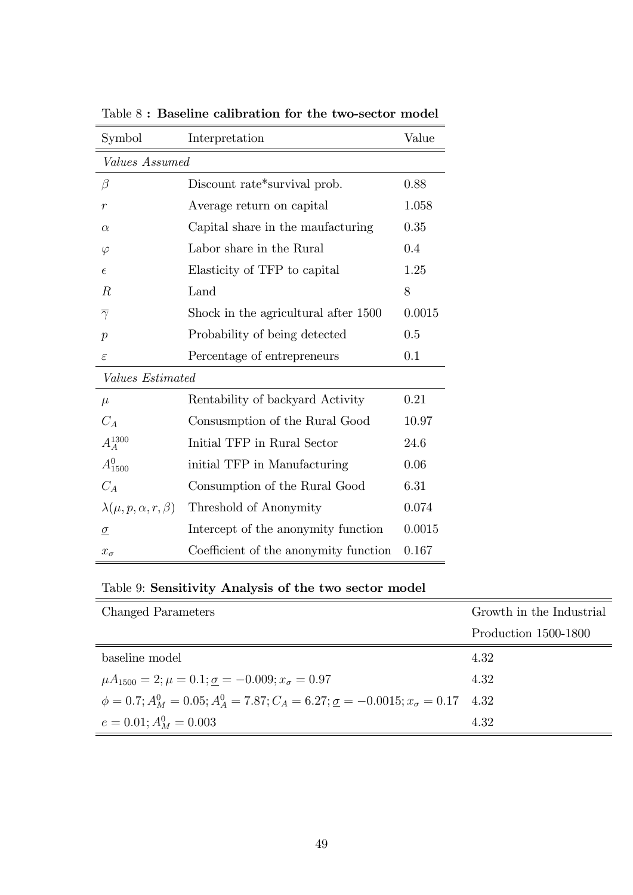Table 8 **: Baseline calibration for the two-sector model**

| Symbol | Interpretation | Value |
|---|---|---|
| *Values Assumed* | | |
| $\beta$ | Discount rate*survival prob. | 0.88 |
| $r$ | Average return on capital | 1.058 |
| $\alpha$ | Capital share in the maufacturing | 0.35 |
| $\varphi$ | Labor share in the Rural | 0.4 |
| $\epsilon$ | Elasticity of TFP to capital | 1.25 |
| $R$ | Land | 8 |
| $\overline{\gamma}$ | Shock in the agricultural after 1500 | 0.0015 |
| $p$ | Probability of being detected | 0.5 |
| $\varepsilon$ | Percentage of entrepreneurs | 0.1 |
| *Values Estimated* | | |
| $\mu$ | Rentability of backyard Activity | 0.21 |
| $C_A$ | Consusmption of the Rural Good | 10.97 |
| $A_A^{1300}$ | Initial TFP in Rural Sector | 24.6 |
| $A_{1500}^0$ | initial TFP in Manufacturing | 0.06 |
| $C_A$ | Consumption of the Rural Good | 6.31 |
| $\lambda(\mu, p, \alpha, r, \beta)$ | Threshold of Anonymity | 0.074 |
| $\underline{\sigma}$ | Intercept of the anonymity function | 0.0015 |
| $x_\sigma$ | Coefficient of the anonymity function | 0.167 |

Table 9: **Sensitivity Analysis of the two sector model**

| Changed Parameters | Growth in the Industrial Production 1500-1800 |
|---|---|
| baseline model | 4.32 |
| $\mu A_{1500} = 2; \mu = 0.1; \underline{\sigma} = -0.009; x_\sigma = 0.97$ | 4.32 |
| $\phi = 0.7; A_M^0 = 0.05; A_A^0 = 7.87; C_A = 6.27; \underline{\sigma} = -0.0015; x_\sigma = 0.17$ | 4.32 |
| $e = 0.01; A_M^0 = 0.003$ | 4.32 |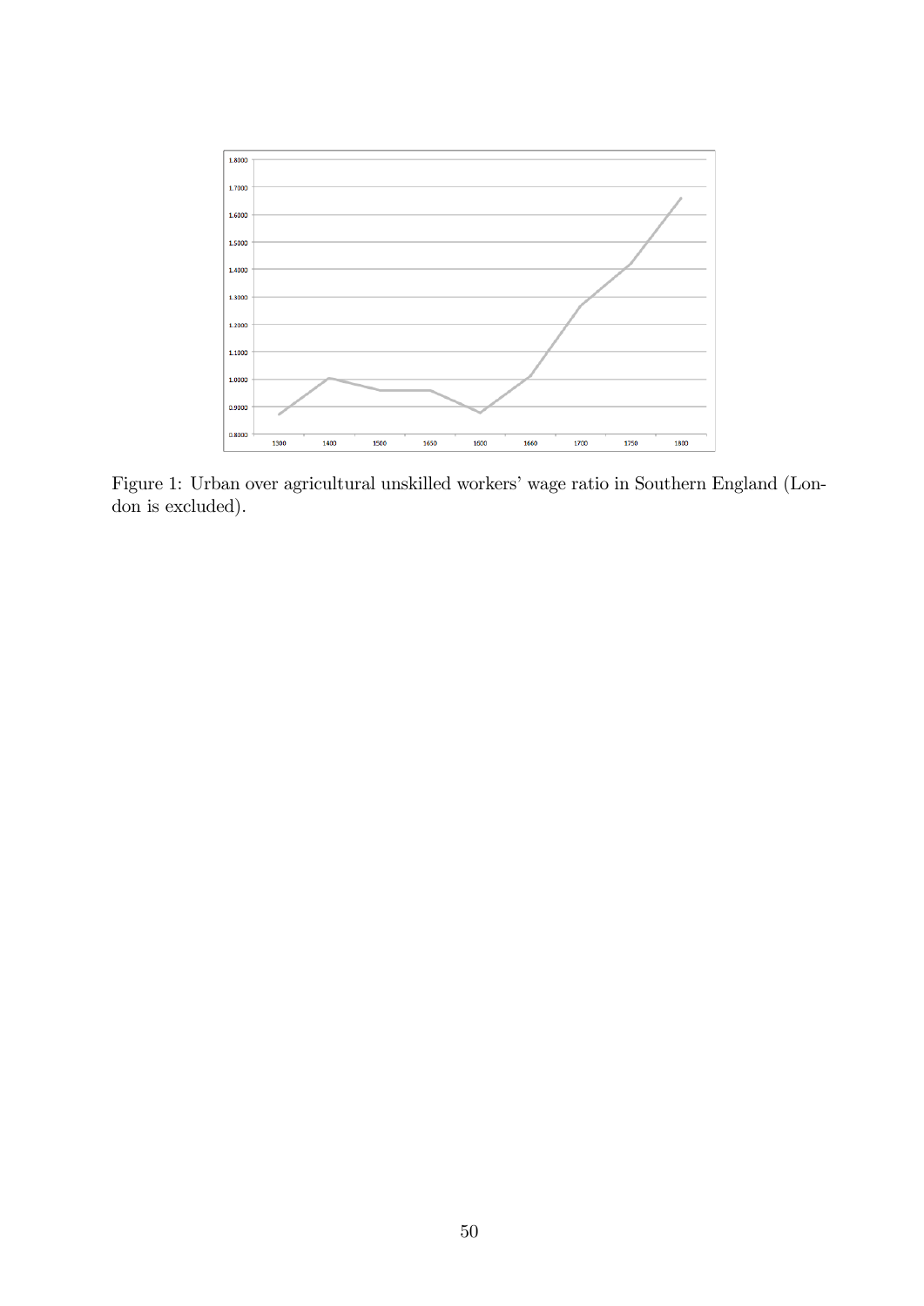Figure 1: Urban over agricultural unskilled workers' wage ratio in Southern England (London is excluded).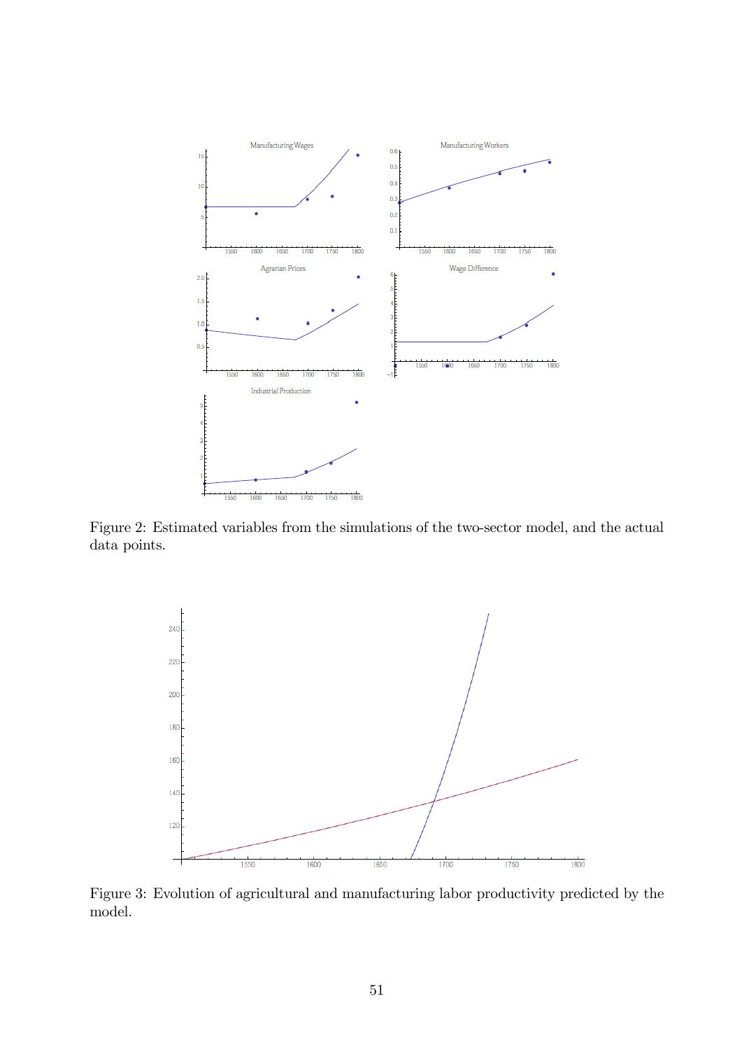Manufacturing Wages

15
10
5

1550 1600 1650 1700 1750 1800

Manufacturing Workers

0.6
0.5
0.4
0.3
0.2
0.1

1550 1600 1650 1700 1750 1800

Agrarian Prices

2.0
1.5
1.0
0.5

1550 1600 1650 1700 1750 1800

Wage Difference

6
5
4
3
2
1
−1

1550 1600 1650 1700 1750 1800

Industrial Production

5
4
3
2
1

1550 1600 1650 1700 1750 1800

Figure 2: Estimated variables from the simulations of the two-sector model, and the actual data points.

240
220
200
180
160
140
120

1550 1600 1650 1700 1750 1800

Figure 3: Evolution of agricultural and manufacturing labor productivity predicted by the model.